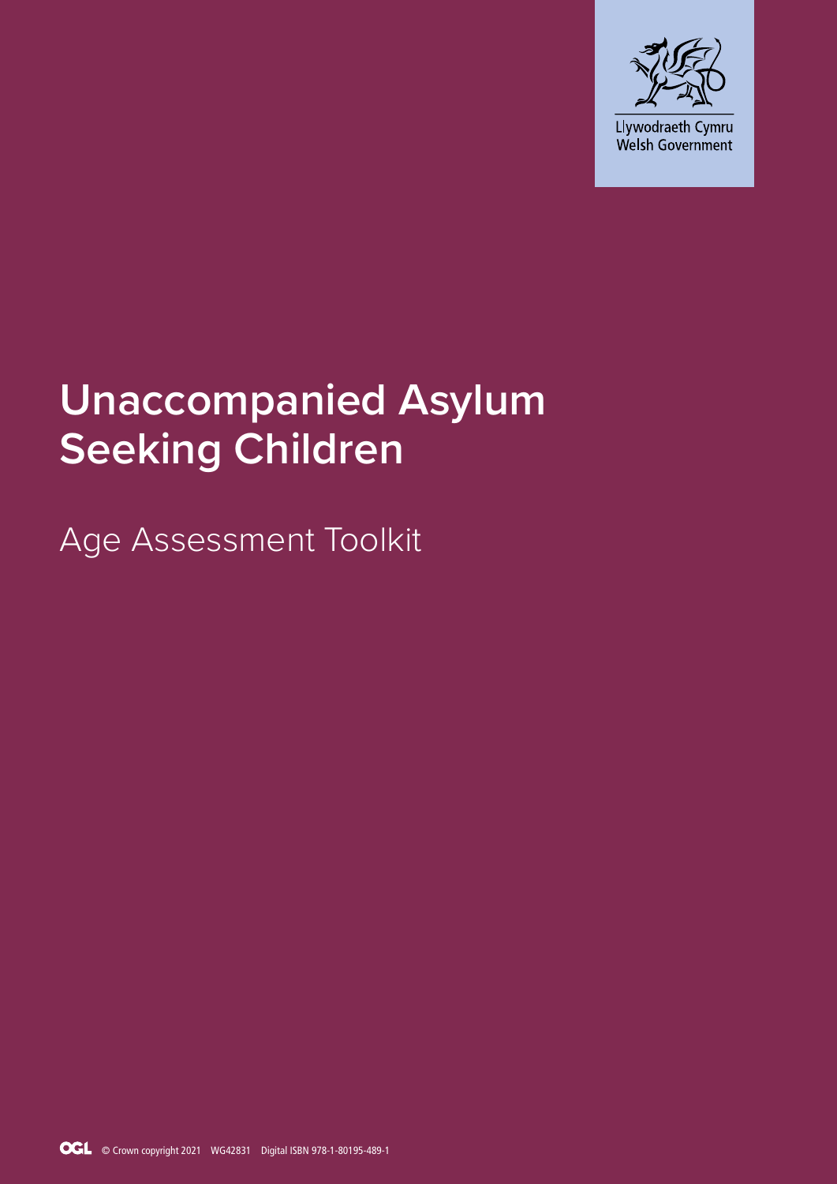Llywodraeth Cymru
Welsh Government

# Unaccompanied Asylum Seeking Children

## Age Assessment Toolkit

© Crown copyright 2021 WG42831 Digital ISBN 978-1-80195-489-1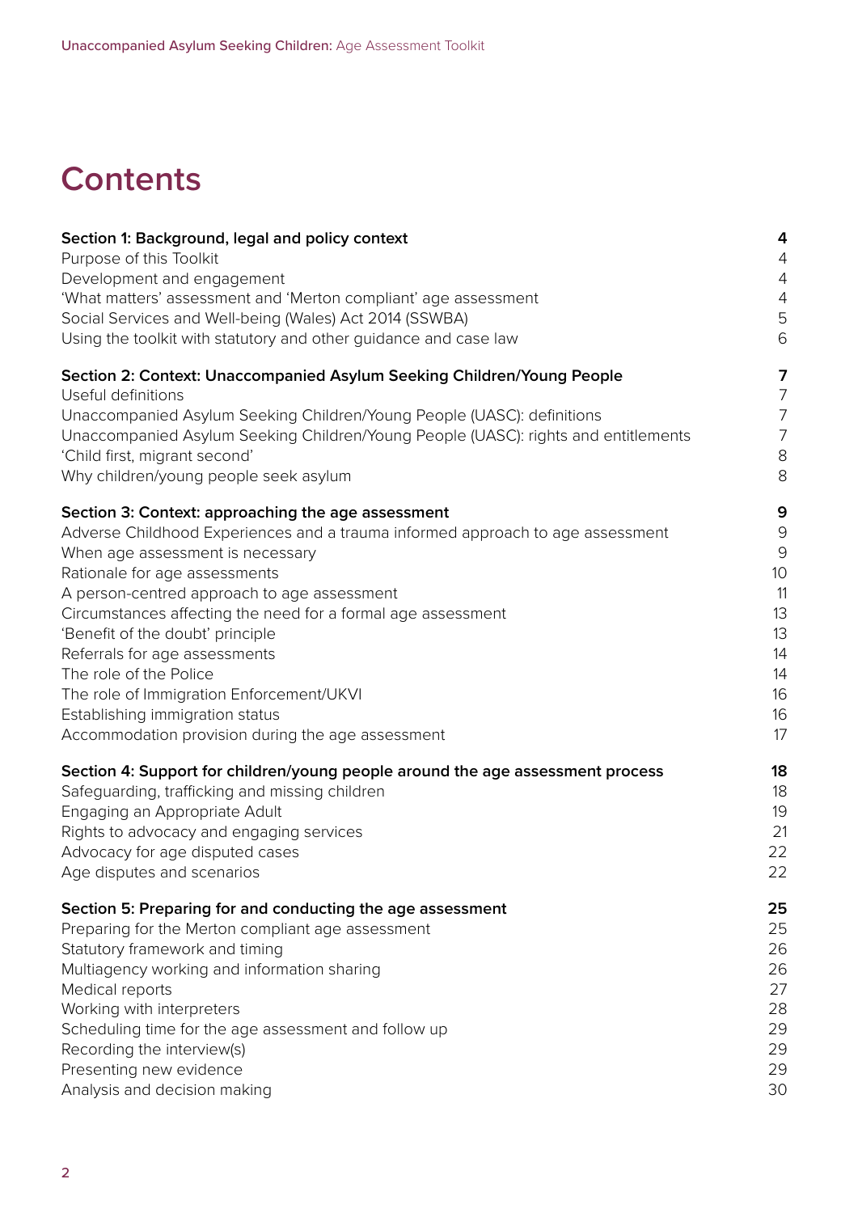# Contents

| | |
|---|---|
| **Section 1: Background, legal and policy context** | **4** |
| Purpose of this Toolkit | 4 |
| Development and engagement | 4 |
| 'What matters' assessment and 'Merton compliant' age assessment | 4 |
| Social Services and Well-being (Wales) Act 2014 (SSWBA) | 5 |
| Using the toolkit with statutory and other guidance and case law | 6 |
| **Section 2: Context: Unaccompanied Asylum Seeking Children/Young People** | **7** |
| Useful definitions | 7 |
| Unaccompanied Asylum Seeking Children/Young People (UASC): definitions | 7 |
| Unaccompanied Asylum Seeking Children/Young People (UASC): rights and entitlements | 7 |
| 'Child first, migrant second' | 8 |
| Why children/young people seek asylum | 8 |
| **Section 3: Context: approaching the age assessment** | **9** |
| Adverse Childhood Experiences and a trauma informed approach to age assessment | 9 |
| When age assessment is necessary | 9 |
| Rationale for age assessments | 10 |
| A person-centred approach to age assessment | 11 |
| Circumstances affecting the need for a formal age assessment | 13 |
| 'Benefit of the doubt' principle | 13 |
| Referrals for age assessments | 14 |
| The role of the Police | 14 |
| The role of Immigration Enforcement/UKVI | 16 |
| Establishing immigration status | 16 |
| Accommodation provision during the age assessment | 17 |
| **Section 4: Support for children/young people around the age assessment process** | **18** |
| Safeguarding, trafficking and missing children | 18 |
| Engaging an Appropriate Adult | 19 |
| Rights to advocacy and engaging services | 21 |
| Advocacy for age disputed cases | 22 |
| Age disputes and scenarios | 22 |
| **Section 5: Preparing for and conducting the age assessment** | **25** |
| Preparing for the Merton compliant age assessment | 25 |
| Statutory framework and timing | 26 |
| Multiagency working and information sharing | 26 |
| Medical reports | 27 |
| Working with interpreters | 28 |
| Scheduling time for the age assessment and follow up | 29 |
| Recording the interview(s) | 29 |
| Presenting new evidence | 29 |
| Analysis and decision making | 30 |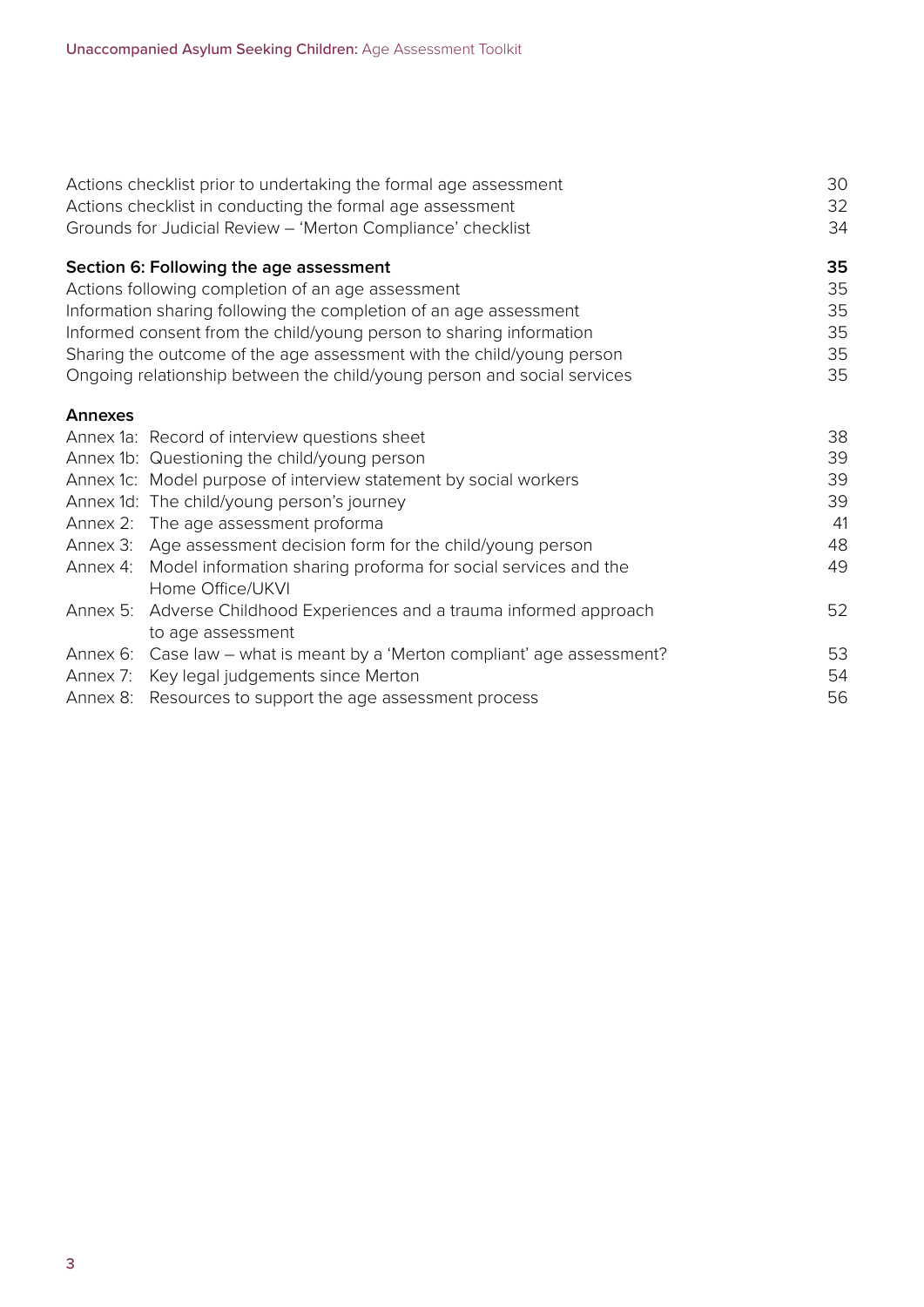| | |
|---|---|
| Actions checklist prior to undertaking the formal age assessment | 30 |
| Actions checklist in conducting the formal age assessment | 32 |
| Grounds for Judicial Review – 'Merton Compliance' checklist | 34 |
| **Section 6: Following the age assessment** | **35** |
| Actions following completion of an age assessment | 35 |
| Information sharing following the completion of an age assessment | 35 |
| Informed consent from the child/young person to sharing information | 35 |
| Sharing the outcome of the age assessment with the child/young person | 35 |
| Ongoing relationship between the child/young person and social services | 35 |
| **Annexes** | |
| Annex 1a: Record of interview questions sheet | 38 |
| Annex 1b: Questioning the child/young person | 39 |
| Annex 1c: Model purpose of interview statement by social workers | 39 |
| Annex 1d: The child/young person's journey | 39 |
| Annex 2: The age assessment proforma | 41 |
| Annex 3: Age assessment decision form for the child/young person | 48 |
| Annex 4: Model information sharing proforma for social services and the Home Office/UKVI | 49 |
| Annex 5: Adverse Childhood Experiences and a trauma informed approach to age assessment | 52 |
| Annex 6: Case law – what is meant by a 'Merton compliant' age assessment? | 53 |
| Annex 7: Key legal judgements since Merton | 54 |
| Annex 8: Resources to support the age assessment process | 56 |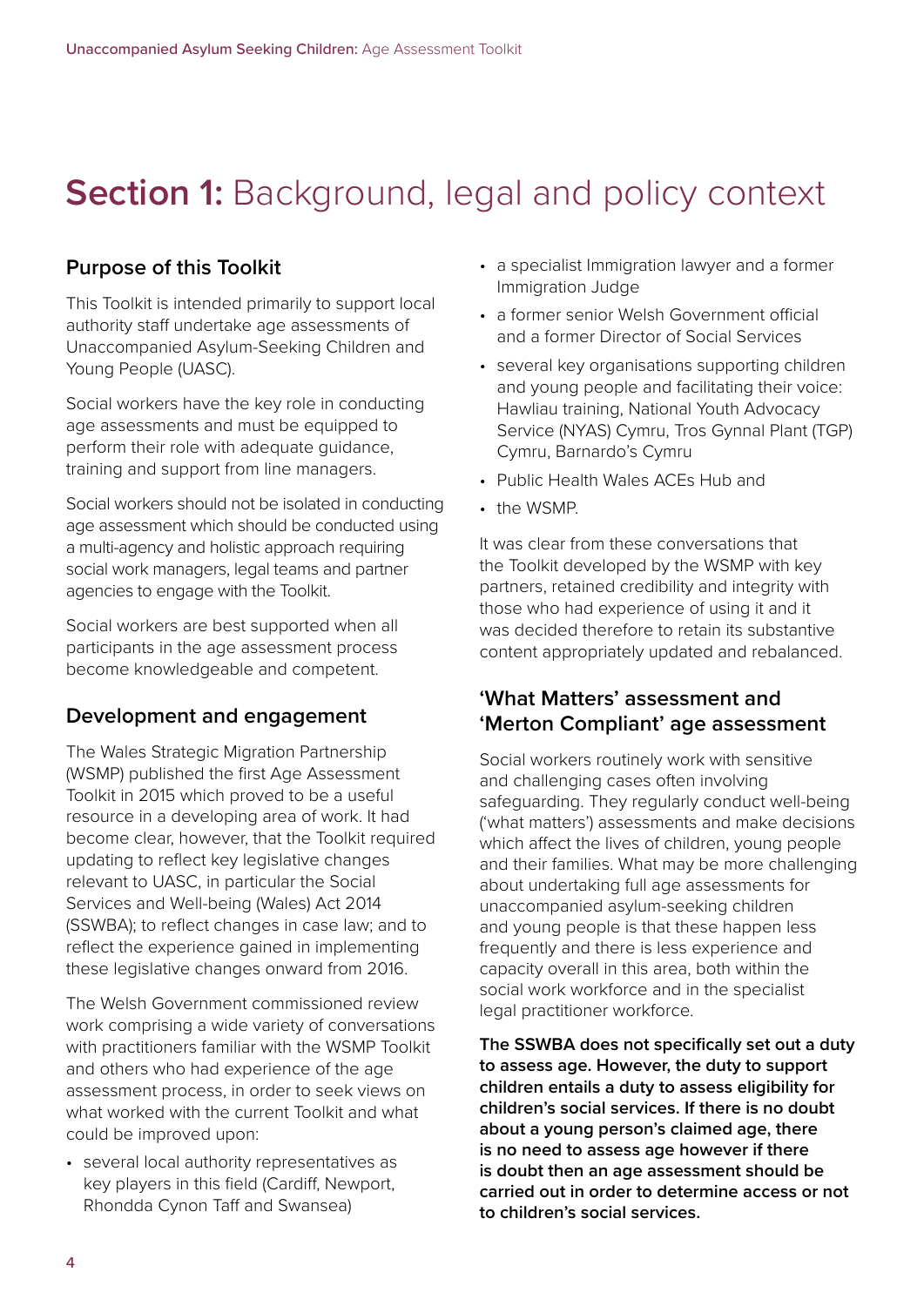# **Section 1:** Background, legal and policy context

## Purpose of this Toolkit

This Toolkit is intended primarily to support local authority staff undertake age assessments of Unaccompanied Asylum-Seeking Children and Young People (UASC).

Social workers have the key role in conducting age assessments and must be equipped to perform their role with adequate guidance, training and support from line managers.

Social workers should not be isolated in conducting age assessment which should be conducted using a multi-agency and holistic approach requiring social work managers, legal teams and partner agencies to engage with the Toolkit.

Social workers are best supported when all participants in the age assessment process become knowledgeable and competent.

## Development and engagement

The Wales Strategic Migration Partnership (WSMP) published the first Age Assessment Toolkit in 2015 which proved to be a useful resource in a developing area of work. It had become clear, however, that the Toolkit required updating to reflect key legislative changes relevant to UASC, in particular the Social Services and Well-being (Wales) Act 2014 (SSWBA); to reflect changes in case law; and to reflect the experience gained in implementing these legislative changes onward from 2016.

The Welsh Government commissioned review work comprising a wide variety of conversations with practitioners familiar with the WSMP Toolkit and others who had experience of the age assessment process, in order to seek views on what worked with the current Toolkit and what could be improved upon:

- several local authority representatives as key players in this field (Cardiff, Newport, Rhondda Cynon Taff and Swansea)
- a specialist Immigration lawyer and a former Immigration Judge
- a former senior Welsh Government official and a former Director of Social Services
- several key organisations supporting children and young people and facilitating their voice: Hawliau training, National Youth Advocacy Service (NYAS) Cymru, Tros Gynnal Plant (TGP) Cymru, Barnardo's Cymru
- Public Health Wales ACEs Hub and
- the WSMP.

It was clear from these conversations that the Toolkit developed by the WSMP with key partners, retained credibility and integrity with those who had experience of using it and it was decided therefore to retain its substantive content appropriately updated and rebalanced.

## 'What Matters' assessment and 'Merton Compliant' age assessment

Social workers routinely work with sensitive and challenging cases often involving safeguarding. They regularly conduct well-being ('what matters') assessments and make decisions which affect the lives of children, young people and their families. What may be more challenging about undertaking full age assessments for unaccompanied asylum-seeking children and young people is that these happen less frequently and there is less experience and capacity overall in this area, both within the social work workforce and in the specialist legal practitioner workforce.

**The SSWBA does not specifically set out a duty to assess age. However, the duty to support children entails a duty to assess eligibility for children's social services. If there is no doubt about a young person's claimed age, there is no need to assess age however if there is doubt then an age assessment should be carried out in order to determine access or not to children's social services.**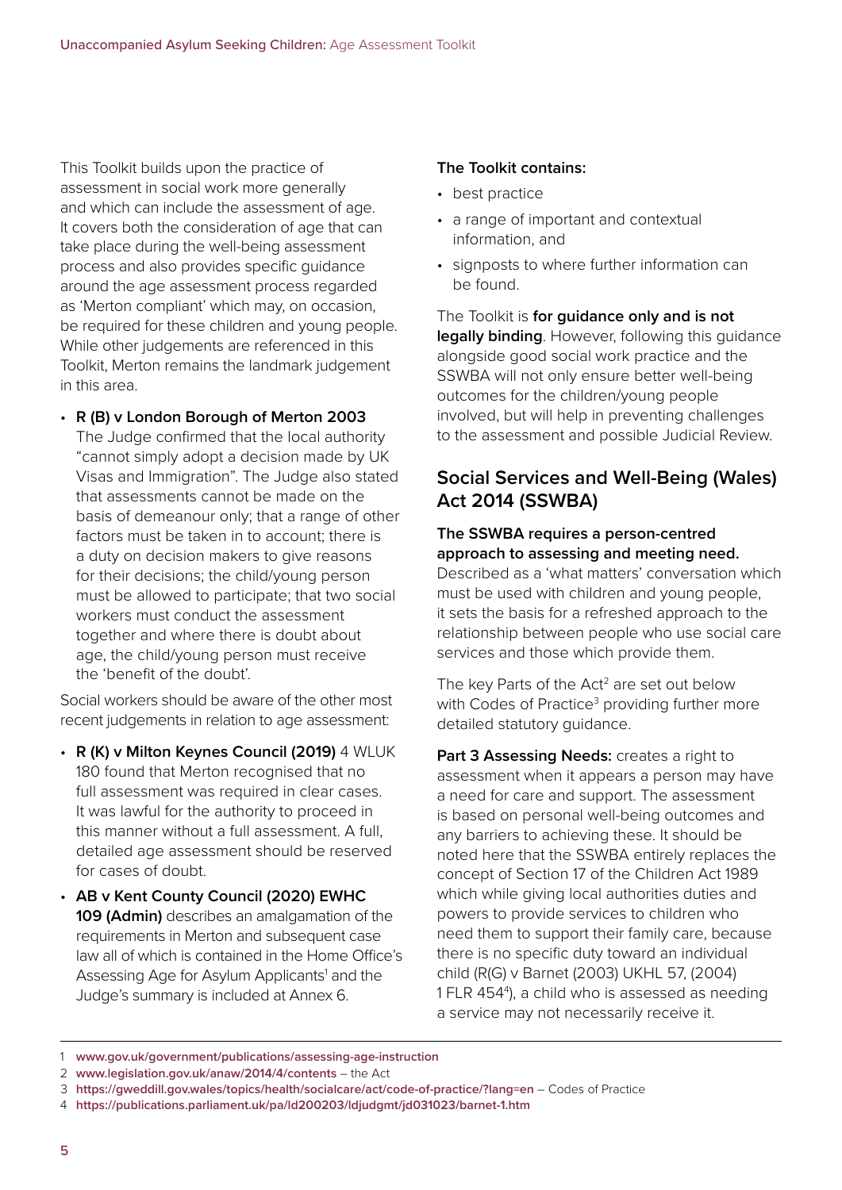This Toolkit builds upon the practice of assessment in social work more generally and which can include the assessment of age. It covers both the consideration of age that can take place during the well-being assessment process and also provides specific guidance around the age assessment process regarded as 'Merton compliant' which may, on occasion, be required for these children and young people. While other judgements are referenced in this Toolkit, Merton remains the landmark judgement in this area.

- **R (B) v London Borough of Merton 2003** The Judge confirmed that the local authority "cannot simply adopt a decision made by UK Visas and Immigration". The Judge also stated that assessments cannot be made on the basis of demeanour only; that a range of other factors must be taken in to account; there is a duty on decision makers to give reasons for their decisions; the child/young person must be allowed to participate; that two social workers must conduct the assessment together and where there is doubt about age, the child/young person must receive the 'benefit of the doubt'.

Social workers should be aware of the other most recent judgements in relation to age assessment:

- **R (K) v Milton Keynes Council (2019)** 4 WLUK 180 found that Merton recognised that no full assessment was required in clear cases. It was lawful for the authority to proceed in this manner without a full assessment. A full, detailed age assessment should be reserved for cases of doubt.
- **AB v Kent County Council (2020) EWHC 109 (Admin)** describes an amalgamation of the requirements in Merton and subsequent case law all of which is contained in the Home Office's Assessing Age for Asylum Applicants[1] and the Judge's summary is included at Annex 6.

**The Toolkit contains:**

- best practice
- a range of important and contextual information, and
- signposts to where further information can be found.

The Toolkit is **for guidance only and is not legally binding**. However, following this guidance alongside good social work practice and the SSWBA will not only ensure better well-being outcomes for the children/young people involved, but will help in preventing challenges to the assessment and possible Judicial Review.

## Social Services and Well-Being (Wales) Act 2014 (SSWBA)

**The SSWBA requires a person-centred approach to assessing and meeting need.** Described as a 'what matters' conversation which must be used with children and young people, it sets the basis for a refreshed approach to the relationship between people who use social care services and those which provide them.

The key Parts of the Act[2] are set out below with Codes of Practice[3] providing further more detailed statutory guidance.

**Part 3 Assessing Needs:** creates a right to assessment when it appears a person may have a need for care and support. The assessment is based on personal well-being outcomes and any barriers to achieving these. It should be noted here that the SSWBA entirely replaces the concept of Section 17 of the Children Act 1989 which while giving local authorities duties and powers to provide services to children who need them to support their family care, because there is no specific duty toward an individual child (R(G) v Barnet (2003) UKHL 57, (2004) 1 FLR 454[4]), a child who is assessed as needing a service may not necessarily receive it.

---

1 **www.gov.uk/government/publications/assessing-age-instruction**

2 **www.legislation.gov.uk/anaw/2014/4/contents** – the Act

3 **https://gweddill.gov.wales/topics/health/socialcare/act/code-of-practice/?lang=en** – Codes of Practice

4 **https://publications.parliament.uk/pa/ld200203/ldjudgmt/jd031023/barnet-1.htm**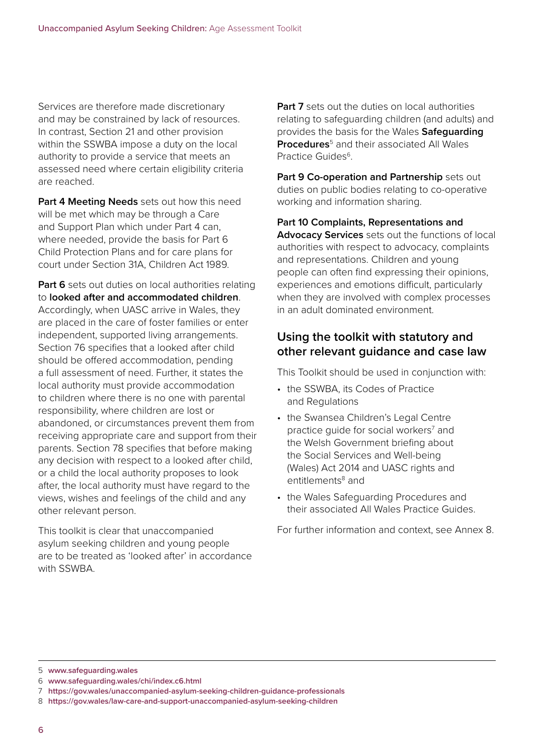Services are therefore made discretionary and may be constrained by lack of resources. In contrast, Section 21 and other provision within the SSWBA impose a duty on the local authority to provide a service that meets an assessed need where certain eligibility criteria are reached.

**Part 4 Meeting Needs** sets out how this need will be met which may be through a Care and Support Plan which under Part 4 can, where needed, provide the basis for Part 6 Child Protection Plans and for care plans for court under Section 31A, Children Act 1989.

**Part 6** sets out duties on local authorities relating to **looked after and accommodated children**. Accordingly, when UASC arrive in Wales, they are placed in the care of foster families or enter independent, supported living arrangements. Section 76 specifies that a looked after child should be offered accommodation, pending a full assessment of need. Further, it states the local authority must provide accommodation to children where there is no one with parental responsibility, where children are lost or abandoned, or circumstances prevent them from receiving appropriate care and support from their parents. Section 78 specifies that before making any decision with respect to a looked after child, or a child the local authority proposes to look after, the local authority must have regard to the views, wishes and feelings of the child and any other relevant person.

This toolkit is clear that unaccompanied asylum seeking children and young people are to be treated as 'looked after' in accordance with SSWBA.

**Part 7** sets out the duties on local authorities relating to safeguarding children (and adults) and provides the basis for the Wales **Safeguarding Procedures**[5] and their associated All Wales Practice Guides[6].

**Part 9 Co-operation and Partnership** sets out duties on public bodies relating to co-operative working and information sharing.

**Part 10 Complaints, Representations and Advocacy Services** sets out the functions of local authorities with respect to advocacy, complaints and representations. Children and young people can often find expressing their opinions, experiences and emotions difficult, particularly when they are involved with complex processes in an adult dominated environment.

## Using the toolkit with statutory and other relevant guidance and case law

This Toolkit should be used in conjunction with:

- the SSWBA, its Codes of Practice and Regulations
- the Swansea Children's Legal Centre practice guide for social workers[7] and the Welsh Government briefing about the Social Services and Well-being (Wales) Act 2014 and UASC rights and entitlements[8] and
- the Wales Safeguarding Procedures and their associated All Wales Practice Guides.

For further information and context, see Annex 8.

---

5 **www.safeguarding.wales**

6 **www.safeguarding.wales/chi/index.c6.html**

7 **https://gov.wales/unaccompanied-asylum-seeking-children-guidance-professionals**

8 **https://gov.wales/law-care-and-support-unaccompanied-asylum-seeking-children**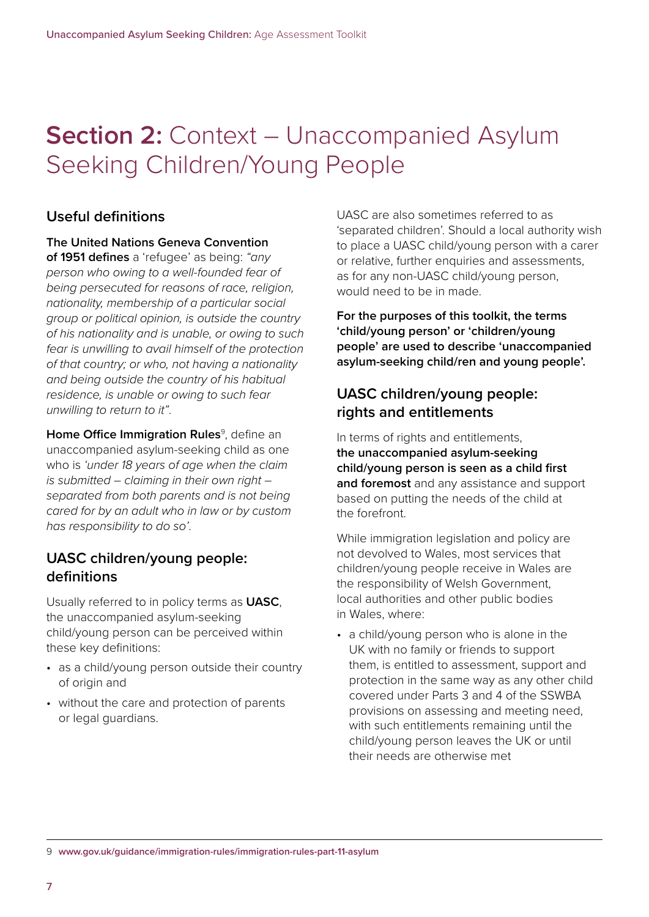# **Section 2:** Context – Unaccompanied Asylum Seeking Children/Young People

## Useful definitions

**The United Nations Geneva Convention of 1951 defines** a 'refugee' as being: *"any person who owing to a well-founded fear of being persecuted for reasons of race, religion, nationality, membership of a particular social group or political opinion, is outside the country of his nationality and is unable, or owing to such fear is unwilling to avail himself of the protection of that country; or who, not having a nationality and being outside the country of his habitual residence, is unable or owing to such fear unwilling to return to it"*.

**Home Office Immigration Rules**[9], define an unaccompanied asylum-seeking child as one who is *'under 18 years of age when the claim is submitted – claiming in their own right – separated from both parents and is not being cared for by an adult who in law or by custom has responsibility to do so'*.

## UASC children/young people: definitions

Usually referred to in policy terms as **UASC**, the unaccompanied asylum-seeking child/young person can be perceived within these key definitions:

- as a child/young person outside their country of origin and
- without the care and protection of parents or legal guardians.

UASC are also sometimes referred to as 'separated children'. Should a local authority wish to place a UASC child/young person with a carer or relative, further enquiries and assessments, as for any non-UASC child/young person, would need to be made.

**For the purposes of this toolkit, the terms 'child/young person' or 'children/young people' are used to describe 'unaccompanied asylum-seeking child/ren and young people'.**

## UASC children/young people: rights and entitlements

In terms of rights and entitlements, **the unaccompanied asylum-seeking child/young person is seen as a child first and foremost** and any assistance and support based on putting the needs of the child at the forefront.

While immigration legislation and policy are not devolved to Wales, most services that children/young people receive in Wales are the responsibility of Welsh Government, local authorities and other public bodies in Wales, where:

- a child/young person who is alone in the UK with no family or friends to support them, is entitled to assessment, support and protection in the same way as any other child covered under Parts 3 and 4 of the SSWBA provisions on assessing and meeting need, with such entitlements remaining until the child/young person leaves the UK or until their needs are otherwise met

9 www.gov.uk/guidance/immigration-rules/immigration-rules-part-11-asylum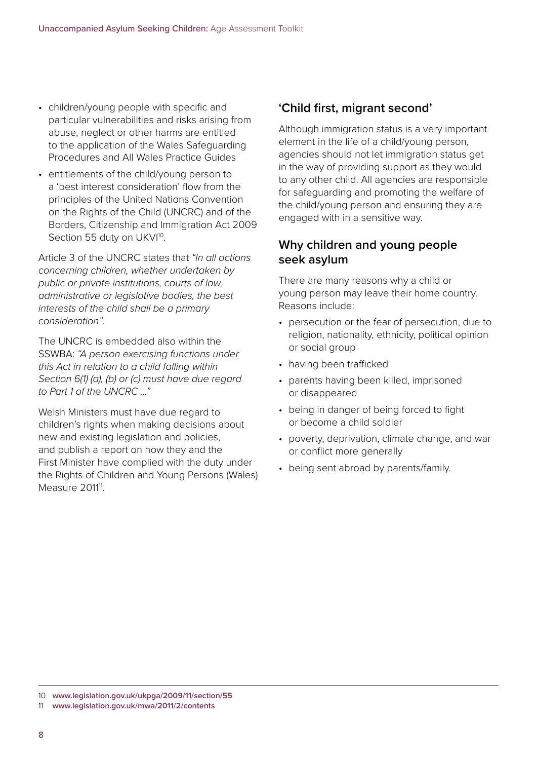- children/young people with specific and particular vulnerabilities and risks arising from abuse, neglect or other harms are entitled to the application of the Wales Safeguarding Procedures and All Wales Practice Guides
- entitlements of the child/young person to a 'best interest consideration' flow from the principles of the United Nations Convention on the Rights of the Child (UNCRC) and of the Borders, Citizenship and Immigration Act 2009 Section 55 duty on UKVI[10].

Article 3 of the UNCRC states that *"In all actions concerning children, whether undertaken by public or private institutions, courts of law, administrative or legislative bodies, the best interests of the child shall be a primary consideration"*.

The UNCRC is embedded also within the SSWBA: *"A person exercising functions under this Act in relation to a child falling within Section 6(1) (a), (b) or (c) must have due regard to Part 1 of the UNCRC ..."*

Welsh Ministers must have due regard to children's rights when making decisions about new and existing legislation and policies, and publish a report on how they and the First Minister have complied with the duty under the Rights of Children and Young Persons (Wales) Measure 2011[11].

## 'Child first, migrant second'

Although immigration status is a very important element in the life of a child/young person, agencies should not let immigration status get in the way of providing support as they would to any other child. All agencies are responsible for safeguarding and promoting the welfare of the child/young person and ensuring they are engaged with in a sensitive way.

## Why children and young people seek asylum

There are many reasons why a child or young person may leave their home country. Reasons include:

- persecution or the fear of persecution, due to religion, nationality, ethnicity, political opinion or social group
- having been trafficked
- parents having been killed, imprisoned or disappeared
- being in danger of being forced to fight or become a child soldier
- poverty, deprivation, climate change, and war or conflict more generally
- being sent abroad by parents/family.

10 **www.legislation.gov.uk/ukpga/2009/11/section/55**

11 **www.legislation.gov.uk/mwa/2011/2/contents**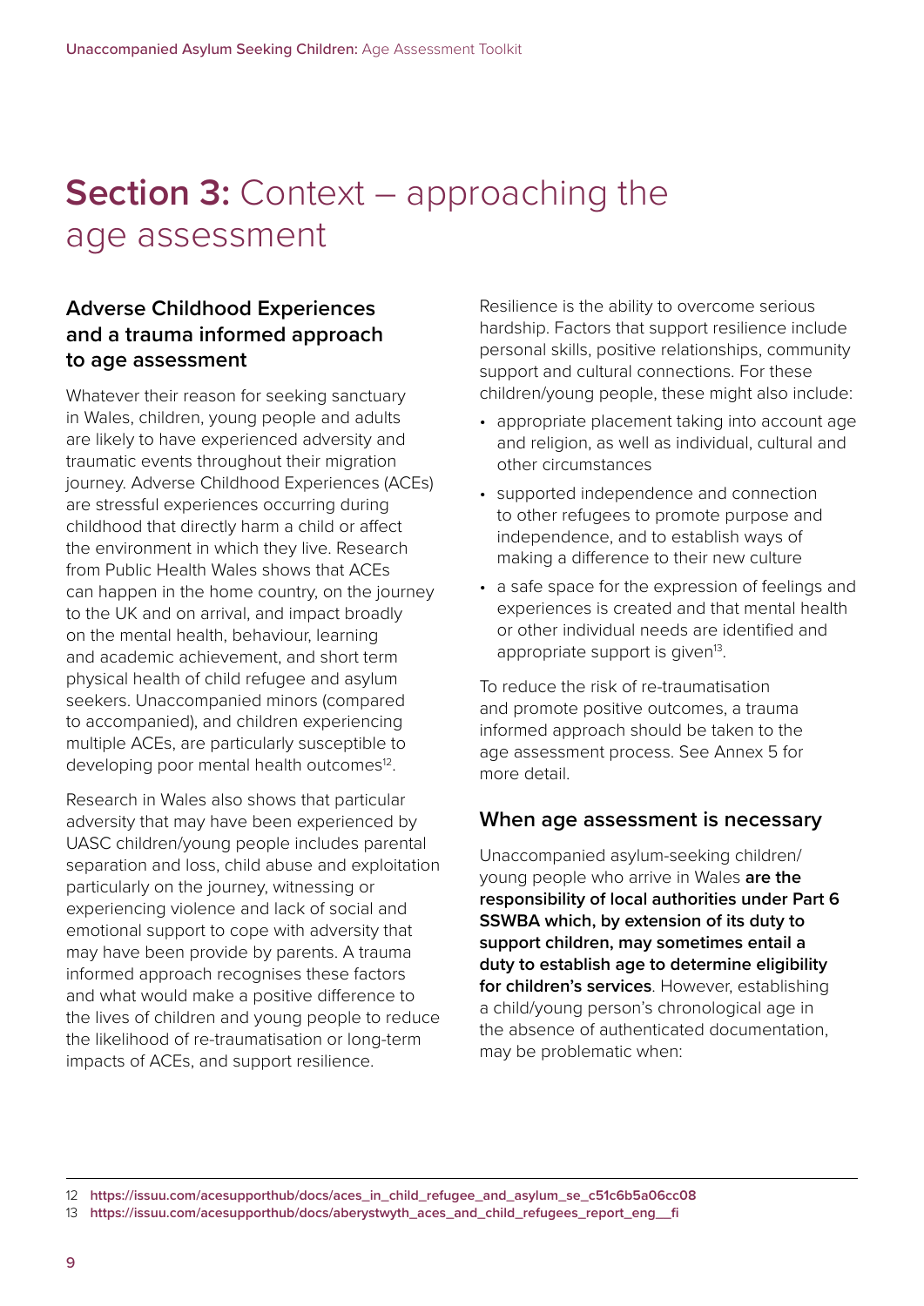# **Section 3:** Context – approaching the age assessment

### Adverse Childhood Experiences and a trauma informed approach to age assessment

Whatever their reason for seeking sanctuary in Wales, children, young people and adults are likely to have experienced adversity and traumatic events throughout their migration journey. Adverse Childhood Experiences (ACEs) are stressful experiences occurring during childhood that directly harm a child or affect the environment in which they live. Research from Public Health Wales shows that ACEs can happen in the home country, on the journey to the UK and on arrival, and impact broadly on the mental health, behaviour, learning and academic achievement, and short term physical health of child refugee and asylum seekers. Unaccompanied minors (compared to accompanied), and children experiencing multiple ACEs, are particularly susceptible to developing poor mental health outcomes[12].

Research in Wales also shows that particular adversity that may have been experienced by UASC children/young people includes parental separation and loss, child abuse and exploitation particularly on the journey, witnessing or experiencing violence and lack of social and emotional support to cope with adversity that may have been provide by parents. A trauma informed approach recognises these factors and what would make a positive difference to the lives of children and young people to reduce the likelihood of re-traumatisation or long-term impacts of ACEs, and support resilience.

Resilience is the ability to overcome serious hardship. Factors that support resilience include personal skills, positive relationships, community support and cultural connections. For these children/young people, these might also include:

- appropriate placement taking into account age and religion, as well as individual, cultural and other circumstances
- supported independence and connection to other refugees to promote purpose and independence, and to establish ways of making a difference to their new culture
- a safe space for the expression of feelings and experiences is created and that mental health or other individual needs are identified and appropriate support is given[13].

To reduce the risk of re-traumatisation and promote positive outcomes, a trauma informed approach should be taken to the age assessment process. See Annex 5 for more detail.

### When age assessment is necessary

Unaccompanied asylum-seeking children/young people who arrive in Wales **are the responsibility of local authorities under Part 6 SSWBA which, by extension of its duty to support children, may sometimes entail a duty to establish age to determine eligibility for children's services**. However, establishing a child/young person's chronological age in the absence of authenticated documentation, may be problematic when:

---

12 https://issuu.com/acesupporthub/docs/aces_in_child_refugee_and_asylum_se_c51c6b5a06cc08

13 https://issuu.com/acesupporthub/docs/aberystwyth_aces_and_child_refugees_report_eng__fi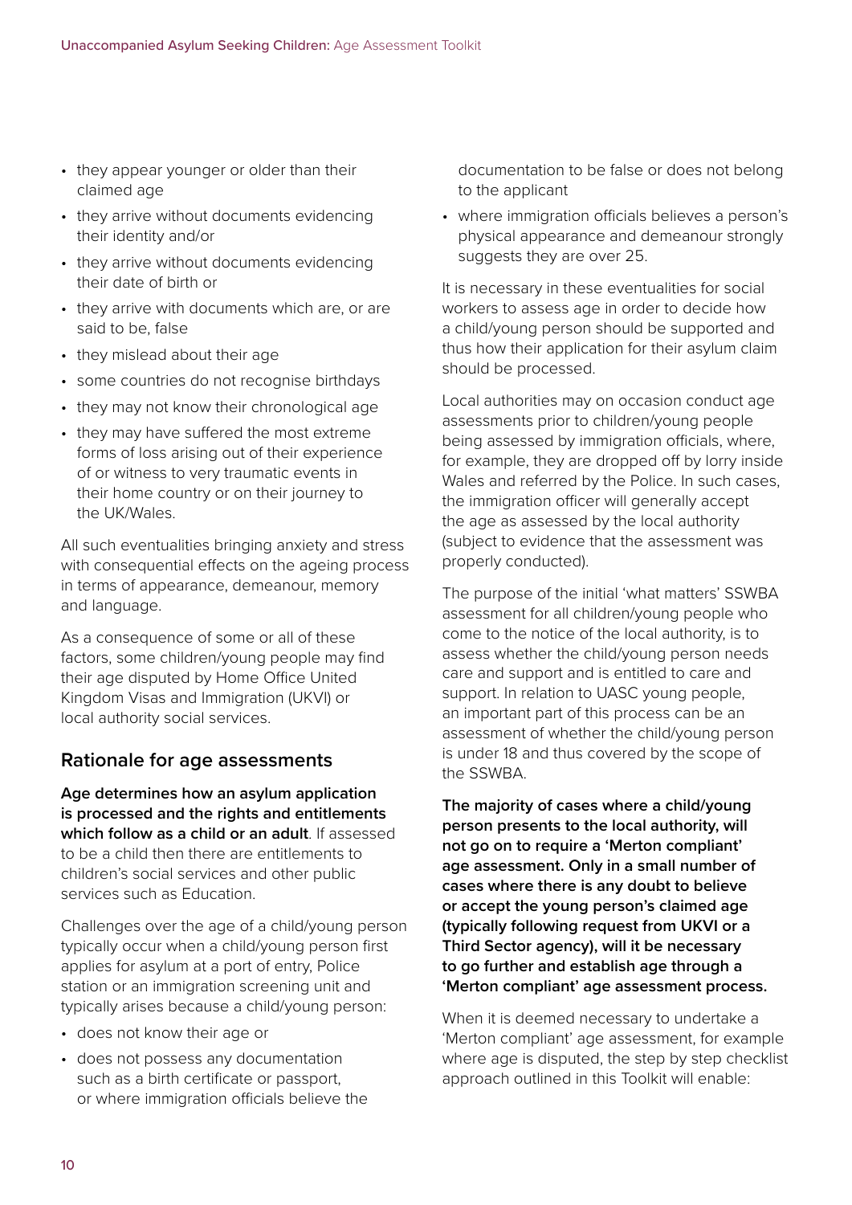- they appear younger or older than their claimed age
- they arrive without documents evidencing their identity and/or
- they arrive without documents evidencing their date of birth or
- they arrive with documents which are, or are said to be, false
- they mislead about their age
- some countries do not recognise birthdays
- they may not know their chronological age
- they may have suffered the most extreme forms of loss arising out of their experience of or witness to very traumatic events in their home country or on their journey to the UK/Wales.

All such eventualities bringing anxiety and stress with consequential effects on the ageing process in terms of appearance, demeanour, memory and language.

As a consequence of some or all of these factors, some children/young people may find their age disputed by Home Office United Kingdom Visas and Immigration (UKVI) or local authority social services.

## Rationale for age assessments

**Age determines how an asylum application is processed and the rights and entitlements which follow as a child or an adult**. If assessed to be a child then there are entitlements to children's social services and other public services such as Education.

Challenges over the age of a child/young person typically occur when a child/young person first applies for asylum at a port of entry, Police station or an immigration screening unit and typically arises because a child/young person:

- does not know their age or
- does not possess any documentation such as a birth certificate or passport, or where immigration officials believe the documentation to be false or does not belong to the applicant
- where immigration officials believes a person's physical appearance and demeanour strongly suggests they are over 25.

It is necessary in these eventualities for social workers to assess age in order to decide how a child/young person should be supported and thus how their application for their asylum claim should be processed.

Local authorities may on occasion conduct age assessments prior to children/young people being assessed by immigration officials, where, for example, they are dropped off by lorry inside Wales and referred by the Police. In such cases, the immigration officer will generally accept the age as assessed by the local authority (subject to evidence that the assessment was properly conducted).

The purpose of the initial 'what matters' SSWBA assessment for all children/young people who come to the notice of the local authority, is to assess whether the child/young person needs care and support and is entitled to care and support. In relation to UASC young people, an important part of this process can be an assessment of whether the child/young person is under 18 and thus covered by the scope of the SSWBA.

**The majority of cases where a child/young person presents to the local authority, will not go on to require a 'Merton compliant' age assessment. Only in a small number of cases where there is any doubt to believe or accept the young person's claimed age (typically following request from UKVI or a Third Sector agency), will it be necessary to go further and establish age through a 'Merton compliant' age assessment process.**

When it is deemed necessary to undertake a 'Merton compliant' age assessment, for example where age is disputed, the step by step checklist approach outlined in this Toolkit will enable: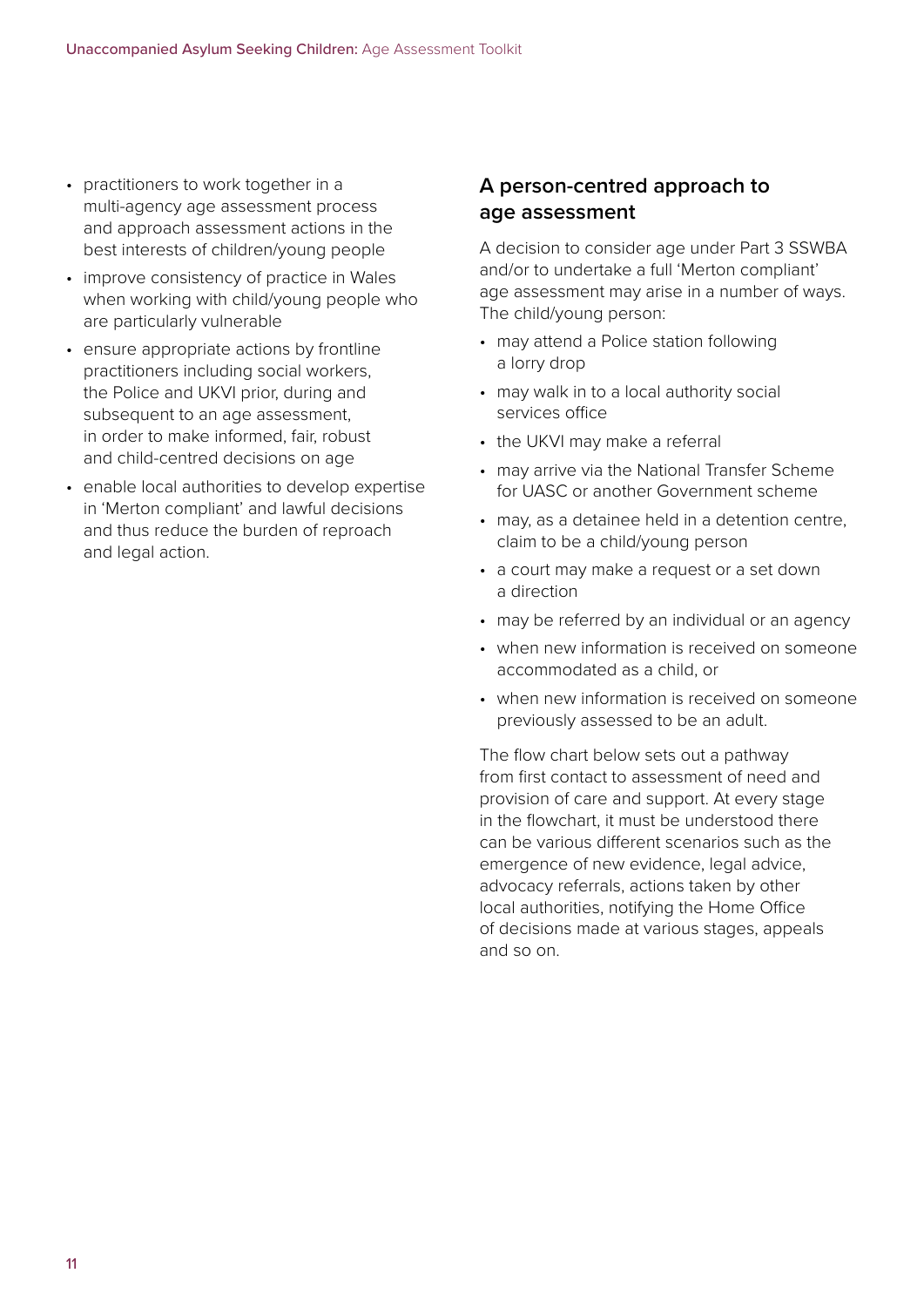- practitioners to work together in a multi-agency age assessment process and approach assessment actions in the best interests of children/young people
- improve consistency of practice in Wales when working with child/young people who are particularly vulnerable
- ensure appropriate actions by frontline practitioners including social workers, the Police and UKVI prior, during and subsequent to an age assessment, in order to make informed, fair, robust and child-centred decisions on age
- enable local authorities to develop expertise in 'Merton compliant' and lawful decisions and thus reduce the burden of reproach and legal action.

## A person-centred approach to age assessment

A decision to consider age under Part 3 SSWBA and/or to undertake a full 'Merton compliant' age assessment may arise in a number of ways. The child/young person:

- may attend a Police station following a lorry drop
- may walk in to a local authority social services office
- the UKVI may make a referral
- may arrive via the National Transfer Scheme for UASC or another Government scheme
- may, as a detainee held in a detention centre, claim to be a child/young person
- a court may make a request or a set down a direction
- may be referred by an individual or an agency
- when new information is received on someone accommodated as a child, or
- when new information is received on someone previously assessed to be an adult.

The flow chart below sets out a pathway from first contact to assessment of need and provision of care and support. At every stage in the flowchart, it must be understood there can be various different scenarios such as the emergence of new evidence, legal advice, advocacy referrals, actions taken by other local authorities, notifying the Home Office of decisions made at various stages, appeals and so on.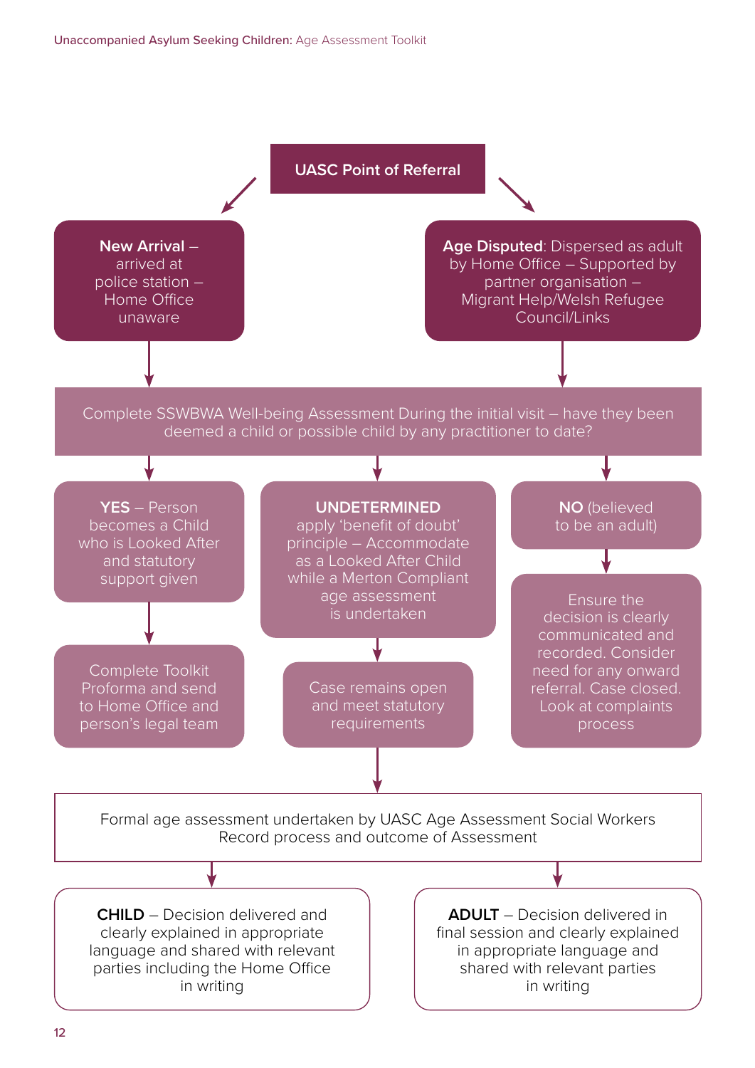**UASC Point of Referral**

**New Arrival** – arrived at police station – Home Office unaware

**Age Disputed**: Dispersed as adult by Home Office – Supported by partner organisation – Migrant Help/Welsh Refugee Council/Links

Complete SSWBWA Well-being Assessment During the initial visit – have they been deemed a child or possible child by any practitioner to date?

**YES** – Person becomes a Child who is Looked After and statutory support given

Complete Toolkit Proforma and send to Home Office and person's legal team

**UNDETERMINED** apply 'benefit of doubt' principle – Accommodate as a Looked After Child while a Merton Compliant age assessment is undertaken

Case remains open and meet statutory requirements

**NO** (believed to be an adult)

Ensure the decision is clearly communicated and recorded. Consider need for any onward referral. Case closed. Look at complaints process

Formal age assessment undertaken by UASC Age Assessment Social Workers Record process and outcome of Assessment

**CHILD** – Decision delivered and clearly explained in appropriate language and shared with relevant parties including the Home Office in writing

**ADULT** – Decision delivered in final session and clearly explained in appropriate language and shared with relevant parties in writing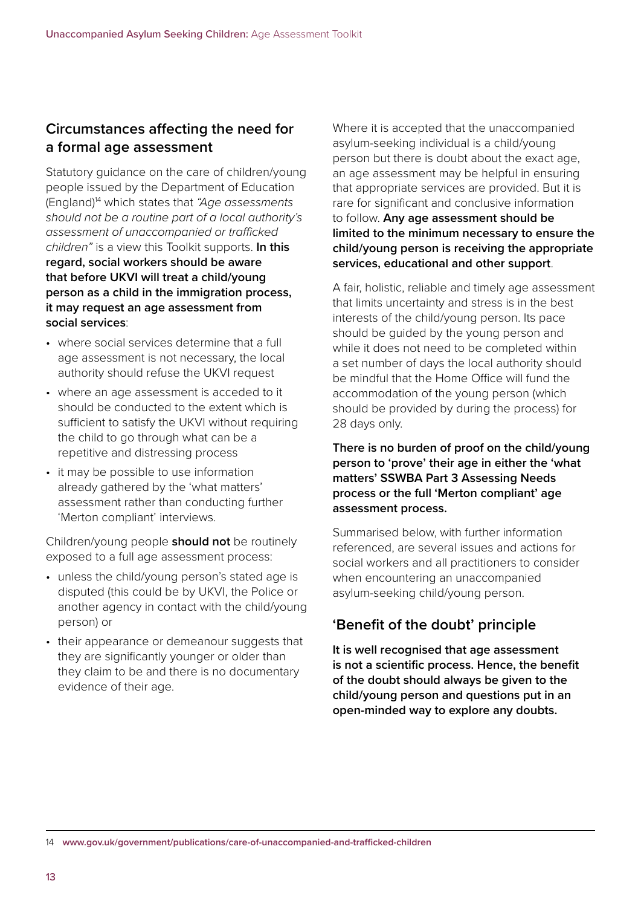## Circumstances affecting the need for a formal age assessment

Statutory guidance on the care of children/young people issued by the Department of Education (England)[14] which states that *"Age assessments should not be a routine part of a local authority's assessment of unaccompanied or trafficked children"* is a view this Toolkit supports. **In this regard, social workers should be aware that before UKVI will treat a child/young person as a child in the immigration process, it may request an age assessment from social services**:

- where social services determine that a full age assessment is not necessary, the local authority should refuse the UKVI request
- where an age assessment is acceded to it should be conducted to the extent which is sufficient to satisfy the UKVI without requiring the child to go through what can be a repetitive and distressing process
- it may be possible to use information already gathered by the 'what matters' assessment rather than conducting further 'Merton compliant' interviews.

Children/young people **should not** be routinely exposed to a full age assessment process:

- unless the child/young person's stated age is disputed (this could be by UKVI, the Police or another agency in contact with the child/young person) or
- their appearance or demeanour suggests that they are significantly younger or older than they claim to be and there is no documentary evidence of their age.

Where it is accepted that the unaccompanied asylum-seeking individual is a child/young person but there is doubt about the exact age, an age assessment may be helpful in ensuring that appropriate services are provided. But it is rare for significant and conclusive information to follow. **Any age assessment should be limited to the minimum necessary to ensure the child/young person is receiving the appropriate services, educational and other support**.

A fair, holistic, reliable and timely age assessment that limits uncertainty and stress is in the best interests of the child/young person. Its pace should be guided by the young person and while it does not need to be completed within a set number of days the local authority should be mindful that the Home Office will fund the accommodation of the young person (which should be provided by during the process) for 28 days only.

**There is no burden of proof on the child/young person to 'prove' their age in either the 'what matters' SSWBA Part 3 Assessing Needs process or the full 'Merton compliant' age assessment process.**

Summarised below, with further information referenced, are several issues and actions for social workers and all practitioners to consider when encountering an unaccompanied asylum-seeking child/young person.

## 'Benefit of the doubt' principle

**It is well recognised that age assessment is not a scientific process. Hence, the benefit of the doubt should always be given to the child/young person and questions put in an open-minded way to explore any doubts.**

14 **www.gov.uk/government/publications/care-of-unaccompanied-and-trafficked-children**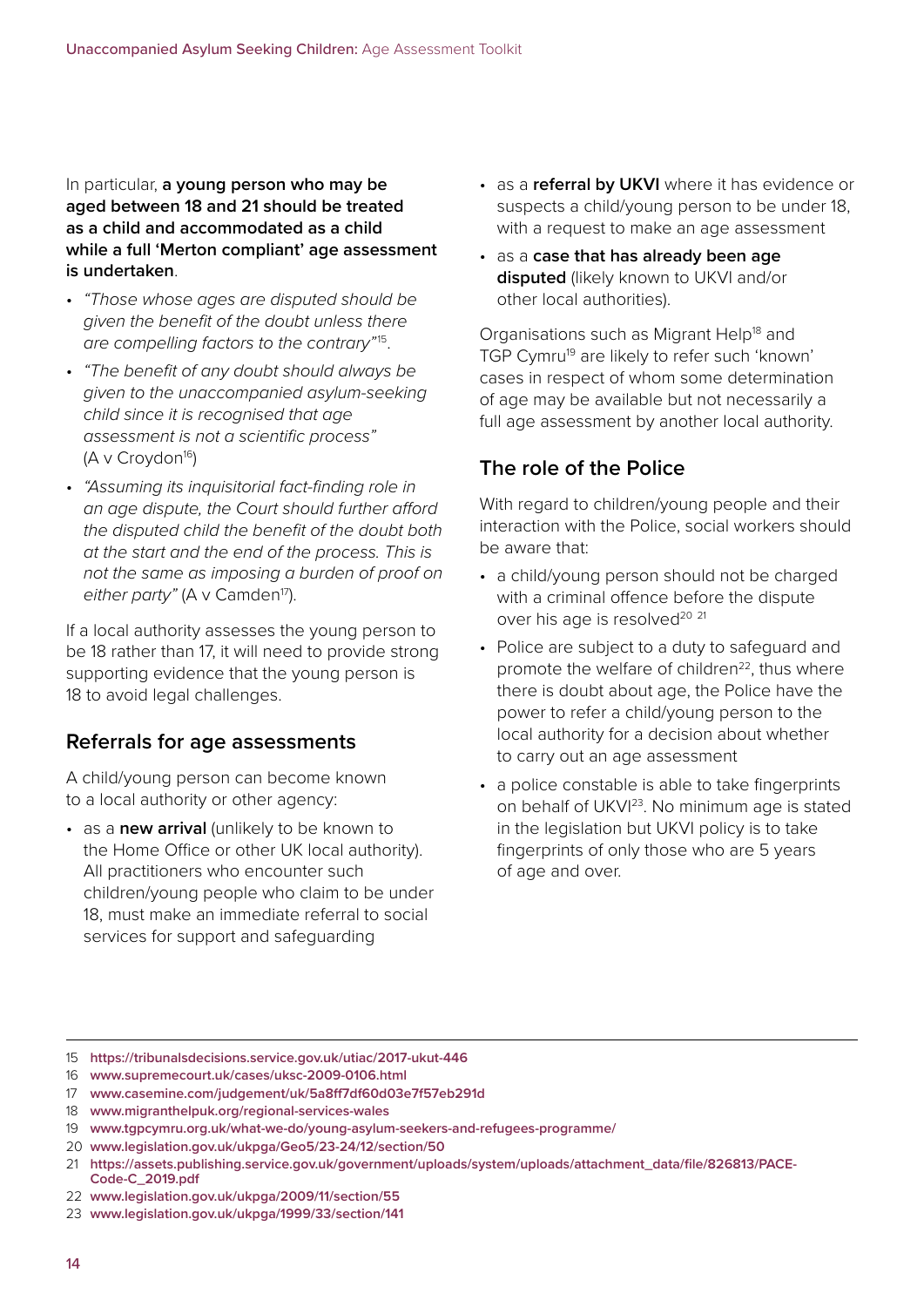In particular, **a young person who may be aged between 18 and 21 should be treated as a child and accommodated as a child while a full 'Merton compliant' age assessment is undertaken**.

- *"Those whose ages are disputed should be given the benefit of the doubt unless there are compelling factors to the contrary"*[15].
- *"The benefit of any doubt should always be given to the unaccompanied asylum-seeking child since it is recognised that age assessment is not a scientific process"* (A v Croydon[16])
- *"Assuming its inquisitorial fact-finding role in an age dispute, the Court should further afford the disputed child the benefit of the doubt both at the start and the end of the process. This is not the same as imposing a burden of proof on either party"* (A v Camden[17]).

If a local authority assesses the young person to be 18 rather than 17, it will need to provide strong supporting evidence that the young person is 18 to avoid legal challenges.

## Referrals for age assessments

A child/young person can become known to a local authority or other agency:

- as a **new arrival** (unlikely to be known to the Home Office or other UK local authority). All practitioners who encounter such children/young people who claim to be under 18, must make an immediate referral to social services for support and safeguarding
- as a **referral by UKVI** where it has evidence or suspects a child/young person to be under 18, with a request to make an age assessment
- as a **case that has already been age disputed** (likely known to UKVI and/or other local authorities).

Organisations such as Migrant Help[18] and TGP Cymru[19] are likely to refer such 'known' cases in respect of whom some determination of age may be available but not necessarily a full age assessment by another local authority.

## The role of the Police

With regard to children/young people and their interaction with the Police, social workers should be aware that:

- a child/young person should not be charged with a criminal offence before the dispute over his age is resolved[20][21]
- Police are subject to a duty to safeguard and promote the welfare of children[22], thus where there is doubt about age, the Police have the power to refer a child/young person to the local authority for a decision about whether to carry out an age assessment
- a police constable is able to take fingerprints on behalf of UKVI[23]. No minimum age is stated in the legislation but UKVI policy is to take fingerprints of only those who are 5 years of age and over.

---

15 https://tribunalsdecisions.service.gov.uk/utiac/2017-ukut-446
16 www.supremecourt.uk/cases/uksc-2009-0106.html
17 www.casemine.com/judgement/uk/5a8ff7df60d03e7f57eb291d
18 www.migranthelpuk.org/regional-services-wales
19 www.tgpcymru.org.uk/what-we-do/young-asylum-seekers-and-refugees-programme/
20 www.legislation.gov.uk/ukpga/Geo5/23-24/12/section/50
21 https://assets.publishing.service.gov.uk/government/uploads/system/uploads/attachment_data/file/826813/PACE-Code-C_2019.pdf
22 www.legislation.gov.uk/ukpga/2009/11/section/55
23 www.legislation.gov.uk/ukpga/1999/33/section/141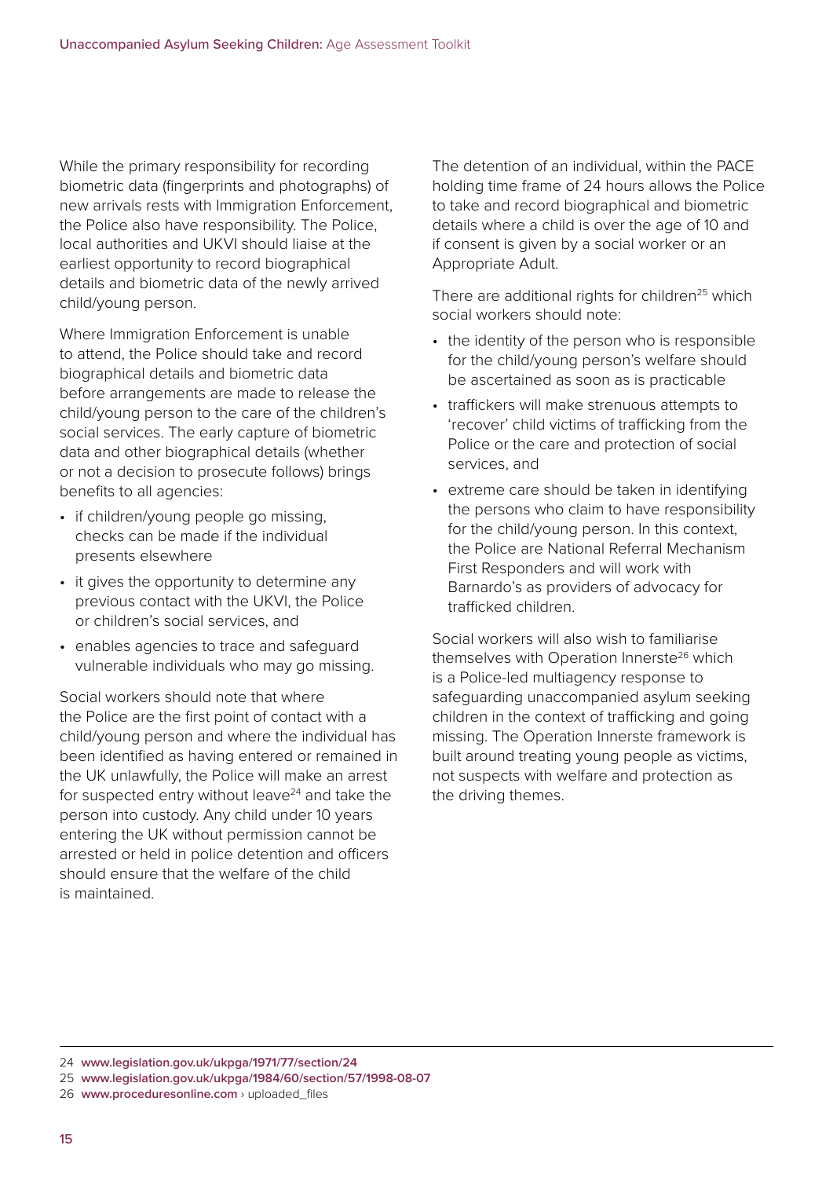While the primary responsibility for recording biometric data (fingerprints and photographs) of new arrivals rests with Immigration Enforcement, the Police also have responsibility. The Police, local authorities and UKVI should liaise at the earliest opportunity to record biographical details and biometric data of the newly arrived child/young person.

Where Immigration Enforcement is unable to attend, the Police should take and record biographical details and biometric data before arrangements are made to release the child/young person to the care of the children's social services. The early capture of biometric data and other biographical details (whether or not a decision to prosecute follows) brings benefits to all agencies:

- if children/young people go missing, checks can be made if the individual presents elsewhere
- it gives the opportunity to determine any previous contact with the UKVI, the Police or children's social services, and
- enables agencies to trace and safeguard vulnerable individuals who may go missing.

Social workers should note that where the Police are the first point of contact with a child/young person and where the individual has been identified as having entered or remained in the UK unlawfully, the Police will make an arrest for suspected entry without leave[24] and take the person into custody. Any child under 10 years entering the UK without permission cannot be arrested or held in police detention and officers should ensure that the welfare of the child is maintained.

The detention of an individual, within the PACE holding time frame of 24 hours allows the Police to take and record biographical and biometric details where a child is over the age of 10 and if consent is given by a social worker or an Appropriate Adult.

There are additional rights for children[25] which social workers should note:

- the identity of the person who is responsible for the child/young person's welfare should be ascertained as soon as is practicable
- traffickers will make strenuous attempts to 'recover' child victims of trafficking from the Police or the care and protection of social services, and
- extreme care should be taken in identifying the persons who claim to have responsibility for the child/young person. In this context, the Police are National Referral Mechanism First Responders and will work with Barnardo's as providers of advocacy for trafficked children.

Social workers will also wish to familiarise themselves with Operation Innerste[26] which is a Police-led multiagency response to safeguarding unaccompanied asylum seeking children in the context of trafficking and going missing. The Operation Innerste framework is built around treating young people as victims, not suspects with welfare and protection as the driving themes.

---

24 **www.legislation.gov.uk/ukpga/1971/77/section/24**

25 **www.legislation.gov.uk/ukpga/1984/60/section/57/1998-08-07**

26 **www.proceduresonline.com** › uploaded_files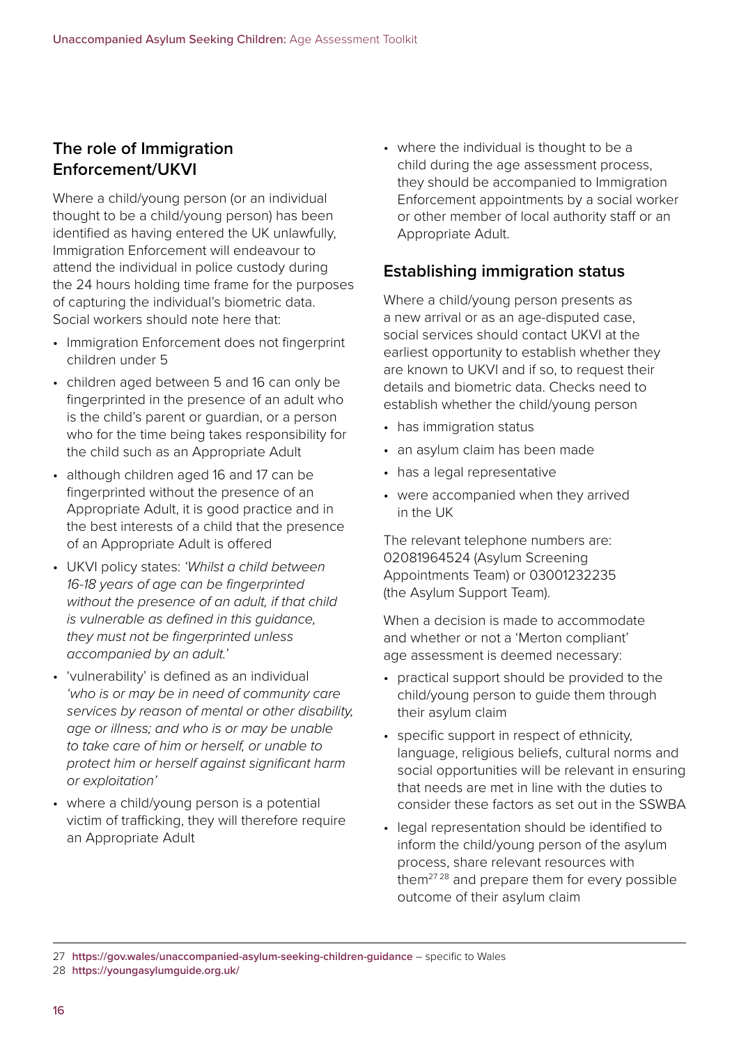## The role of Immigration Enforcement/UKVI

Where a child/young person (or an individual thought to be a child/young person) has been identified as having entered the UK unlawfully, Immigration Enforcement will endeavour to attend the individual in police custody during the 24 hours holding time frame for the purposes of capturing the individual's biometric data. Social workers should note here that:

- Immigration Enforcement does not fingerprint children under 5
- children aged between 5 and 16 can only be fingerprinted in the presence of an adult who is the child's parent or guardian, or a person who for the time being takes responsibility for the child such as an Appropriate Adult
- although children aged 16 and 17 can be fingerprinted without the presence of an Appropriate Adult, it is good practice and in the best interests of a child that the presence of an Appropriate Adult is offered
- UKVI policy states: *'Whilst a child between 16-18 years of age can be fingerprinted without the presence of an adult, if that child is vulnerable as defined in this guidance, they must not be fingerprinted unless accompanied by an adult.'*
- 'vulnerability' is defined as an individual *'who is or may be in need of community care services by reason of mental or other disability, age or illness; and who is or may be unable to take care of him or herself, or unable to protect him or herself against significant harm or exploitation'*
- where a child/young person is a potential victim of trafficking, they will therefore require an Appropriate Adult
- where the individual is thought to be a child during the age assessment process, they should be accompanied to Immigration Enforcement appointments by a social worker or other member of local authority staff or an Appropriate Adult.

## Establishing immigration status

Where a child/young person presents as a new arrival or as an age-disputed case, social services should contact UKVI at the earliest opportunity to establish whether they are known to UKVI and if so, to request their details and biometric data. Checks need to establish whether the child/young person

- has immigration status
- an asylum claim has been made
- has a legal representative
- were accompanied when they arrived in the UK

The relevant telephone numbers are: 02081964524 (Asylum Screening Appointments Team) or 03001232235 (the Asylum Support Team).

When a decision is made to accommodate and whether or not a 'Merton compliant' age assessment is deemed necessary:

- practical support should be provided to the child/young person to guide them through their asylum claim
- specific support in respect of ethnicity, language, religious beliefs, cultural norms and social opportunities will be relevant in ensuring that needs are met in line with the duties to consider these factors as set out in the SSWBA
- legal representation should be identified to inform the child/young person of the asylum process, share relevant resources with them[27] [28] and prepare them for every possible outcome of their asylum claim

---

27 **https://gov.wales/unaccompanied-asylum-seeking-children-guidance** – specific to Wales

28 **https://youngasylumguide.org.uk/**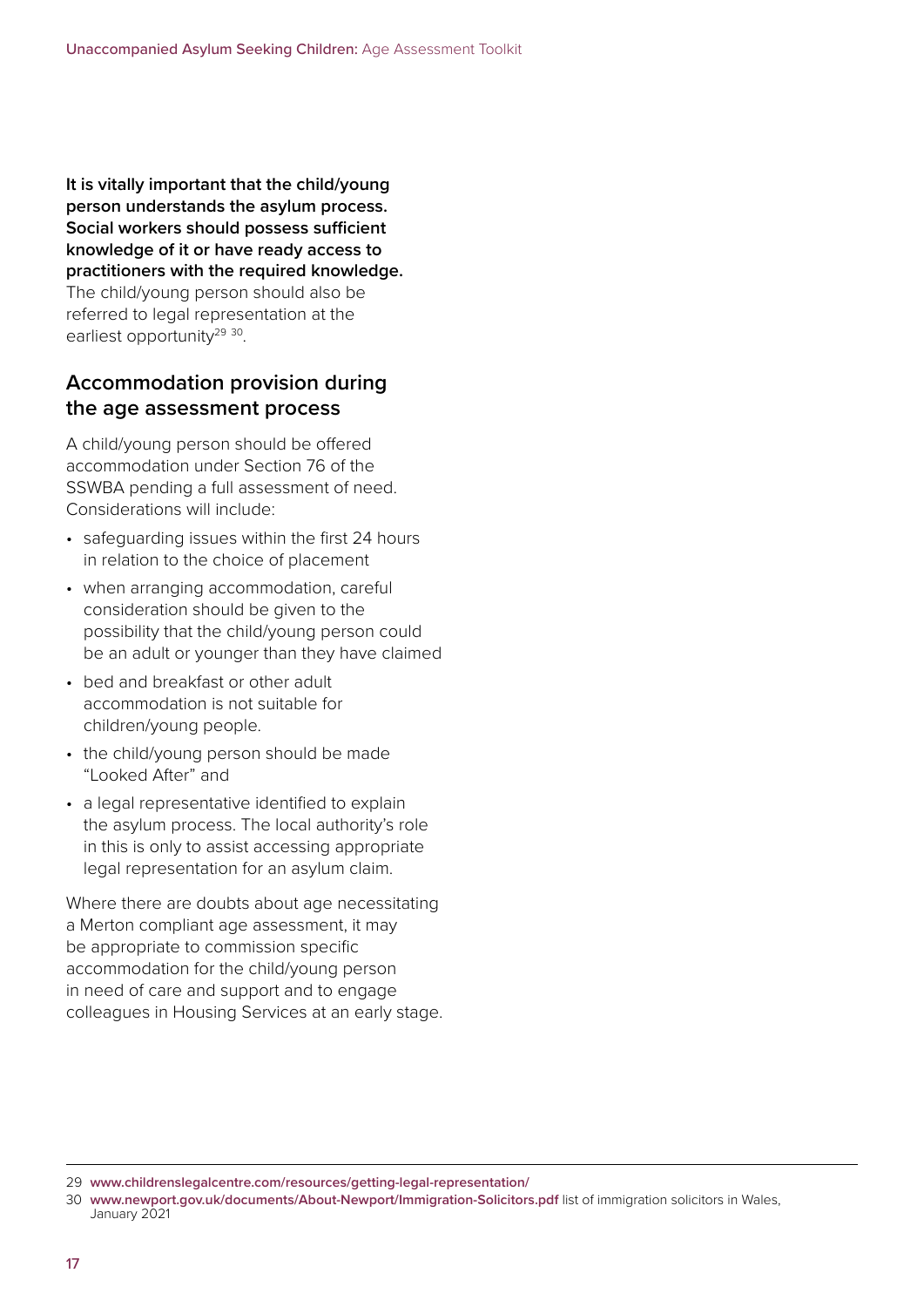**It is vitally important that the child/young person understands the asylum process. Social workers should possess sufficient knowledge of it or have ready access to practitioners with the required knowledge.** The child/young person should also be referred to legal representation at the earliest opportunity[29 30].

## Accommodation provision during the age assessment process

A child/young person should be offered accommodation under Section 76 of the SSWBA pending a full assessment of need. Considerations will include:

- safeguarding issues within the first 24 hours in relation to the choice of placement
- when arranging accommodation, careful consideration should be given to the possibility that the child/young person could be an adult or younger than they have claimed
- bed and breakfast or other adult accommodation is not suitable for children/young people.
- the child/young person should be made "Looked After" and
- a legal representative identified to explain the asylum process. The local authority's role in this is only to assist accessing appropriate legal representation for an asylum claim.

Where there are doubts about age necessitating a Merton compliant age assessment, it may be appropriate to commission specific accommodation for the child/young person in need of care and support and to engage colleagues in Housing Services at an early stage.

---

29 **www.childrenslegalcentre.com/resources/getting-legal-representation/**

30 **www.newport.gov.uk/documents/About-Newport/Immigration-Solicitors.pdf** list of immigration solicitors in Wales, January 2021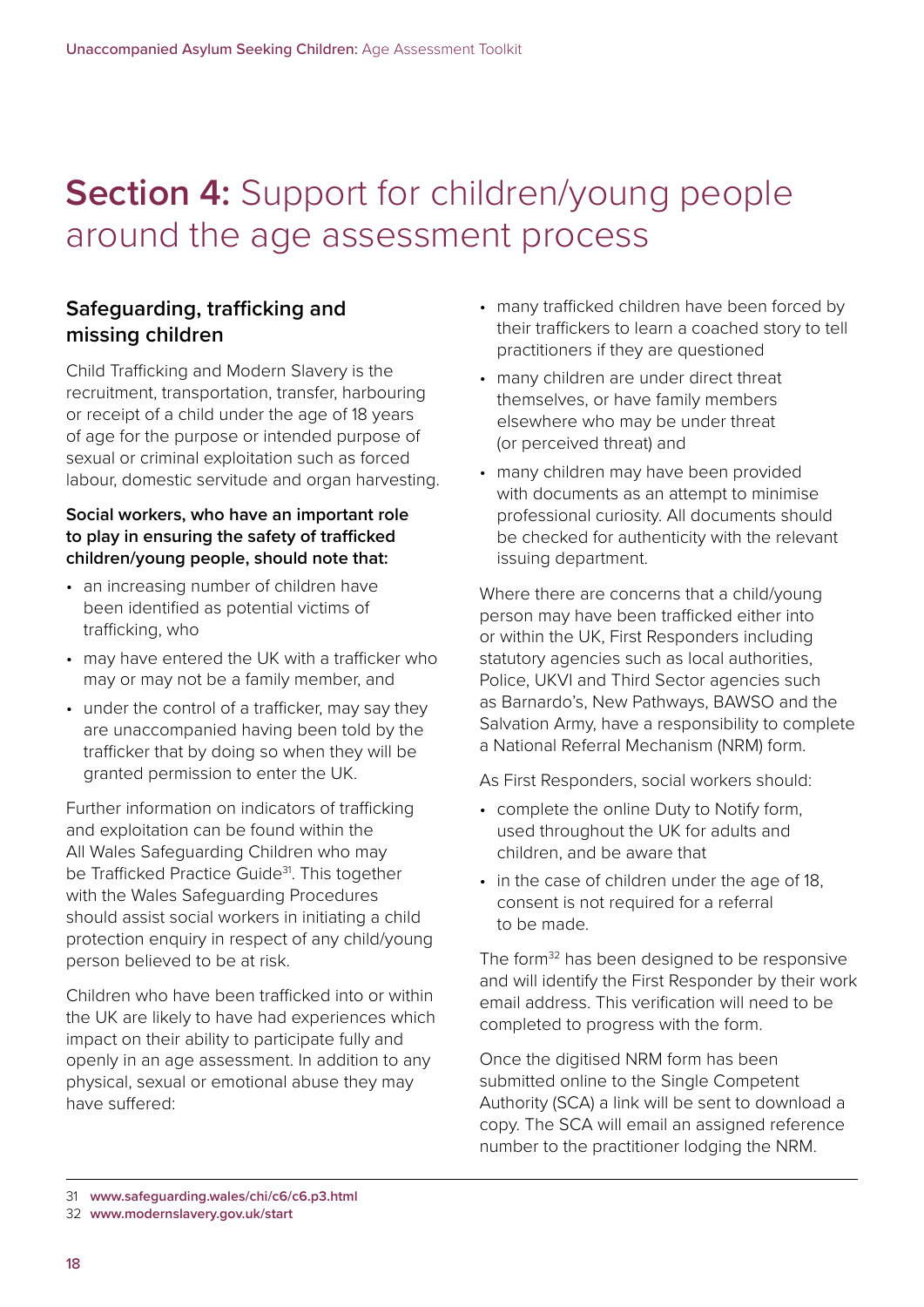# **Section 4:** Support for children/young people around the age assessment process

## Safeguarding, trafficking and missing children

Child Trafficking and Modern Slavery is the recruitment, transportation, transfer, harbouring or receipt of a child under the age of 18 years of age for the purpose or intended purpose of sexual or criminal exploitation such as forced labour, domestic servitude and organ harvesting.

**Social workers, who have an important role to play in ensuring the safety of trafficked children/young people, should note that:**

- an increasing number of children have been identified as potential victims of trafficking, who
- may have entered the UK with a trafficker who may or may not be a family member, and
- under the control of a trafficker, may say they are unaccompanied having been told by the trafficker that by doing so when they will be granted permission to enter the UK.

Further information on indicators of trafficking and exploitation can be found within the All Wales Safeguarding Children who may be Trafficked Practice Guide[31]. This together with the Wales Safeguarding Procedures should assist social workers in initiating a child protection enquiry in respect of any child/young person believed to be at risk.

Children who have been trafficked into or within the UK are likely to have had experiences which impact on their ability to participate fully and openly in an age assessment. In addition to any physical, sexual or emotional abuse they may have suffered:

- many trafficked children have been forced by their traffickers to learn a coached story to tell practitioners if they are questioned
- many children are under direct threat themselves, or have family members elsewhere who may be under threat (or perceived threat) and
- many children may have been provided with documents as an attempt to minimise professional curiosity. All documents should be checked for authenticity with the relevant issuing department.

Where there are concerns that a child/young person may have been trafficked either into or within the UK, First Responders including statutory agencies such as local authorities, Police, UKVI and Third Sector agencies such as Barnardo's, New Pathways, BAWSO and the Salvation Army, have a responsibility to complete a National Referral Mechanism (NRM) form.

As First Responders, social workers should:

- complete the online Duty to Notify form, used throughout the UK for adults and children, and be aware that
- in the case of children under the age of 18, consent is not required for a referral to be made.

The form[32] has been designed to be responsive and will identify the First Responder by their work email address. This verification will need to be completed to progress with the form.

Once the digitised NRM form has been submitted online to the Single Competent Authority (SCA) a link will be sent to download a copy. The SCA will email an assigned reference number to the practitioner lodging the NRM.

---

31 **www.safeguarding.wales/chi/c6/c6.p3.html**

32 **www.modernslavery.gov.uk/start**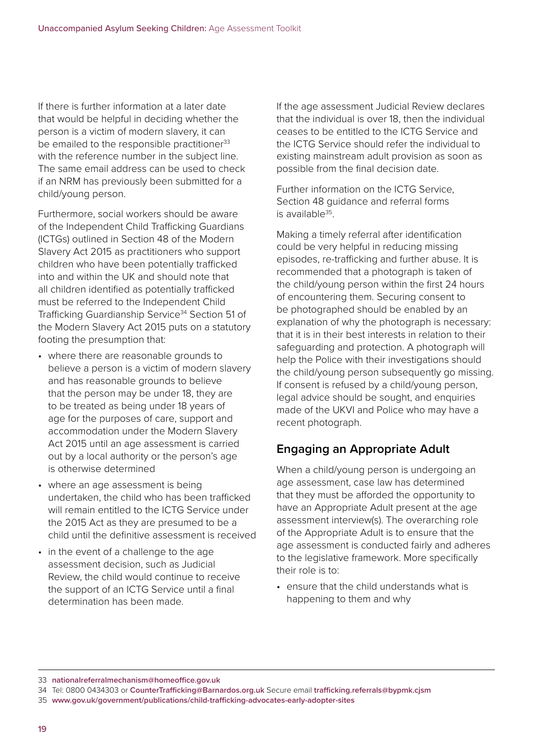If there is further information at a later date that would be helpful in deciding whether the person is a victim of modern slavery, it can be emailed to the responsible practitioner[33] with the reference number in the subject line. The same email address can be used to check if an NRM has previously been submitted for a child/young person.

Furthermore, social workers should be aware of the Independent Child Trafficking Guardians (ICTGs) outlined in Section 48 of the Modern Slavery Act 2015 as practitioners who support children who have been potentially trafficked into and within the UK and should note that all children identified as potentially trafficked must be referred to the Independent Child Trafficking Guardianship Service[34] Section 51 of the Modern Slavery Act 2015 puts on a statutory footing the presumption that:

- where there are reasonable grounds to believe a person is a victim of modern slavery and has reasonable grounds to believe that the person may be under 18, they are to be treated as being under 18 years of age for the purposes of care, support and accommodation under the Modern Slavery Act 2015 until an age assessment is carried out by a local authority or the person's age is otherwise determined
- where an age assessment is being undertaken, the child who has been trafficked will remain entitled to the ICTG Service under the 2015 Act as they are presumed to be a child until the definitive assessment is received
- in the event of a challenge to the age assessment decision, such as Judicial Review, the child would continue to receive the support of an ICTG Service until a final determination has been made.

If the age assessment Judicial Review declares that the individual is over 18, then the individual ceases to be entitled to the ICTG Service and the ICTG Service should refer the individual to existing mainstream adult provision as soon as possible from the final decision date.

Further information on the ICTG Service, Section 48 guidance and referral forms is available[35].

Making a timely referral after identification could be very helpful in reducing missing episodes, re-trafficking and further abuse. It is recommended that a photograph is taken of the child/young person within the first 24 hours of encountering them. Securing consent to be photographed should be enabled by an explanation of why the photograph is necessary: that it is in their best interests in relation to their safeguarding and protection. A photograph will help the Police with their investigations should the child/young person subsequently go missing. If consent is refused by a child/young person, legal advice should be sought, and enquiries made of the UKVI and Police who may have a recent photograph.

## Engaging an Appropriate Adult

When a child/young person is undergoing an age assessment, case law has determined that they must be afforded the opportunity to have an Appropriate Adult present at the age assessment interview(s). The overarching role of the Appropriate Adult is to ensure that the age assessment is conducted fairly and adheres to the legislative framework. More specifically their role is to:

- ensure that the child understands what is happening to them and why

---

33 **nationalreferralmechanism@homeoffice.gov.uk**

34 Tel: 0800 0434303 or **CounterTrafficking@Barnardos.org.uk** Secure email **trafficking.referrals@bypmk.cjsm**

35 **www.gov.uk/government/publications/child-trafficking-advocates-early-adopter-sites**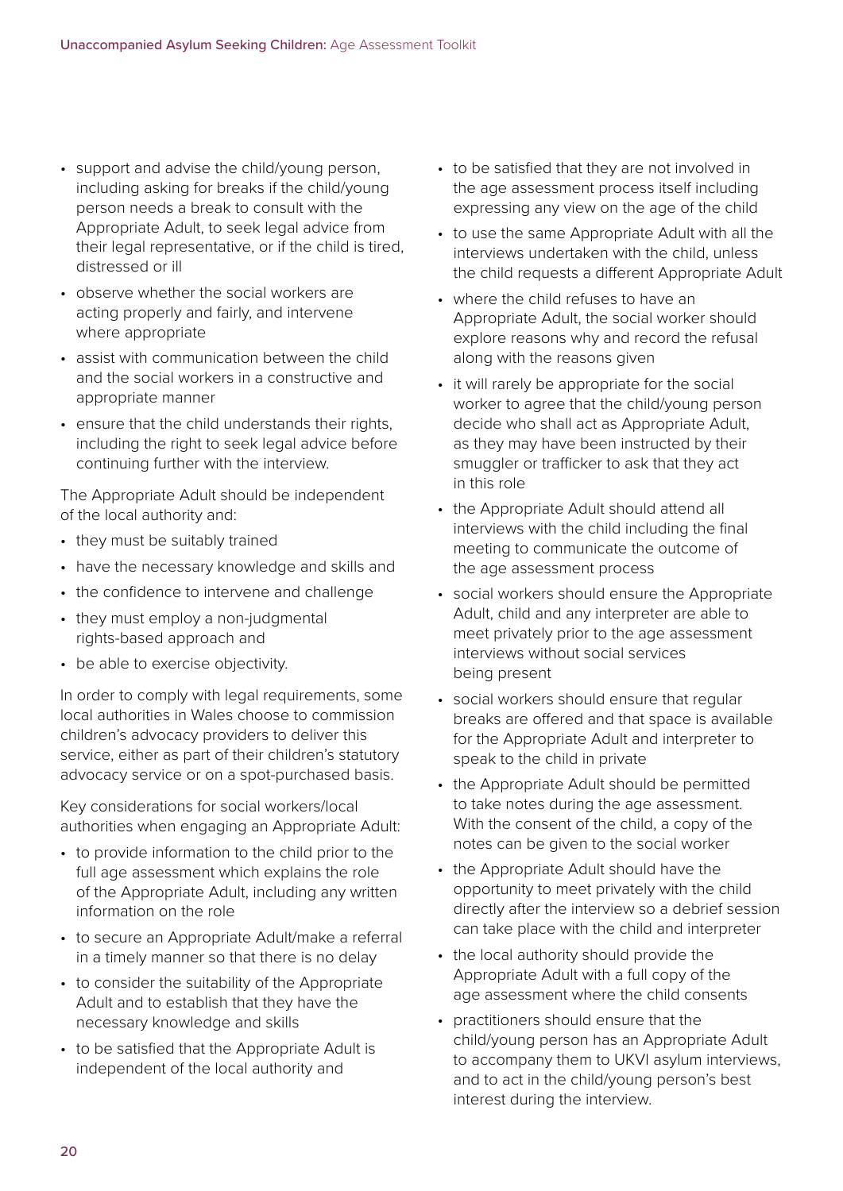- support and advise the child/young person, including asking for breaks if the child/young person needs a break to consult with the Appropriate Adult, to seek legal advice from their legal representative, or if the child is tired, distressed or ill
- observe whether the social workers are acting properly and fairly, and intervene where appropriate
- assist with communication between the child and the social workers in a constructive and appropriate manner
- ensure that the child understands their rights, including the right to seek legal advice before continuing further with the interview.

The Appropriate Adult should be independent of the local authority and:

- they must be suitably trained
- have the necessary knowledge and skills and
- the confidence to intervene and challenge
- they must employ a non-judgmental rights-based approach and
- be able to exercise objectivity.

In order to comply with legal requirements, some local authorities in Wales choose to commission children's advocacy providers to deliver this service, either as part of their children's statutory advocacy service or on a spot-purchased basis.

Key considerations for social workers/local authorities when engaging an Appropriate Adult:

- to provide information to the child prior to the full age assessment which explains the role of the Appropriate Adult, including any written information on the role
- to secure an Appropriate Adult/make a referral in a timely manner so that there is no delay
- to consider the suitability of the Appropriate Adult and to establish that they have the necessary knowledge and skills
- to be satisfied that the Appropriate Adult is independent of the local authority and
- to be satisfied that they are not involved in the age assessment process itself including expressing any view on the age of the child
- to use the same Appropriate Adult with all the interviews undertaken with the child, unless the child requests a different Appropriate Adult
- where the child refuses to have an Appropriate Adult, the social worker should explore reasons why and record the refusal along with the reasons given
- it will rarely be appropriate for the social worker to agree that the child/young person decide who shall act as Appropriate Adult, as they may have been instructed by their smuggler or trafficker to ask that they act in this role
- the Appropriate Adult should attend all interviews with the child including the final meeting to communicate the outcome of the age assessment process
- social workers should ensure the Appropriate Adult, child and any interpreter are able to meet privately prior to the age assessment interviews without social services being present
- social workers should ensure that regular breaks are offered and that space is available for the Appropriate Adult and interpreter to speak to the child in private
- the Appropriate Adult should be permitted to take notes during the age assessment. With the consent of the child, a copy of the notes can be given to the social worker
- the Appropriate Adult should have the opportunity to meet privately with the child directly after the interview so a debrief session can take place with the child and interpreter
- the local authority should provide the Appropriate Adult with a full copy of the age assessment where the child consents
- practitioners should ensure that the child/young person has an Appropriate Adult to accompany them to UKVI asylum interviews, and to act in the child/young person's best interest during the interview.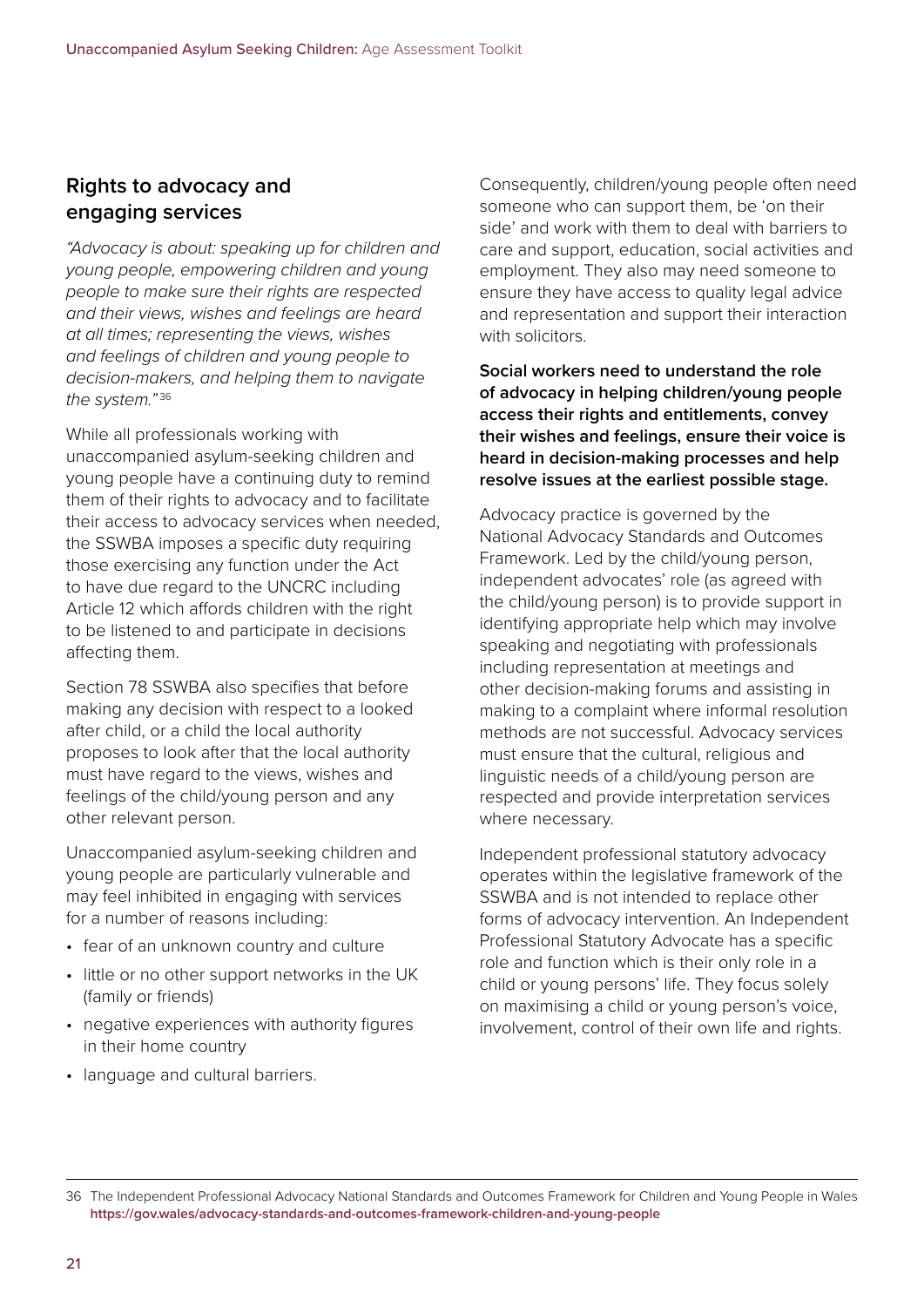## Rights to advocacy and engaging services

*"Advocacy is about: speaking up for children and young people, empowering children and young people to make sure their rights are respected and their views, wishes and feelings are heard at all times; representing the views, wishes and feelings of children and young people to decision-makers, and helping them to navigate the system."*[36]

While all professionals working with unaccompanied asylum-seeking children and young people have a continuing duty to remind them of their rights to advocacy and to facilitate their access to advocacy services when needed, the SSWBA imposes a specific duty requiring those exercising any function under the Act to have due regard to the UNCRC including Article 12 which affords children with the right to be listened to and participate in decisions affecting them.

Section 78 SSWBA also specifies that before making any decision with respect to a looked after child, or a child the local authority proposes to look after that the local authority must have regard to the views, wishes and feelings of the child/young person and any other relevant person.

Unaccompanied asylum-seeking children and young people are particularly vulnerable and may feel inhibited in engaging with services for a number of reasons including:

- fear of an unknown country and culture
- little or no other support networks in the UK (family or friends)
- negative experiences with authority figures in their home country
- language and cultural barriers.

Consequently, children/young people often need someone who can support them, be 'on their side' and work with them to deal with barriers to care and support, education, social activities and employment. They also may need someone to ensure they have access to quality legal advice and representation and support their interaction with solicitors.

**Social workers need to understand the role of advocacy in helping children/young people access their rights and entitlements, convey their wishes and feelings, ensure their voice is heard in decision-making processes and help resolve issues at the earliest possible stage.**

Advocacy practice is governed by the National Advocacy Standards and Outcomes Framework. Led by the child/young person, independent advocates' role (as agreed with the child/young person) is to provide support in identifying appropriate help which may involve speaking and negotiating with professionals including representation at meetings and other decision-making forums and assisting in making to a complaint where informal resolution methods are not successful. Advocacy services must ensure that the cultural, religious and linguistic needs of a child/young person are respected and provide interpretation services where necessary.

Independent professional statutory advocacy operates within the legislative framework of the SSWBA and is not intended to replace other forms of advocacy intervention. An Independent Professional Statutory Advocate has a specific role and function which is their only role in a child or young persons' life. They focus solely on maximising a child or young person's voice, involvement, control of their own life and rights.

---

36 The Independent Professional Advocacy National Standards and Outcomes Framework for Children and Young People in Wales **https://gov.wales/advocacy-standards-and-outcomes-framework-children-and-young-people**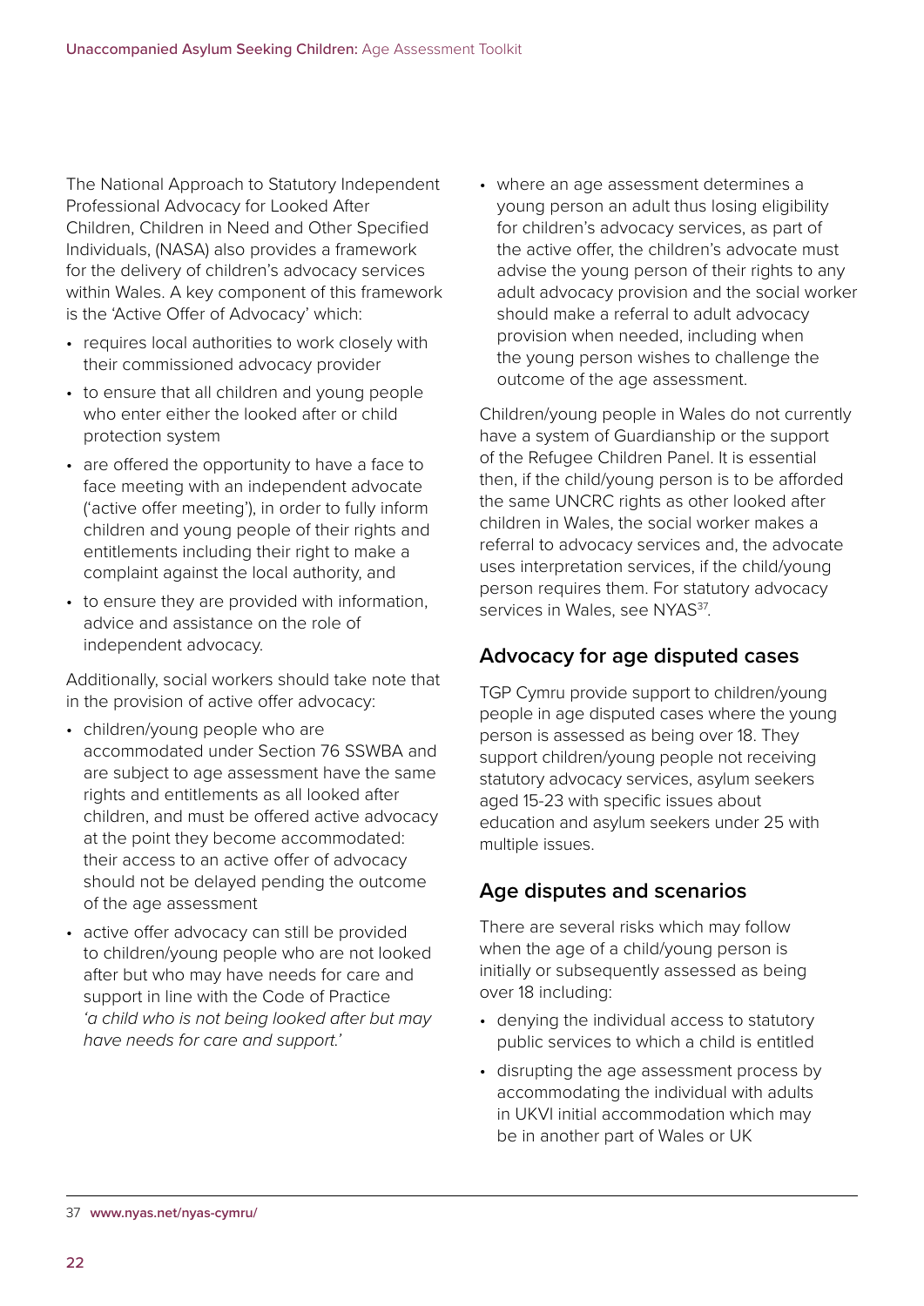The National Approach to Statutory Independent Professional Advocacy for Looked After Children, Children in Need and Other Specified Individuals, (NASA) also provides a framework for the delivery of children's advocacy services within Wales. A key component of this framework is the 'Active Offer of Advocacy' which:

- requires local authorities to work closely with their commissioned advocacy provider
- to ensure that all children and young people who enter either the looked after or child protection system
- are offered the opportunity to have a face to face meeting with an independent advocate ('active offer meeting'), in order to fully inform children and young people of their rights and entitlements including their right to make a complaint against the local authority, and
- to ensure they are provided with information, advice and assistance on the role of independent advocacy.

Additionally, social workers should take note that in the provision of active offer advocacy:

- children/young people who are accommodated under Section 76 SSWBA and are subject to age assessment have the same rights and entitlements as all looked after children, and must be offered active advocacy at the point they become accommodated: their access to an active offer of advocacy should not be delayed pending the outcome of the age assessment
- active offer advocacy can still be provided to children/young people who are not looked after but who may have needs for care and support in line with the Code of Practice *'a child who is not being looked after but may have needs for care and support.'*
- where an age assessment determines a young person an adult thus losing eligibility for children's advocacy services, as part of the active offer, the children's advocate must advise the young person of their rights to any adult advocacy provision and the social worker should make a referral to adult advocacy provision when needed, including when the young person wishes to challenge the outcome of the age assessment.

Children/young people in Wales do not currently have a system of Guardianship or the support of the Refugee Children Panel. It is essential then, if the child/young person is to be afforded the same UNCRC rights as other looked after children in Wales, the social worker makes a referral to advocacy services and, the advocate uses interpretation services, if the child/young person requires them. For statutory advocacy services in Wales, see NYAS[37].

## Advocacy for age disputed cases

TGP Cymru provide support to children/young people in age disputed cases where the young person is assessed as being over 18. They support children/young people not receiving statutory advocacy services, asylum seekers aged 15-23 with specific issues about education and asylum seekers under 25 with multiple issues.

## Age disputes and scenarios

There are several risks which may follow when the age of a child/young person is initially or subsequently assessed as being over 18 including:

- denying the individual access to statutory public services to which a child is entitled
- disrupting the age assessment process by accommodating the individual with adults in UKVI initial accommodation which may be in another part of Wales or UK

---

37 **www.nyas.net/nyas-cymru/**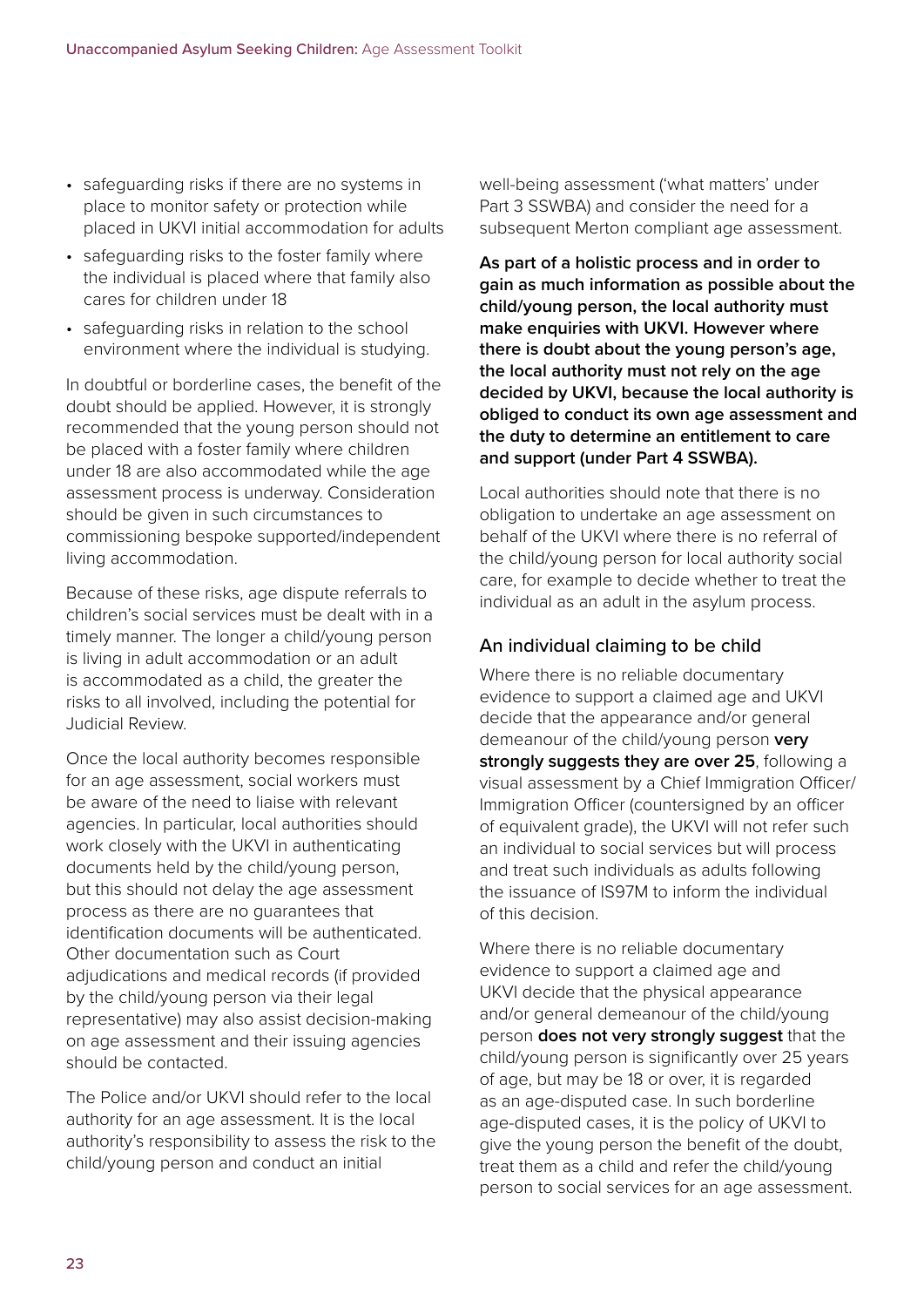- safeguarding risks if there are no systems in place to monitor safety or protection while placed in UKVI initial accommodation for adults
- safeguarding risks to the foster family where the individual is placed where that family also cares for children under 18
- safeguarding risks in relation to the school environment where the individual is studying.

In doubtful or borderline cases, the benefit of the doubt should be applied. However, it is strongly recommended that the young person should not be placed with a foster family where children under 18 are also accommodated while the age assessment process is underway. Consideration should be given in such circumstances to commissioning bespoke supported/independent living accommodation.

Because of these risks, age dispute referrals to children's social services must be dealt with in a timely manner. The longer a child/young person is living in adult accommodation or an adult is accommodated as a child, the greater the risks to all involved, including the potential for Judicial Review.

Once the local authority becomes responsible for an age assessment, social workers must be aware of the need to liaise with relevant agencies. In particular, local authorities should work closely with the UKVI in authenticating documents held by the child/young person, but this should not delay the age assessment process as there are no guarantees that identification documents will be authenticated. Other documentation such as Court adjudications and medical records (if provided by the child/young person via their legal representative) may also assist decision-making on age assessment and their issuing agencies should be contacted.

The Police and/or UKVI should refer to the local authority for an age assessment. It is the local authority's responsibility to assess the risk to the child/young person and conduct an initial well-being assessment ('what matters' under Part 3 SSWBA) and consider the need for a subsequent Merton compliant age assessment.

**As part of a holistic process and in order to gain as much information as possible about the child/young person, the local authority must make enquiries with UKVI. However where there is doubt about the young person's age, the local authority must not rely on the age decided by UKVI, because the local authority is obliged to conduct its own age assessment and the duty to determine an entitlement to care and support (under Part 4 SSWBA).**

Local authorities should note that there is no obligation to undertake an age assessment on behalf of the UKVI where there is no referral of the child/young person for local authority social care, for example to decide whether to treat the individual as an adult in the asylum process.

## An individual claiming to be child

Where there is no reliable documentary evidence to support a claimed age and UKVI decide that the appearance and/or general demeanour of the child/young person **very strongly suggests they are over 25**, following a visual assessment by a Chief Immigration Officer/Immigration Officer (countersigned by an officer of equivalent grade), the UKVI will not refer such an individual to social services but will process and treat such individuals as adults following the issuance of IS97M to inform the individual of this decision.

Where there is no reliable documentary evidence to support a claimed age and UKVI decide that the physical appearance and/or general demeanour of the child/young person **does not very strongly suggest** that the child/young person is significantly over 25 years of age, but may be 18 or over, it is regarded as an age-disputed case. In such borderline age-disputed cases, it is the policy of UKVI to give the young person the benefit of the doubt, treat them as a child and refer the child/young person to social services for an age assessment.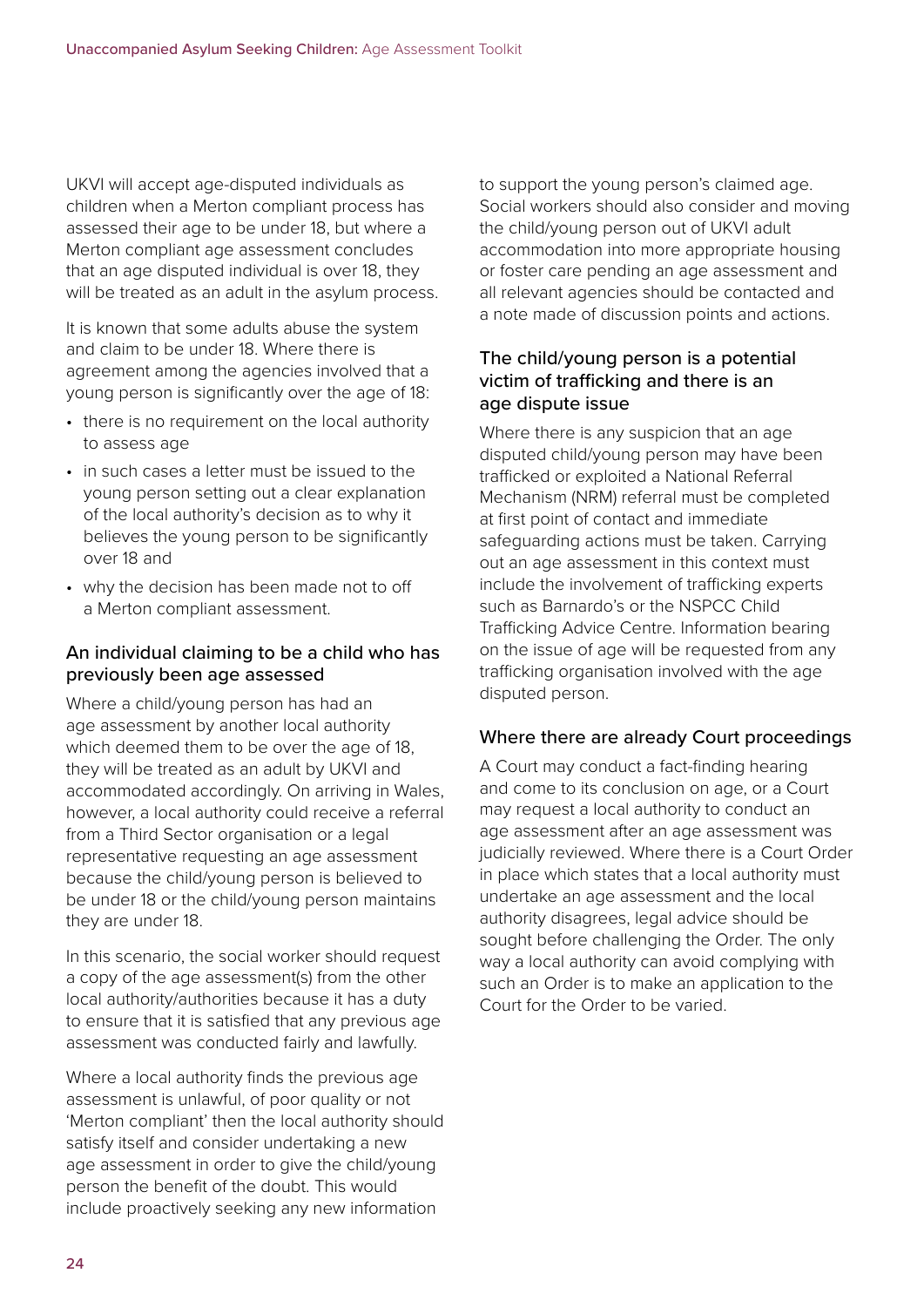UKVI will accept age-disputed individuals as children when a Merton compliant process has assessed their age to be under 18, but where a Merton compliant age assessment concludes that an age disputed individual is over 18, they will be treated as an adult in the asylum process.

It is known that some adults abuse the system and claim to be under 18. Where there is agreement among the agencies involved that a young person is significantly over the age of 18:

- there is no requirement on the local authority to assess age
- in such cases a letter must be issued to the young person setting out a clear explanation of the local authority's decision as to why it believes the young person to be significantly over 18 and
- why the decision has been made not to off a Merton compliant assessment.

### An individual claiming to be a child who has previously been age assessed

Where a child/young person has had an age assessment by another local authority which deemed them to be over the age of 18, they will be treated as an adult by UKVI and accommodated accordingly. On arriving in Wales, however, a local authority could receive a referral from a Third Sector organisation or a legal representative requesting an age assessment because the child/young person is believed to be under 18 or the child/young person maintains they are under 18.

In this scenario, the social worker should request a copy of the age assessment(s) from the other local authority/authorities because it has a duty to ensure that it is satisfied that any previous age assessment was conducted fairly and lawfully.

Where a local authority finds the previous age assessment is unlawful, of poor quality or not 'Merton compliant' then the local authority should satisfy itself and consider undertaking a new age assessment in order to give the child/young person the benefit of the doubt. This would include proactively seeking any new information to support the young person's claimed age. Social workers should also consider and moving the child/young person out of UKVI adult accommodation into more appropriate housing or foster care pending an age assessment and all relevant agencies should be contacted and a note made of discussion points and actions.

### The child/young person is a potential victim of trafficking and there is an age dispute issue

Where there is any suspicion that an age disputed child/young person may have been trafficked or exploited a National Referral Mechanism (NRM) referral must be completed at first point of contact and immediate safeguarding actions must be taken. Carrying out an age assessment in this context must include the involvement of trafficking experts such as Barnardo's or the NSPCC Child Trafficking Advice Centre. Information bearing on the issue of age will be requested from any trafficking organisation involved with the age disputed person.

### Where there are already Court proceedings

A Court may conduct a fact-finding hearing and come to its conclusion on age, or a Court may request a local authority to conduct an age assessment after an age assessment was judicially reviewed. Where there is a Court Order in place which states that a local authority must undertake an age assessment and the local authority disagrees, legal advice should be sought before challenging the Order. The only way a local authority can avoid complying with such an Order is to make an application to the Court for the Order to be varied.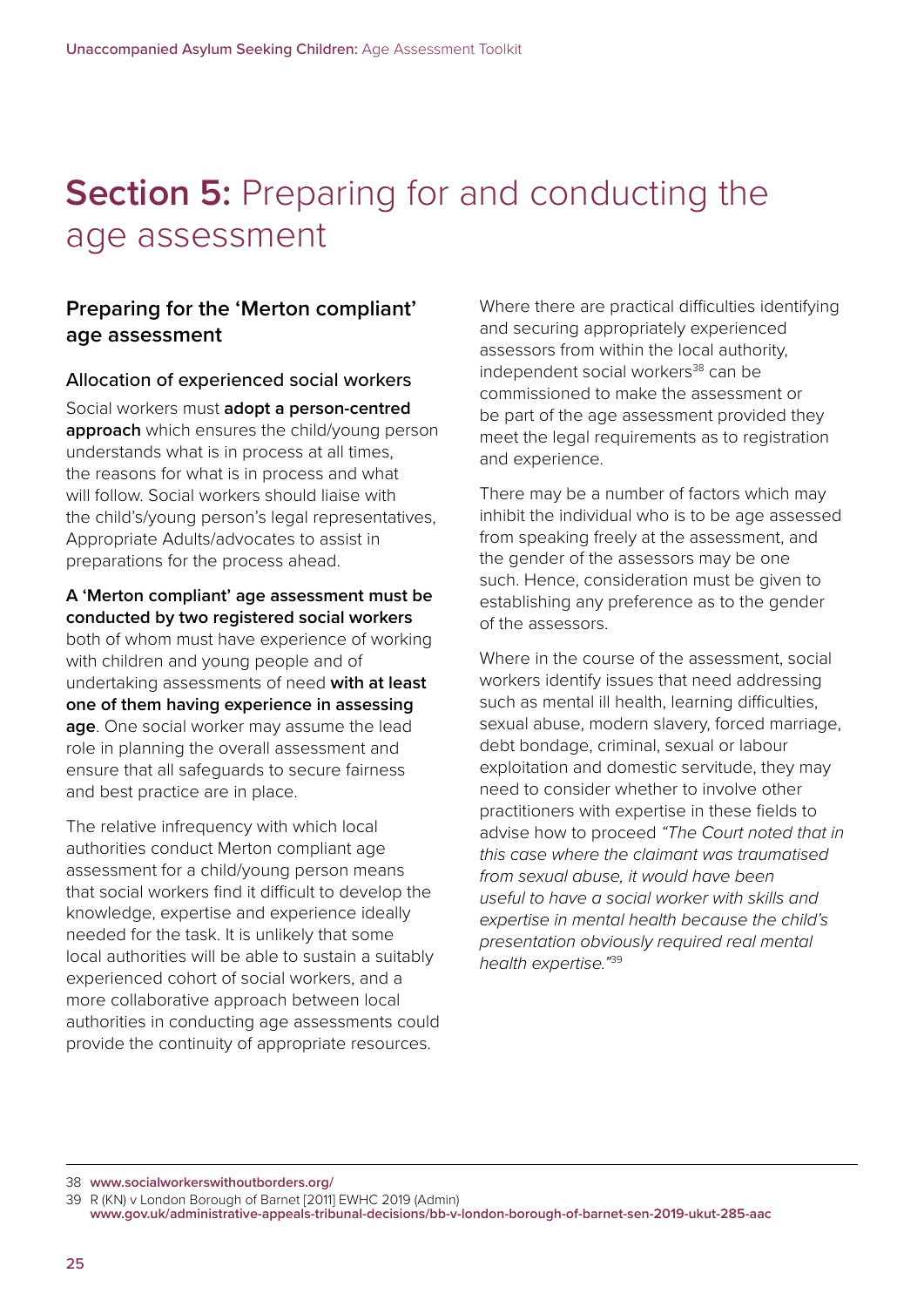# **Section 5:** Preparing for and conducting the age assessment

## Preparing for the 'Merton compliant' age assessment

### Allocation of experienced social workers

Social workers must **adopt a person-centred approach** which ensures the child/young person understands what is in process at all times, the reasons for what is in process and what will follow. Social workers should liaise with the child's/young person's legal representatives, Appropriate Adults/advocates to assist in preparations for the process ahead.

**A 'Merton compliant' age assessment must be conducted by two registered social workers** both of whom must have experience of working with children and young people and of undertaking assessments of need **with at least one of them having experience in assessing age**. One social worker may assume the lead role in planning the overall assessment and ensure that all safeguards to secure fairness and best practice are in place.

The relative infrequency with which local authorities conduct Merton compliant age assessment for a child/young person means that social workers find it difficult to develop the knowledge, expertise and experience ideally needed for the task. It is unlikely that some local authorities will be able to sustain a suitably experienced cohort of social workers, and a more collaborative approach between local authorities in conducting age assessments could provide the continuity of appropriate resources.

Where there are practical difficulties identifying and securing appropriately experienced assessors from within the local authority, independent social workers[38] can be commissioned to make the assessment or be part of the age assessment provided they meet the legal requirements as to registration and experience.

There may be a number of factors which may inhibit the individual who is to be age assessed from speaking freely at the assessment, and the gender of the assessors may be one such. Hence, consideration must be given to establishing any preference as to the gender of the assessors.

Where in the course of the assessment, social workers identify issues that need addressing such as mental ill health, learning difficulties, sexual abuse, modern slavery, forced marriage, debt bondage, criminal, sexual or labour exploitation and domestic servitude, they may need to consider whether to involve other practitioners with expertise in these fields to advise how to proceed *"The Court noted that in this case where the claimant was traumatised from sexual abuse, it would have been useful to have a social worker with skills and expertise in mental health because the child's presentation obviously required real mental health expertise."*[39]

---

38 **www.socialworkerswithoutborders.org/**

39 R (KN) v London Borough of Barnet [2011] EWHC 2019 (Admin)
**www.gov.uk/administrative-appeals-tribunal-decisions/bb-v-london-borough-of-barnet-sen-2019-ukut-285-aac**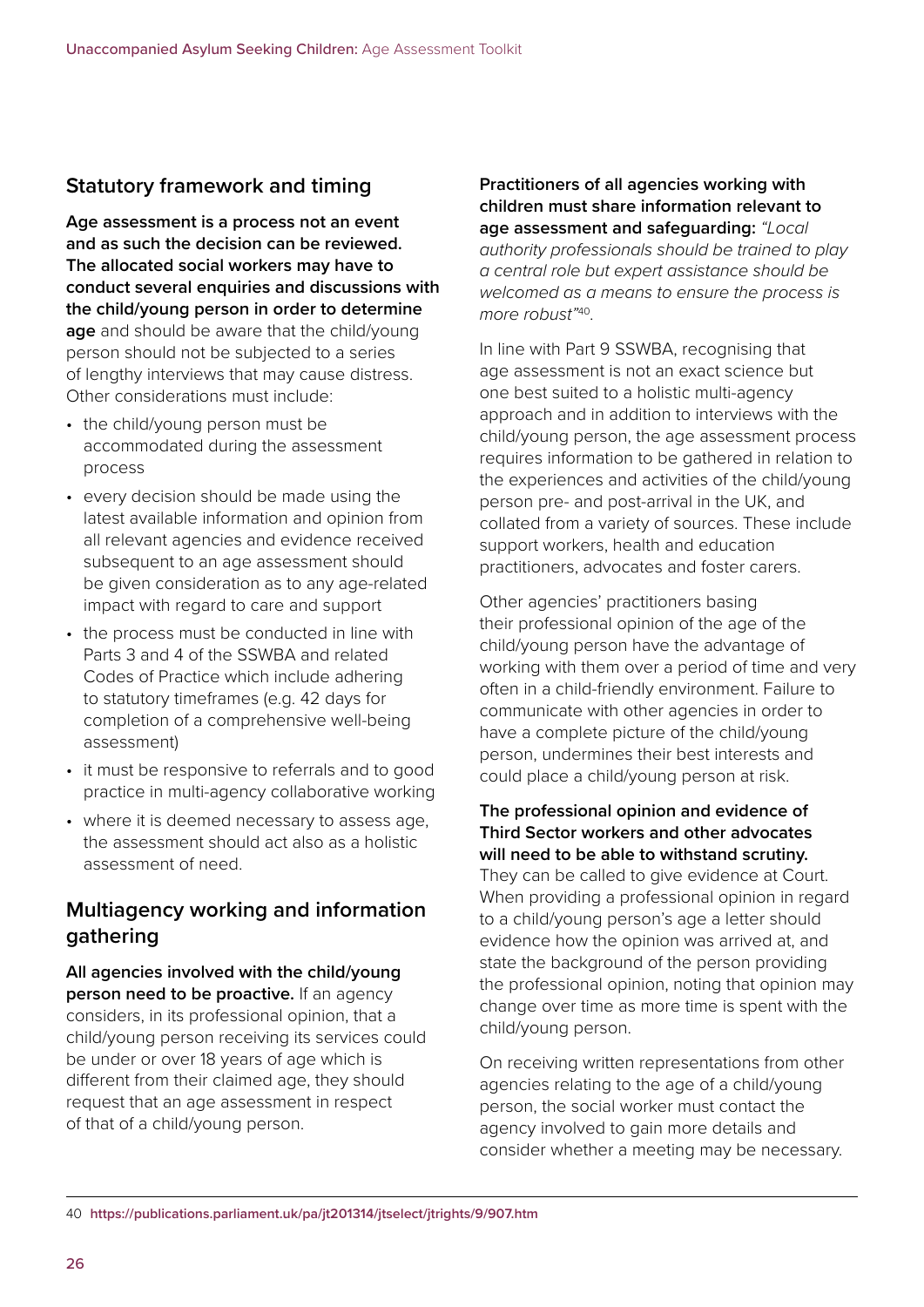## Statutory framework and timing

**Age assessment is a process not an event and as such the decision can be reviewed. The allocated social workers may have to conduct several enquiries and discussions with the child/young person in order to determine age** and should be aware that the child/young person should not be subjected to a series of lengthy interviews that may cause distress. Other considerations must include:

- the child/young person must be accommodated during the assessment process
- every decision should be made using the latest available information and opinion from all relevant agencies and evidence received subsequent to an age assessment should be given consideration as to any age-related impact with regard to care and support
- the process must be conducted in line with Parts 3 and 4 of the SSWBA and related Codes of Practice which include adhering to statutory timeframes (e.g. 42 days for completion of a comprehensive well-being assessment)
- it must be responsive to referrals and to good practice in multi-agency collaborative working
- where it is deemed necessary to assess age, the assessment should act also as a holistic assessment of need.

## Multiagency working and information gathering

**All agencies involved with the child/young person need to be proactive.** If an agency considers, in its professional opinion, that a child/young person receiving its services could be under or over 18 years of age which is different from their claimed age, they should request that an age assessment in respect of that of a child/young person.

**Practitioners of all agencies working with children must share information relevant to age assessment and safeguarding:** *"Local authority professionals should be trained to play a central role but expert assistance should be welcomed as a means to ensure the process is more robust"*[40].

In line with Part 9 SSWBA, recognising that age assessment is not an exact science but one best suited to a holistic multi-agency approach and in addition to interviews with the child/young person, the age assessment process requires information to be gathered in relation to the experiences and activities of the child/young person pre- and post-arrival in the UK, and collated from a variety of sources. These include support workers, health and education practitioners, advocates and foster carers.

Other agencies' practitioners basing their professional opinion of the age of the child/young person have the advantage of working with them over a period of time and very often in a child-friendly environment. Failure to communicate with other agencies in order to have a complete picture of the child/young person, undermines their best interests and could place a child/young person at risk.

**The professional opinion and evidence of Third Sector workers and other advocates will need to be able to withstand scrutiny.** They can be called to give evidence at Court. When providing a professional opinion in regard to a child/young person's age a letter should evidence how the opinion was arrived at, and state the background of the person providing the professional opinion, noting that opinion may change over time as more time is spent with the child/young person.

On receiving written representations from other agencies relating to the age of a child/young person, the social worker must contact the agency involved to gain more details and consider whether a meeting may be necessary.

---

40 **https://publications.parliament.uk/pa/jt201314/jtselect/jtrights/9/907.htm**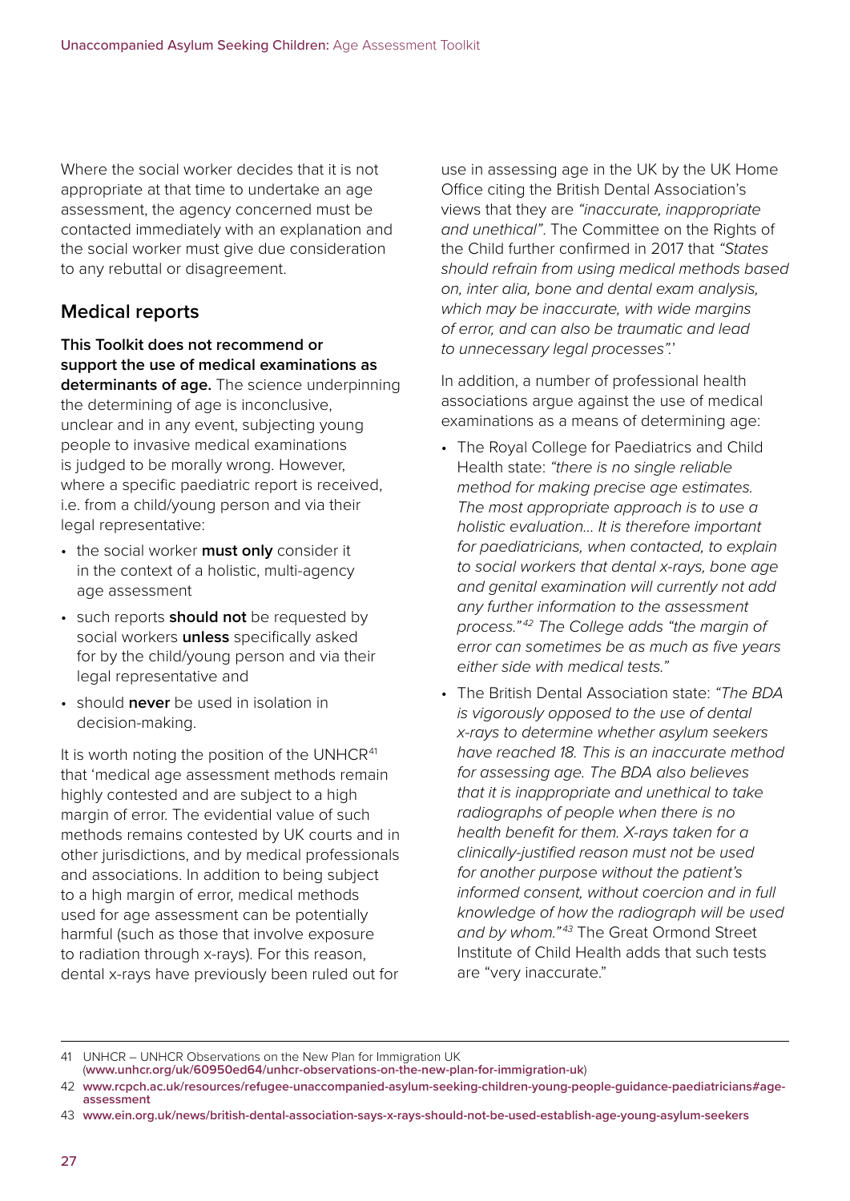Where the social worker decides that it is not appropriate at that time to undertake an age assessment, the agency concerned must be contacted immediately with an explanation and the social worker must give due consideration to any rebuttal or disagreement.

## Medical reports

**This Toolkit does not recommend or support the use of medical examinations as determinants of age.** The science underpinning the determining of age is inconclusive, unclear and in any event, subjecting young people to invasive medical examinations is judged to be morally wrong. However, where a specific paediatric report is received, i.e. from a child/young person and via their legal representative:

- the social worker **must only** consider it in the context of a holistic, multi-agency age assessment
- such reports **should not** be requested by social workers **unless** specifically asked for by the child/young person and via their legal representative and
- should **never** be used in isolation in decision-making.

It is worth noting the position of the UNHCR[41] that 'medical age assessment methods remain highly contested and are subject to a high margin of error. The evidential value of such methods remains contested by UK courts and in other jurisdictions, and by medical professionals and associations. In addition to being subject to a high margin of error, medical methods used for age assessment can be potentially harmful (such as those that involve exposure to radiation through x-rays). For this reason, dental x-rays have previously been ruled out for use in assessing age in the UK by the UK Home Office citing the British Dental Association's views that they are *"inaccurate, inappropriate and unethical"*. The Committee on the Rights of the Child further confirmed in 2017 that *"States should refrain from using medical methods based on, inter alia, bone and dental exam analysis, which may be inaccurate, with wide margins of error, and can also be traumatic and lead to unnecessary legal processes".*'

In addition, a number of professional health associations argue against the use of medical examinations as a means of determining age:

- The Royal College for Paediatrics and Child Health state: *"there is no single reliable method for making precise age estimates. The most appropriate approach is to use a holistic evaluation… It is therefore important for paediatricians, when contacted, to explain to social workers that dental x-rays, bone age and genital examination will currently not add any further information to the assessment process."*[42] *The College adds "the margin of error can sometimes be as much as five years either side with medical tests."*
- The British Dental Association state: *"The BDA is vigorously opposed to the use of dental x-rays to determine whether asylum seekers have reached 18. This is an inaccurate method for assessing age. The BDA also believes that it is inappropriate and unethical to take radiographs of people when there is no health benefit for them. X-rays taken for a clinically-justified reason must not be used for another purpose without the patient's informed consent, without coercion and in full knowledge of how the radiograph will be used and by whom."*[43] The Great Ormond Street Institute of Child Health adds that such tests are "very inaccurate."

---

41 UNHCR – UNHCR Observations on the New Plan for Immigration UK (**www.unhcr.org/uk/60950ed64/unhcr-observations-on-the-new-plan-for-immigration-uk**)

42 **www.rcpch.ac.uk/resources/refugee-unaccompanied-asylum-seeking-children-young-people-guidance-paediatricians#age-assessment**

43 **www.ein.org.uk/news/british-dental-association-says-x-rays-should-not-be-used-establish-age-young-asylum-seekers**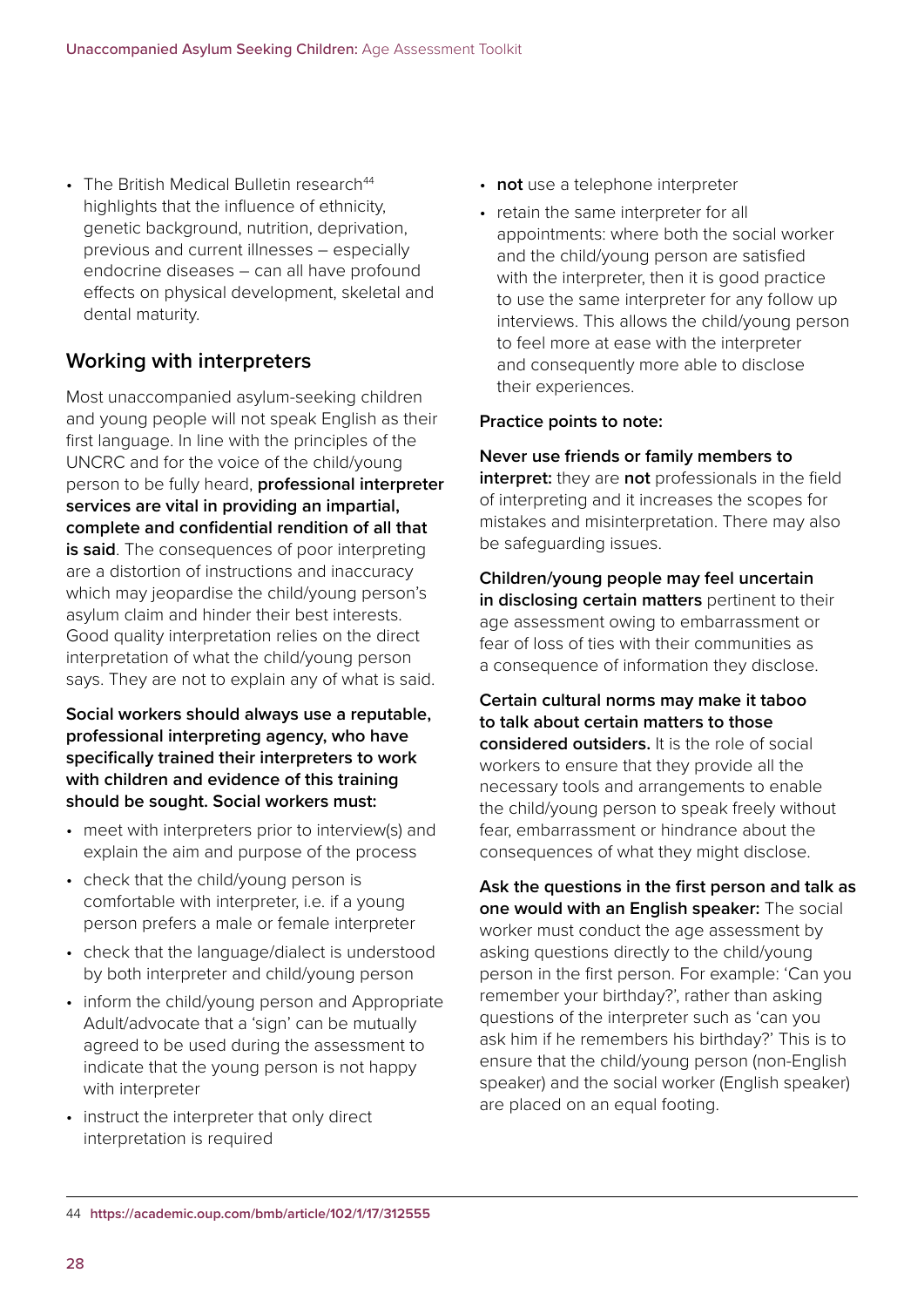- The British Medical Bulletin research[44] highlights that the influence of ethnicity, genetic background, nutrition, deprivation, previous and current illnesses – especially endocrine diseases – can all have profound effects on physical development, skeletal and dental maturity.

## Working with interpreters

Most unaccompanied asylum-seeking children and young people will not speak English as their first language. In line with the principles of the UNCRC and for the voice of the child/young person to be fully heard, **professional interpreter services are vital in providing an impartial, complete and confidential rendition of all that is said**. The consequences of poor interpreting are a distortion of instructions and inaccuracy which may jeopardise the child/young person's asylum claim and hinder their best interests. Good quality interpretation relies on the direct interpretation of what the child/young person says. They are not to explain any of what is said.

**Social workers should always use a reputable, professional interpreting agency, who have specifically trained their interpreters to work with children and evidence of this training should be sought. Social workers must:**

- meet with interpreters prior to interview(s) and explain the aim and purpose of the process
- check that the child/young person is comfortable with interpreter, i.e. if a young person prefers a male or female interpreter
- check that the language/dialect is understood by both interpreter and child/young person
- inform the child/young person and Appropriate Adult/advocate that a 'sign' can be mutually agreed to be used during the assessment to indicate that the young person is not happy with interpreter
- instruct the interpreter that only direct interpretation is required
- **not** use a telephone interpreter
- retain the same interpreter for all appointments: where both the social worker and the child/young person are satisfied with the interpreter, then it is good practice to use the same interpreter for any follow up interviews. This allows the child/young person to feel more at ease with the interpreter and consequently more able to disclose their experiences.

**Practice points to note:**

**Never use friends or family members to interpret:** they are **not** professionals in the field of interpreting and it increases the scopes for mistakes and misinterpretation. There may also be safeguarding issues.

**Children/young people may feel uncertain in disclosing certain matters** pertinent to their age assessment owing to embarrassment or fear of loss of ties with their communities as a consequence of information they disclose.

**Certain cultural norms may make it taboo to talk about certain matters to those considered outsiders.** It is the role of social workers to ensure that they provide all the necessary tools and arrangements to enable the child/young person to speak freely without fear, embarrassment or hindrance about the consequences of what they might disclose.

**Ask the questions in the first person and talk as one would with an English speaker:** The social worker must conduct the age assessment by asking questions directly to the child/young person in the first person. For example: 'Can you remember your birthday?', rather than asking questions of the interpreter such as 'can you ask him if he remembers his birthday?' This is to ensure that the child/young person (non-English speaker) and the social worker (English speaker) are placed on an equal footing.

---

44 **https://academic.oup.com/bmb/article/102/1/17/312555**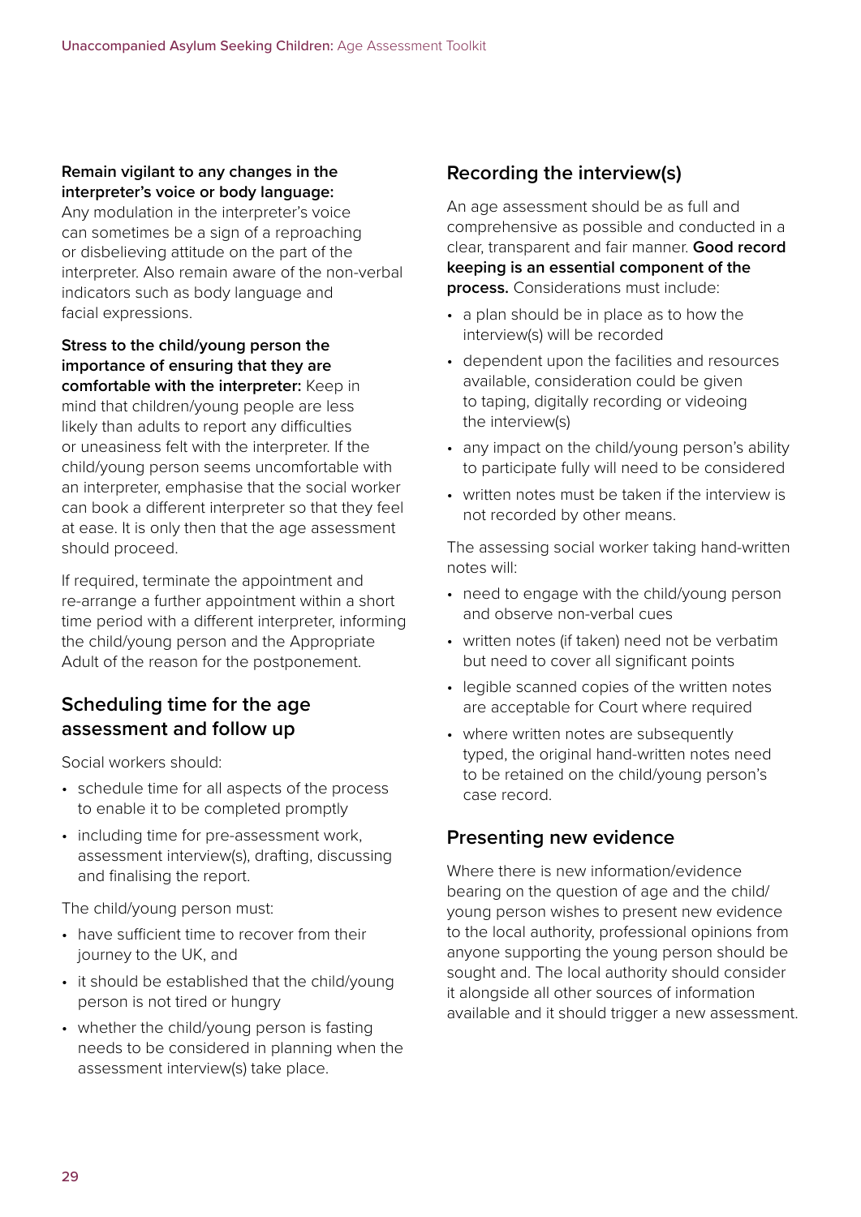**Remain vigilant to any changes in the interpreter's voice or body language:** Any modulation in the interpreter's voice can sometimes be a sign of a reproaching or disbelieving attitude on the part of the interpreter. Also remain aware of the non-verbal indicators such as body language and facial expressions.

**Stress to the child/young person the importance of ensuring that they are comfortable with the interpreter:** Keep in mind that children/young people are less likely than adults to report any difficulties or uneasiness felt with the interpreter. If the child/young person seems uncomfortable with an interpreter, emphasise that the social worker can book a different interpreter so that they feel at ease. It is only then that the age assessment should proceed.

If required, terminate the appointment and re-arrange a further appointment within a short time period with a different interpreter, informing the child/young person and the Appropriate Adult of the reason for the postponement.

## Scheduling time for the age assessment and follow up

Social workers should:

- schedule time for all aspects of the process to enable it to be completed promptly
- including time for pre-assessment work, assessment interview(s), drafting, discussing and finalising the report.

The child/young person must:

- have sufficient time to recover from their journey to the UK, and
- it should be established that the child/young person is not tired or hungry
- whether the child/young person is fasting needs to be considered in planning when the assessment interview(s) take place.

## Recording the interview(s)

An age assessment should be as full and comprehensive as possible and conducted in a clear, transparent and fair manner. **Good record keeping is an essential component of the process.** Considerations must include:

- a plan should be in place as to how the interview(s) will be recorded
- dependent upon the facilities and resources available, consideration could be given to taping, digitally recording or videoing the interview(s)
- any impact on the child/young person's ability to participate fully will need to be considered
- written notes must be taken if the interview is not recorded by other means.

The assessing social worker taking hand-written notes will:

- need to engage with the child/young person and observe non-verbal cues
- written notes (if taken) need not be verbatim but need to cover all significant points
- legible scanned copies of the written notes are acceptable for Court where required
- where written notes are subsequently typed, the original hand-written notes need to be retained on the child/young person's case record.

## Presenting new evidence

Where there is new information/evidence bearing on the question of age and the child/young person wishes to present new evidence to the local authority, professional opinions from anyone supporting the young person should be sought and. The local authority should consider it alongside all other sources of information available and it should trigger a new assessment.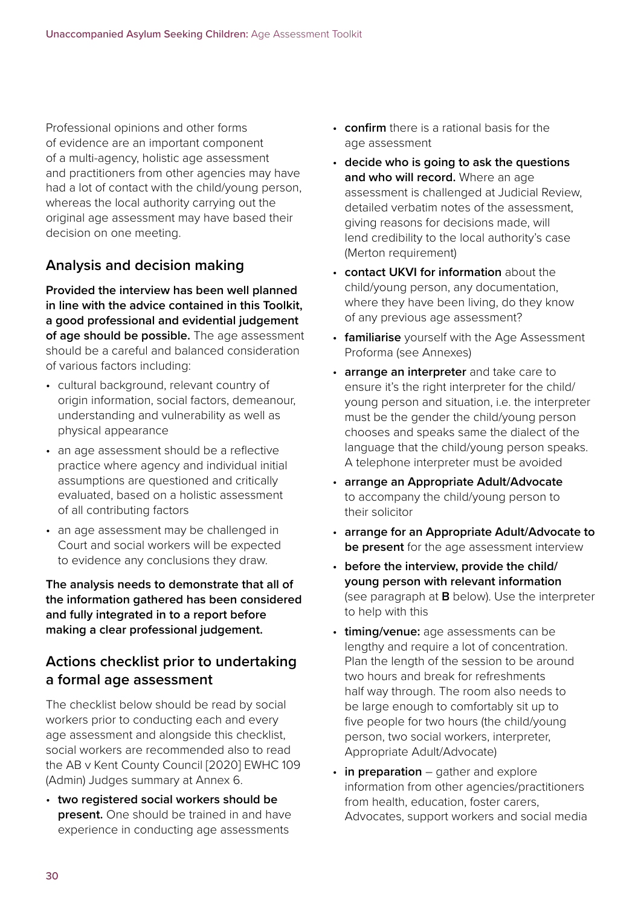Professional opinions and other forms of evidence are an important component of a multi-agency, holistic age assessment and practitioners from other agencies may have had a lot of contact with the child/young person, whereas the local authority carrying out the original age assessment may have based their decision on one meeting.

## Analysis and decision making

**Provided the interview has been well planned in line with the advice contained in this Toolkit, a good professional and evidential judgement of age should be possible.** The age assessment should be a careful and balanced consideration of various factors including:

- cultural background, relevant country of origin information, social factors, demeanour, understanding and vulnerability as well as physical appearance
- an age assessment should be a reflective practice where agency and individual initial assumptions are questioned and critically evaluated, based on a holistic assessment of all contributing factors
- an age assessment may be challenged in Court and social workers will be expected to evidence any conclusions they draw.

**The analysis needs to demonstrate that all of the information gathered has been considered and fully integrated in to a report before making a clear professional judgement.**

## Actions checklist prior to undertaking a formal age assessment

The checklist below should be read by social workers prior to conducting each and every age assessment and alongside this checklist, social workers are recommended also to read the AB v Kent County Council [2020] EWHC 109 (Admin) Judges summary at Annex 6.

- **two registered social workers should be present.** One should be trained in and have experience in conducting age assessments
- **confirm** there is a rational basis for the age assessment
- **decide who is going to ask the questions and who will record.** Where an age assessment is challenged at Judicial Review, detailed verbatim notes of the assessment, giving reasons for decisions made, will lend credibility to the local authority's case (Merton requirement)
- **contact UKVI for information** about the child/young person, any documentation, where they have been living, do they know of any previous age assessment?
- **familiarise** yourself with the Age Assessment Proforma (see Annexes)
- **arrange an interpreter** and take care to ensure it's the right interpreter for the child/young person and situation, i.e. the interpreter must be the gender the child/young person chooses and speaks same the dialect of the language that the child/young person speaks. A telephone interpreter must be avoided
- **arrange an Appropriate Adult/Advocate** to accompany the child/young person to their solicitor
- **arrange for an Appropriate Adult/Advocate to be present** for the age assessment interview
- **before the interview, provide the child/young person with relevant information** (see paragraph at **B** below). Use the interpreter to help with this
- **timing/venue:** age assessments can be lengthy and require a lot of concentration. Plan the length of the session to be around two hours and break for refreshments half way through. The room also needs to be large enough to comfortably sit up to five people for two hours (the child/young person, two social workers, interpreter, Appropriate Adult/Advocate)
- **in preparation** – gather and explore information from other agencies/practitioners from health, education, foster carers, Advocates, support workers and social media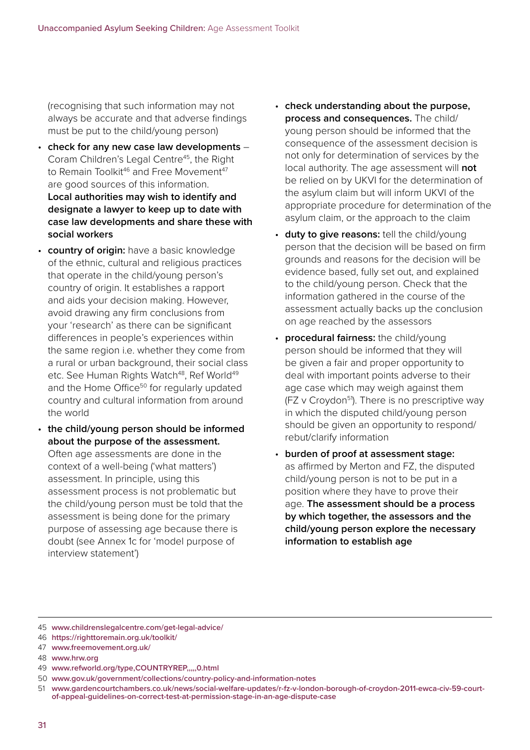(recognising that such information may not always be accurate and that adverse findings must be put to the child/young person)

- **check for any new case law developments** – Coram Children's Legal Centre[45], the Right to Remain Toolkit[46] and Free Movement[47] are good sources of this information. **Local authorities may wish to identify and designate a lawyer to keep up to date with case law developments and share these with social workers**
- **country of origin:** have a basic knowledge of the ethnic, cultural and religious practices that operate in the child/young person's country of origin. It establishes a rapport and aids your decision making. However, avoid drawing any firm conclusions from your 'research' as there can be significant differences in people's experiences within the same region i.e. whether they come from a rural or urban background, their social class etc. See Human Rights Watch[48], Ref World[49] and the Home Office[50] for regularly updated country and cultural information from around the world
- **the child/young person should be informed about the purpose of the assessment.** Often age assessments are done in the context of a well-being ('what matters') assessment. In principle, using this assessment process is not problematic but the child/young person must be told that the assessment is being done for the primary purpose of assessing age because there is doubt (see Annex 1c for 'model purpose of interview statement')
- **check understanding about the purpose, process and consequences.** The child/young person should be informed that the consequence of the assessment decision is not only for determination of services by the local authority. The age assessment will **not** be relied on by UKVI for the determination of the asylum claim but will inform UKVI of the appropriate procedure for determination of the asylum claim, or the approach to the claim
- **duty to give reasons:** tell the child/young person that the decision will be based on firm grounds and reasons for the decision will be evidence based, fully set out, and explained to the child/young person. Check that the information gathered in the course of the assessment actually backs up the conclusion on age reached by the assessors
- **procedural fairness:** the child/young person should be informed that they will be given a fair and proper opportunity to deal with important points adverse to their age case which may weigh against them (FZ v Croydon[51]). There is no prescriptive way in which the disputed child/young person should be given an opportunity to respond/rebut/clarify information
- **burden of proof at assessment stage:** as affirmed by Merton and FZ, the disputed child/young person is not to be put in a position where they have to prove their age. **The assessment should be a process by which together, the assessors and the child/young person explore the necessary information to establish age**

---

45 www.childrenslegalcentre.com/get-legal-advice/
46 https://righttoremain.org.uk/toolkit/
47 www.freemovement.org.uk/
48 www.hrw.org
49 www.refworld.org/type,COUNTRYREP,,,,,0.html
50 www.gov.uk/government/collections/country-policy-and-information-notes
51 www.gardencourtchambers.co.uk/news/social-welfare-updates/r-fz-v-london-borough-of-croydon-2011-ewca-civ-59-court-of-appeal-guidelines-on-correct-test-at-permission-stage-in-an-age-dispute-case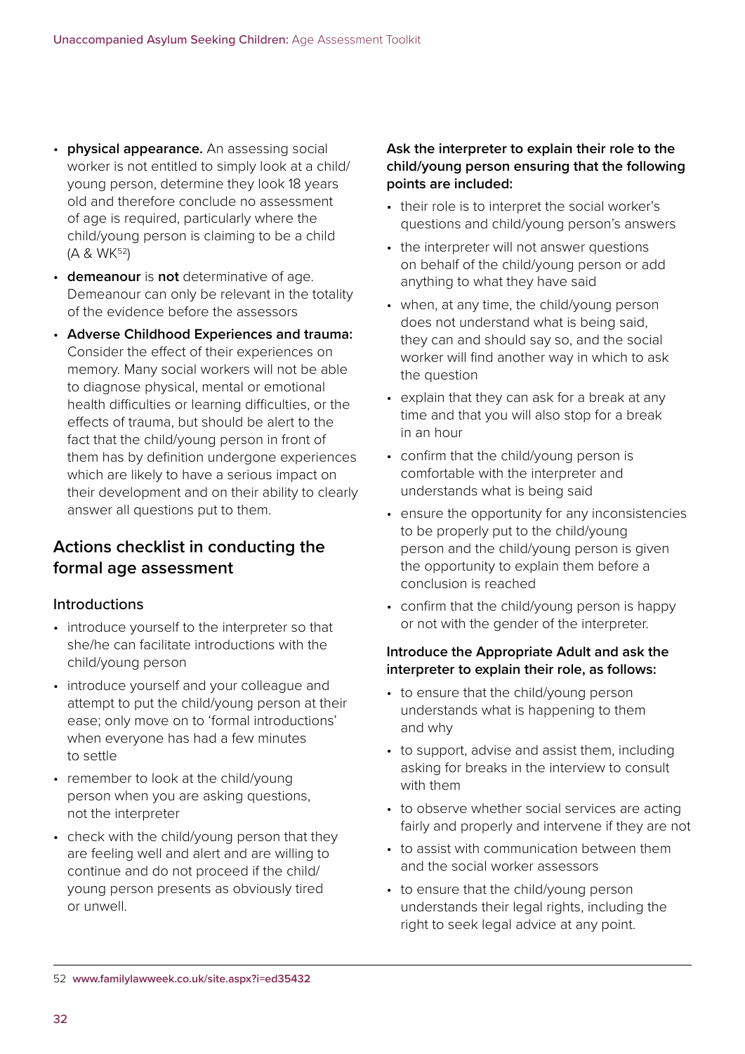- **physical appearance.** An assessing social worker is not entitled to simply look at a child/young person, determine they look 18 years old and therefore conclude no assessment of age is required, particularly where the child/young person is claiming to be a child (A & WK[52])
- **demeanour** is **not** determinative of age. Demeanour can only be relevant in the totality of the evidence before the assessors
- **Adverse Childhood Experiences and trauma:** Consider the effect of their experiences on memory. Many social workers will not be able to diagnose physical, mental or emotional health difficulties or learning difficulties, or the effects of trauma, but should be alert to the fact that the child/young person in front of them has by definition undergone experiences which are likely to have a serious impact on their development and on their ability to clearly answer all questions put to them.

## Actions checklist in conducting the formal age assessment

### Introductions

- introduce yourself to the interpreter so that she/he can facilitate introductions with the child/young person
- introduce yourself and your colleague and attempt to put the child/young person at their ease; only move on to 'formal introductions' when everyone has had a few minutes to settle
- remember to look at the child/young person when you are asking questions, not the interpreter
- check with the child/young person that they are feeling well and alert and are willing to continue and do not proceed if the child/young person presents as obviously tired or unwell.

**Ask the interpreter to explain their role to the child/young person ensuring that the following points are included:**

- their role is to interpret the social worker's questions and child/young person's answers
- the interpreter will not answer questions on behalf of the child/young person or add anything to what they have said
- when, at any time, the child/young person does not understand what is being said, they can and should say so, and the social worker will find another way in which to ask the question
- explain that they can ask for a break at any time and that you will also stop for a break in an hour
- confirm that the child/young person is comfortable with the interpreter and understands what is being said
- ensure the opportunity for any inconsistencies to be properly put to the child/young person and the child/young person is given the opportunity to explain them before a conclusion is reached
- confirm that the child/young person is happy or not with the gender of the interpreter.

**Introduce the Appropriate Adult and ask the interpreter to explain their role, as follows:**

- to ensure that the child/young person understands what is happening to them and why
- to support, advise and assist them, including asking for breaks in the interview to consult with them
- to observe whether social services are acting fairly and properly and intervene if they are not
- to assist with communication between them and the social worker assessors
- to ensure that the child/young person understands their legal rights, including the right to seek legal advice at any point.

---

52 **www.familylawweek.co.uk/site.aspx?i=ed35432**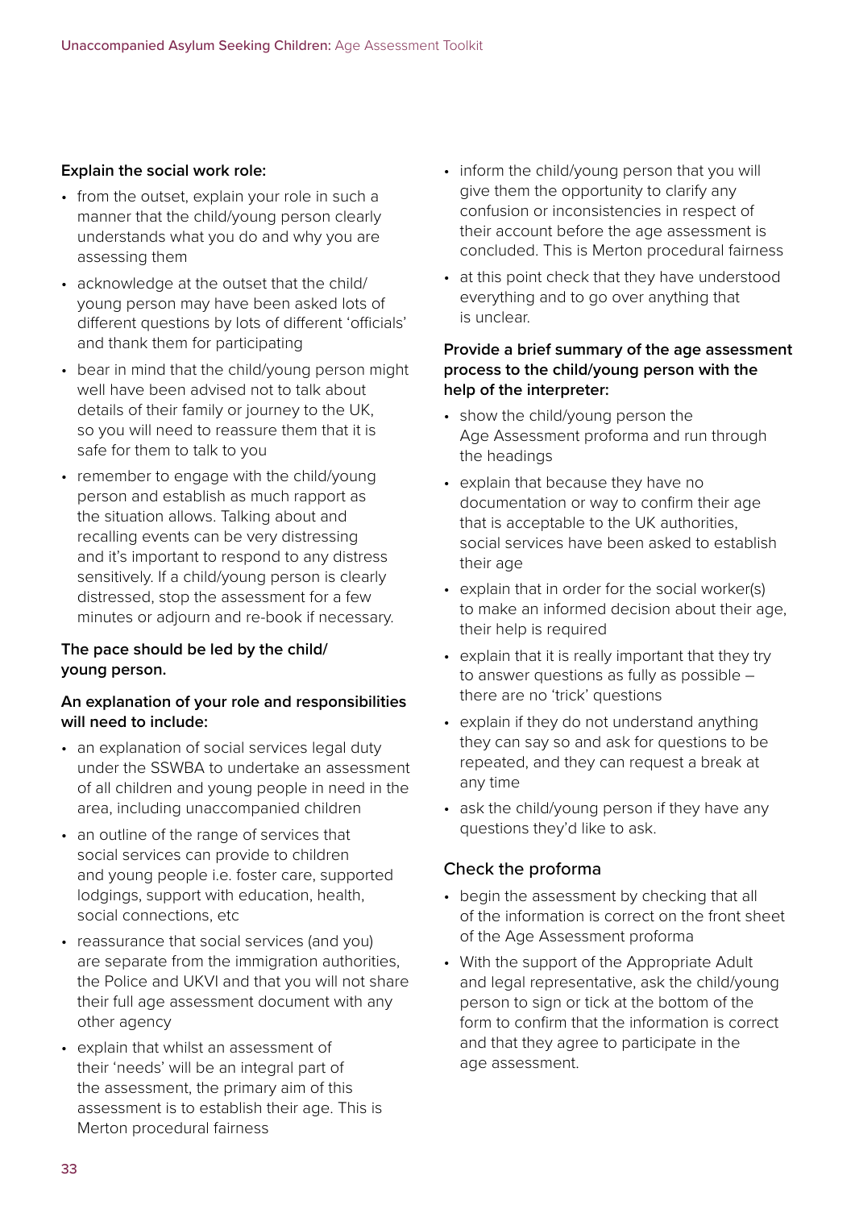**Explain the social work role:**

- from the outset, explain your role in such a manner that the child/young person clearly understands what you do and why you are assessing them
- acknowledge at the outset that the child/young person may have been asked lots of different questions by lots of different 'officials' and thank them for participating
- bear in mind that the child/young person might well have been advised not to talk about details of their family or journey to the UK, so you will need to reassure them that it is safe for them to talk to you
- remember to engage with the child/young person and establish as much rapport as the situation allows. Talking about and recalling events can be very distressing and it's important to respond to any distress sensitively. If a child/young person is clearly distressed, stop the assessment for a few minutes or adjourn and re-book if necessary.

**The pace should be led by the child/young person.**

**An explanation of your role and responsibilities will need to include:**

- an explanation of social services legal duty under the SSWBA to undertake an assessment of all children and young people in need in the area, including unaccompanied children
- an outline of the range of services that social services can provide to children and young people i.e. foster care, supported lodgings, support with education, health, social connections, etc
- reassurance that social services (and you) are separate from the immigration authorities, the Police and UKVI and that you will not share their full age assessment document with any other agency
- explain that whilst an assessment of their 'needs' will be an integral part of the assessment, the primary aim of this assessment is to establish their age. This is Merton procedural fairness
- inform the child/young person that you will give them the opportunity to clarify any confusion or inconsistencies in respect of their account before the age assessment is concluded. This is Merton procedural fairness
- at this point check that they have understood everything and to go over anything that is unclear.

**Provide a brief summary of the age assessment process to the child/young person with the help of the interpreter:**

- show the child/young person the Age Assessment proforma and run through the headings
- explain that because they have no documentation or way to confirm their age that is acceptable to the UK authorities, social services have been asked to establish their age
- explain that in order for the social worker(s) to make an informed decision about their age, their help is required
- explain that it is really important that they try to answer questions as fully as possible – there are no 'trick' questions
- explain if they do not understand anything they can say so and ask for questions to be repeated, and they can request a break at any time
- ask the child/young person if they have any questions they'd like to ask.

## Check the proforma

- begin the assessment by checking that all of the information is correct on the front sheet of the Age Assessment proforma
- With the support of the Appropriate Adult and legal representative, ask the child/young person to sign or tick at the bottom of the form to confirm that the information is correct and that they agree to participate in the age assessment.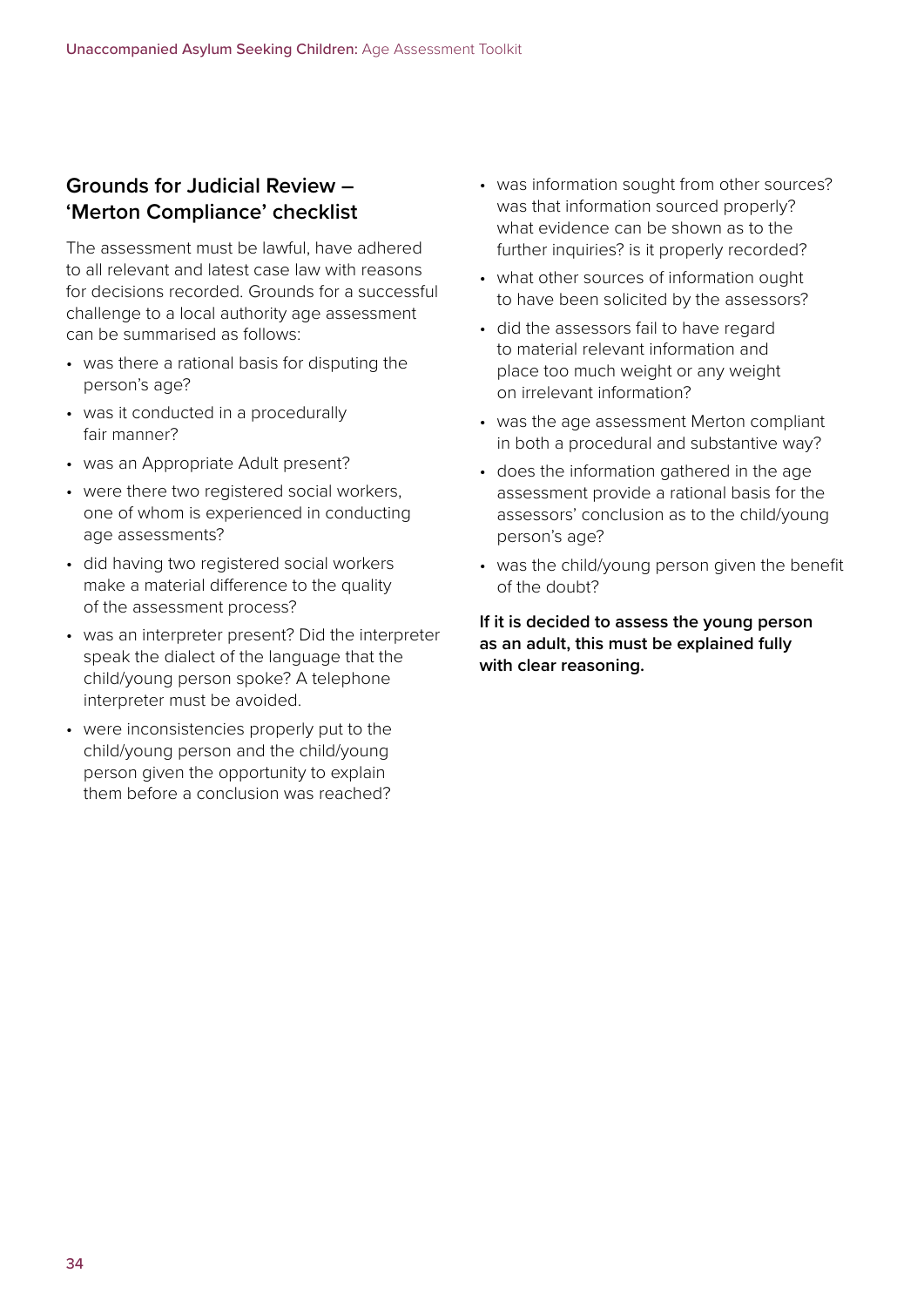## Grounds for Judicial Review – 'Merton Compliance' checklist

The assessment must be lawful, have adhered to all relevant and latest case law with reasons for decisions recorded. Grounds for a successful challenge to a local authority age assessment can be summarised as follows:

- was there a rational basis for disputing the person's age?
- was it conducted in a procedurally fair manner?
- was an Appropriate Adult present?
- were there two registered social workers, one of whom is experienced in conducting age assessments?
- did having two registered social workers make a material difference to the quality of the assessment process?
- was an interpreter present? Did the interpreter speak the dialect of the language that the child/young person spoke? A telephone interpreter must be avoided.
- were inconsistencies properly put to the child/young person and the child/young person given the opportunity to explain them before a conclusion was reached?
- was information sought from other sources? was that information sourced properly? what evidence can be shown as to the further inquiries? is it properly recorded?
- what other sources of information ought to have been solicited by the assessors?
- did the assessors fail to have regard to material relevant information and place too much weight or any weight on irrelevant information?
- was the age assessment Merton compliant in both a procedural and substantive way?
- does the information gathered in the age assessment provide a rational basis for the assessors' conclusion as to the child/young person's age?
- was the child/young person given the benefit of the doubt?

**If it is decided to assess the young person as an adult, this must be explained fully with clear reasoning.**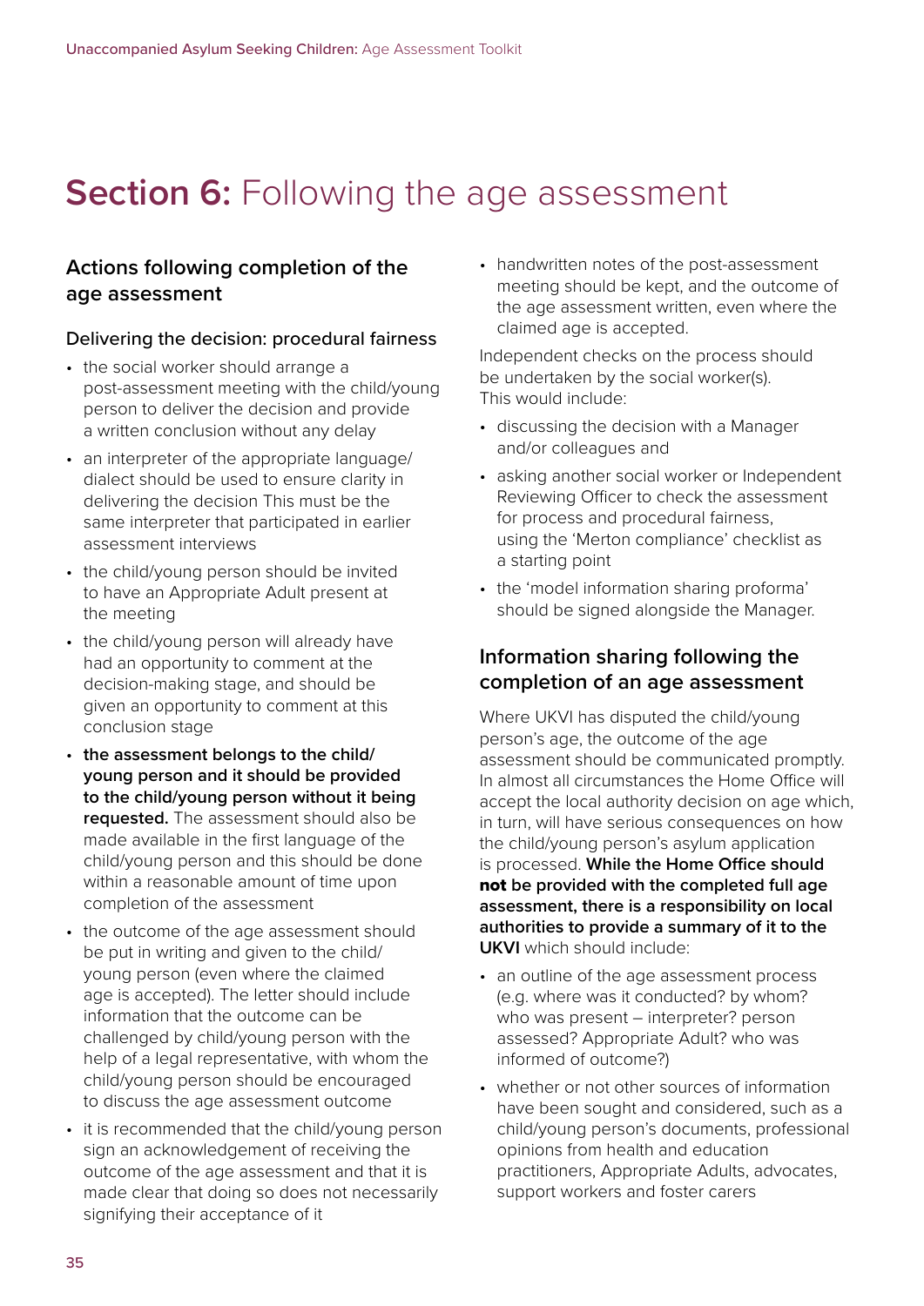# **Section 6:** Following the age assessment

## Actions following completion of the age assessment

### Delivering the decision: procedural fairness

- the social worker should arrange a post-assessment meeting with the child/young person to deliver the decision and provide a written conclusion without any delay
- an interpreter of the appropriate language/dialect should be used to ensure clarity in delivering the decision This must be the same interpreter that participated in earlier assessment interviews
- the child/young person should be invited to have an Appropriate Adult present at the meeting
- the child/young person will already have had an opportunity to comment at the decision-making stage, and should be given an opportunity to comment at this conclusion stage
- **the assessment belongs to the child/young person and it should be provided to the child/young person without it being requested.** The assessment should also be made available in the first language of the child/young person and this should be done within a reasonable amount of time upon completion of the assessment
- the outcome of the age assessment should be put in writing and given to the child/young person (even where the claimed age is accepted). The letter should include information that the outcome can be challenged by child/young person with the help of a legal representative, with whom the child/young person should be encouraged to discuss the age assessment outcome
- it is recommended that the child/young person sign an acknowledgement of receiving the outcome of the age assessment and that it is made clear that doing so does not necessarily signifying their acceptance of it
- handwritten notes of the post-assessment meeting should be kept, and the outcome of the age assessment written, even where the claimed age is accepted.

Independent checks on the process should be undertaken by the social worker(s). This would include:

- discussing the decision with a Manager and/or colleagues and
- asking another social worker or Independent Reviewing Officer to check the assessment for process and procedural fairness, using the 'Merton compliance' checklist as a starting point
- the 'model information sharing proforma' should be signed alongside the Manager.

## Information sharing following the completion of an age assessment

Where UKVI has disputed the child/young person's age, the outcome of the age assessment should be communicated promptly. In almost all circumstances the Home Office will accept the local authority decision on age which, in turn, will have serious consequences on how the child/young person's asylum application is processed. **While the Home Office should not be provided with the completed full age assessment, there is a responsibility on local authorities to provide a summary of it to the UKVI** which should include:

- an outline of the age assessment process (e.g. where was it conducted? by whom? who was present – interpreter? person assessed? Appropriate Adult? who was informed of outcome?)
- whether or not other sources of information have been sought and considered, such as a child/young person's documents, professional opinions from health and education practitioners, Appropriate Adults, advocates, support workers and foster carers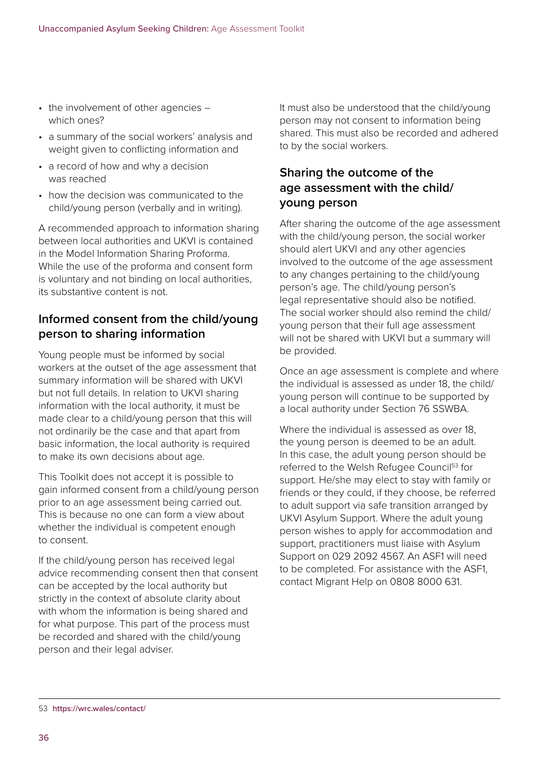- the involvement of other agencies – which ones?
- a summary of the social workers' analysis and weight given to conflicting information and
- a record of how and why a decision was reached
- how the decision was communicated to the child/young person (verbally and in writing).

A recommended approach to information sharing between local authorities and UKVI is contained in the Model Information Sharing Proforma. While the use of the proforma and consent form is voluntary and not binding on local authorities, its substantive content is not.

## Informed consent from the child/young person to sharing information

Young people must be informed by social workers at the outset of the age assessment that summary information will be shared with UKVI but not full details. In relation to UKVI sharing information with the local authority, it must be made clear to a child/young person that this will not ordinarily be the case and that apart from basic information, the local authority is required to make its own decisions about age.

This Toolkit does not accept it is possible to gain informed consent from a child/young person prior to an age assessment being carried out. This is because no one can form a view about whether the individual is competent enough to consent.

If the child/young person has received legal advice recommending consent then that consent can be accepted by the local authority but strictly in the context of absolute clarity about with whom the information is being shared and for what purpose. This part of the process must be recorded and shared with the child/young person and their legal adviser.

It must also be understood that the child/young person may not consent to information being shared. This must also be recorded and adhered to by the social workers.

## Sharing the outcome of the age assessment with the child/young person

After sharing the outcome of the age assessment with the child/young person, the social worker should alert UKVI and any other agencies involved to the outcome of the age assessment to any changes pertaining to the child/young person's age. The child/young person's legal representative should also be notified. The social worker should also remind the child/young person that their full age assessment will not be shared with UKVI but a summary will be provided.

Once an age assessment is complete and where the individual is assessed as under 18, the child/young person will continue to be supported by a local authority under Section 76 SSWBA.

Where the individual is assessed as over 18, the young person is deemed to be an adult. In this case, the adult young person should be referred to the Welsh Refugee Council[53] for support. He/she may elect to stay with family or friends or they could, if they choose, be referred to adult support via safe transition arranged by UKVI Asylum Support. Where the adult young person wishes to apply for accommodation and support, practitioners must liaise with Asylum Support on 029 2092 4567. An ASF1 will need to be completed. For assistance with the ASF1, contact Migrant Help on 0808 8000 631.

---

53 **https://wrc.wales/contact/**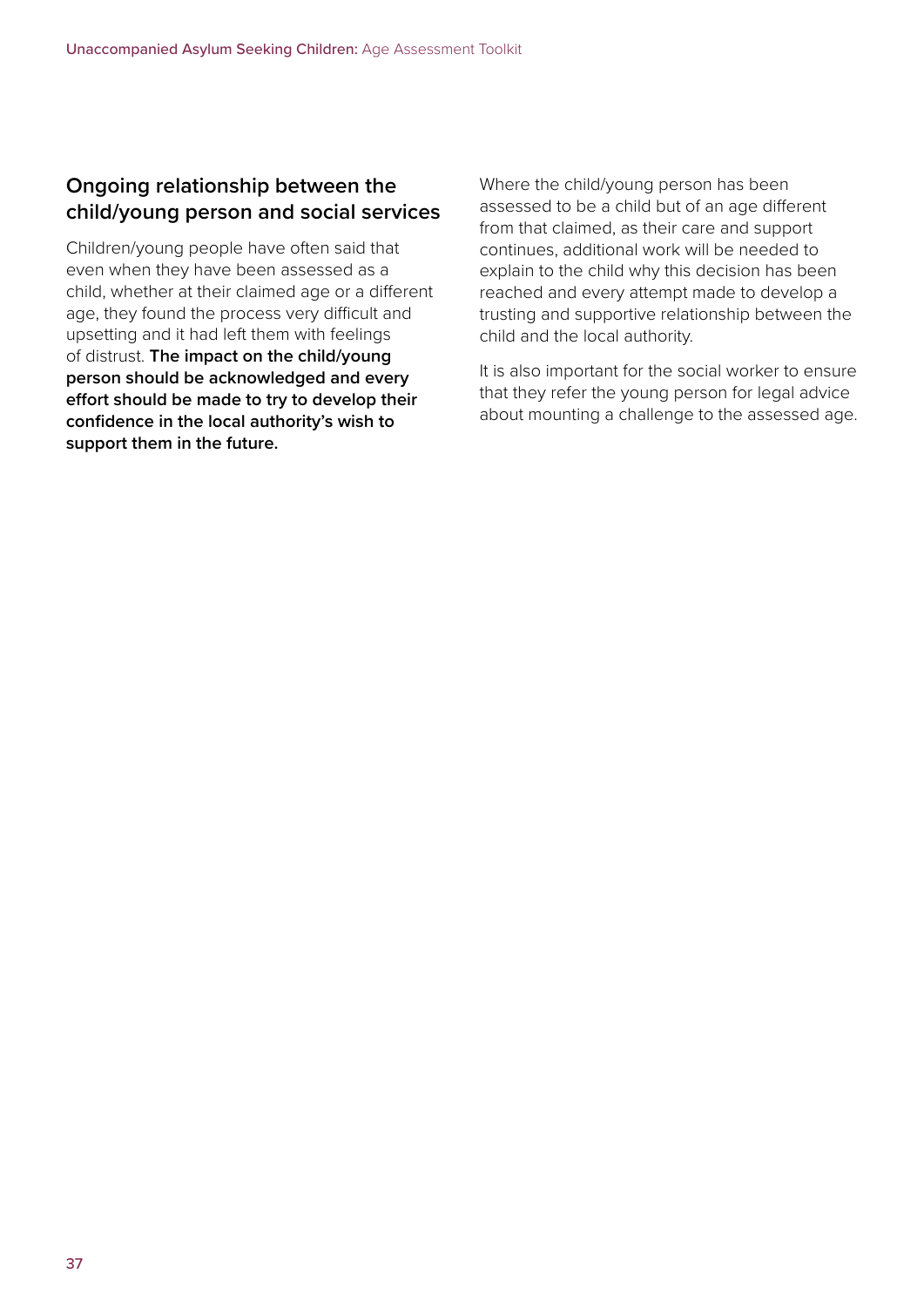## Ongoing relationship between the child/young person and social services

Children/young people have often said that even when they have been assessed as a child, whether at their claimed age or a different age, they found the process very difficult and upsetting and it had left them with feelings of distrust. **The impact on the child/young person should be acknowledged and every effort should be made to try to develop their confidence in the local authority's wish to support them in the future.**

Where the child/young person has been assessed to be a child but of an age different from that claimed, as their care and support continues, additional work will be needed to explain to the child why this decision has been reached and every attempt made to develop a trusting and supportive relationship between the child and the local authority.

It is also important for the social worker to ensure that they refer the young person for legal advice about mounting a challenge to the assessed age.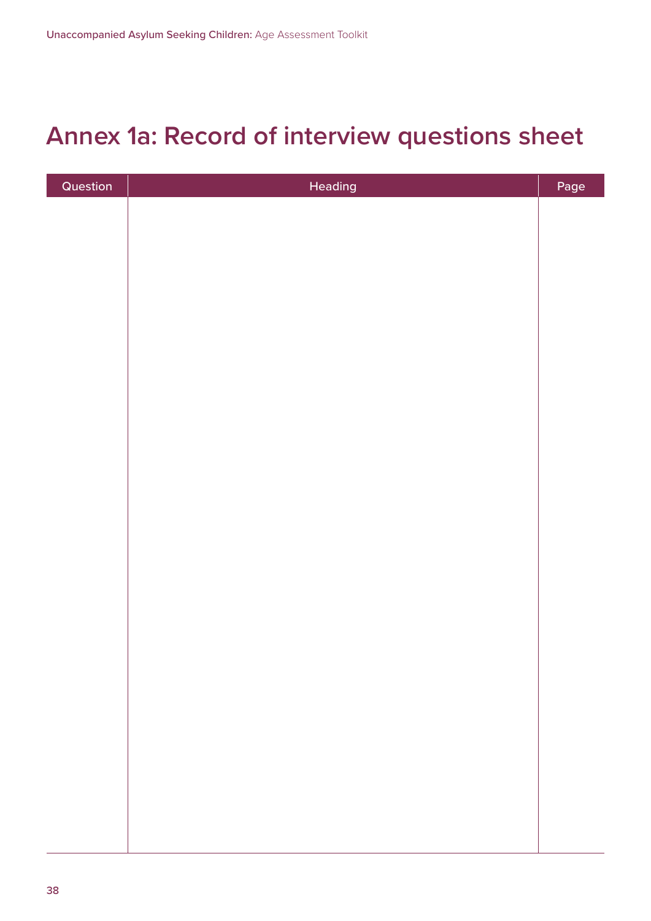# Annex 1a: Record of interview questions sheet

| Question | Heading | Page |
|---|---|---|
| | | |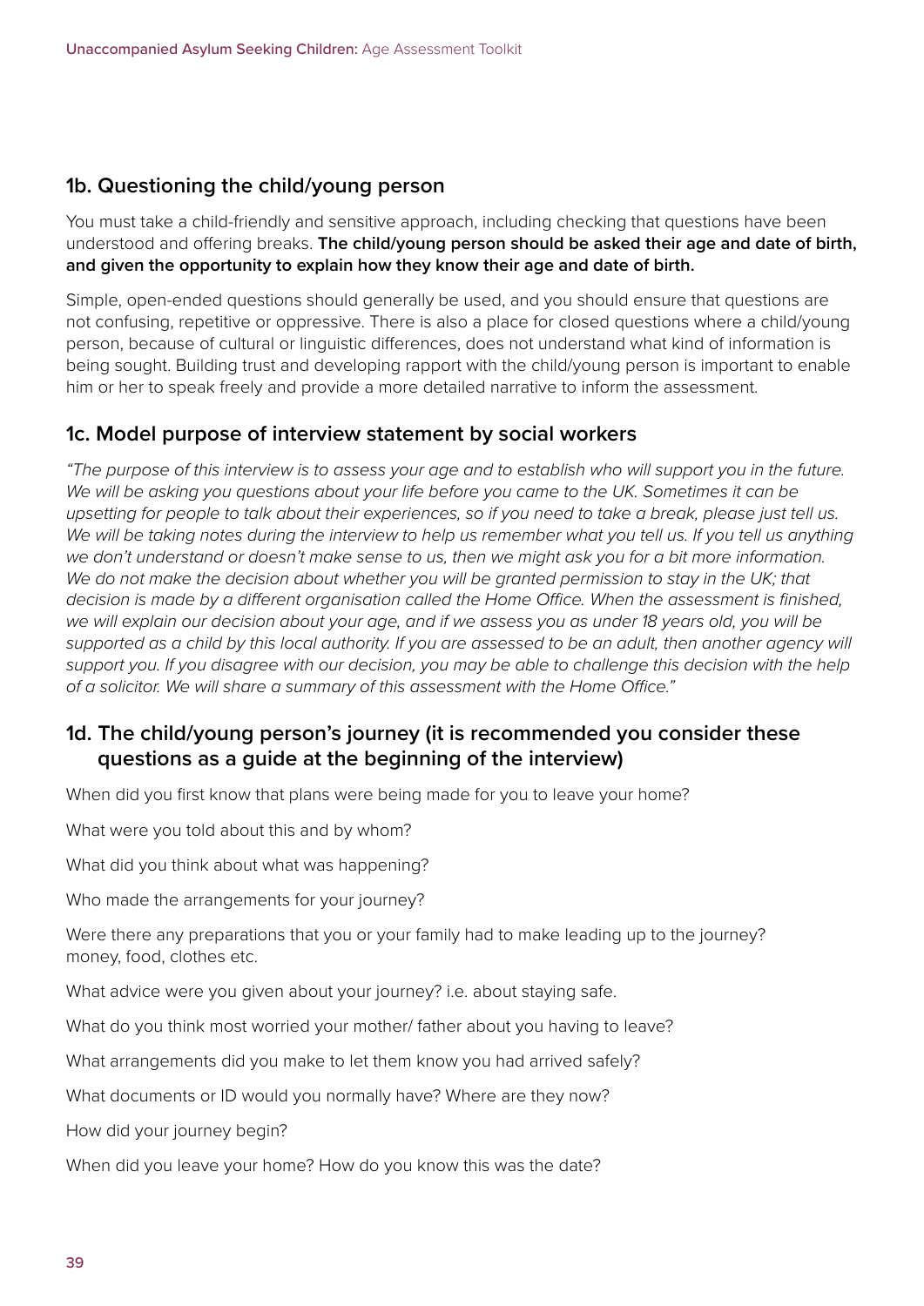## 1b. Questioning the child/young person

You must take a child-friendly and sensitive approach, including checking that questions have been understood and offering breaks. **The child/young person should be asked their age and date of birth, and given the opportunity to explain how they know their age and date of birth.**

Simple, open-ended questions should generally be used, and you should ensure that questions are not confusing, repetitive or oppressive. There is also a place for closed questions where a child/young person, because of cultural or linguistic differences, does not understand what kind of information is being sought. Building trust and developing rapport with the child/young person is important to enable him or her to speak freely and provide a more detailed narrative to inform the assessment.

## 1c. Model purpose of interview statement by social workers

*"The purpose of this interview is to assess your age and to establish who will support you in the future. We will be asking you questions about your life before you came to the UK. Sometimes it can be upsetting for people to talk about their experiences, so if you need to take a break, please just tell us. We will be taking notes during the interview to help us remember what you tell us. If you tell us anything we don't understand or doesn't make sense to us, then we might ask you for a bit more information. We do not make the decision about whether you will be granted permission to stay in the UK; that decision is made by a different organisation called the Home Office. When the assessment is finished, we will explain our decision about your age, and if we assess you as under 18 years old, you will be supported as a child by this local authority. If you are assessed to be an adult, then another agency will support you. If you disagree with our decision, you may be able to challenge this decision with the help of a solicitor. We will share a summary of this assessment with the Home Office."*

## 1d. The child/young person's journey (it is recommended you consider these questions as a guide at the beginning of the interview)

When did you first know that plans were being made for you to leave your home?

What were you told about this and by whom?

What did you think about what was happening?

Who made the arrangements for your journey?

Were there any preparations that you or your family had to make leading up to the journey? money, food, clothes etc.

What advice were you given about your journey? i.e. about staying safe.

What do you think most worried your mother/ father about you having to leave?

What arrangements did you make to let them know you had arrived safely?

What documents or ID would you normally have? Where are they now?

How did your journey begin?

When did you leave your home? How do you know this was the date?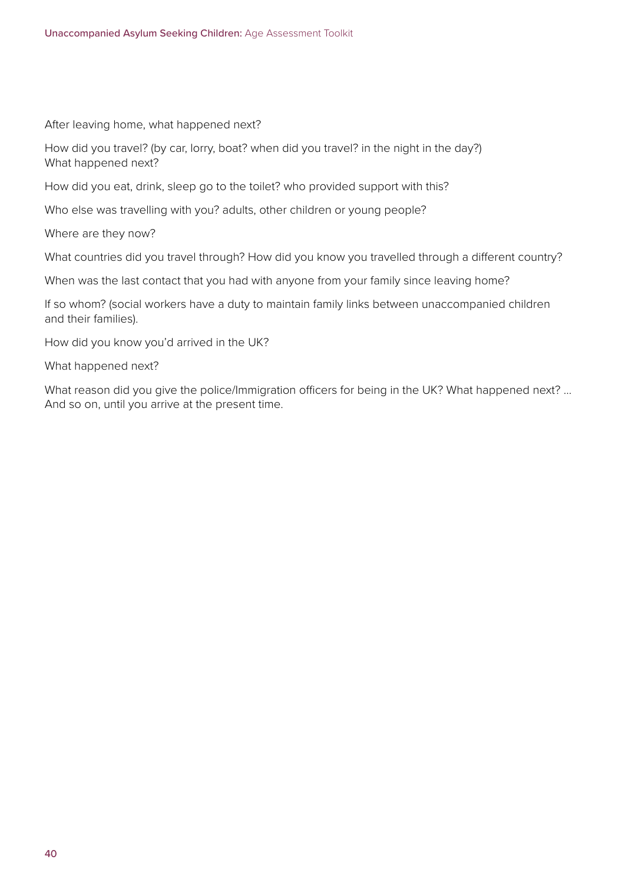After leaving home, what happened next?

How did you travel? (by car, lorry, boat? when did you travel? in the night in the day?)
What happened next?

How did you eat, drink, sleep go to the toilet? who provided support with this?

Who else was travelling with you? adults, other children or young people?

Where are they now?

What countries did you travel through? How did you know you travelled through a different country?

When was the last contact that you had with anyone from your family since leaving home?

If so whom? (social workers have a duty to maintain family links between unaccompanied children and their families).

How did you know you'd arrived in the UK?

What happened next?

What reason did you give the police/Immigration officers for being in the UK? What happened next? ...
And so on, until you arrive at the present time.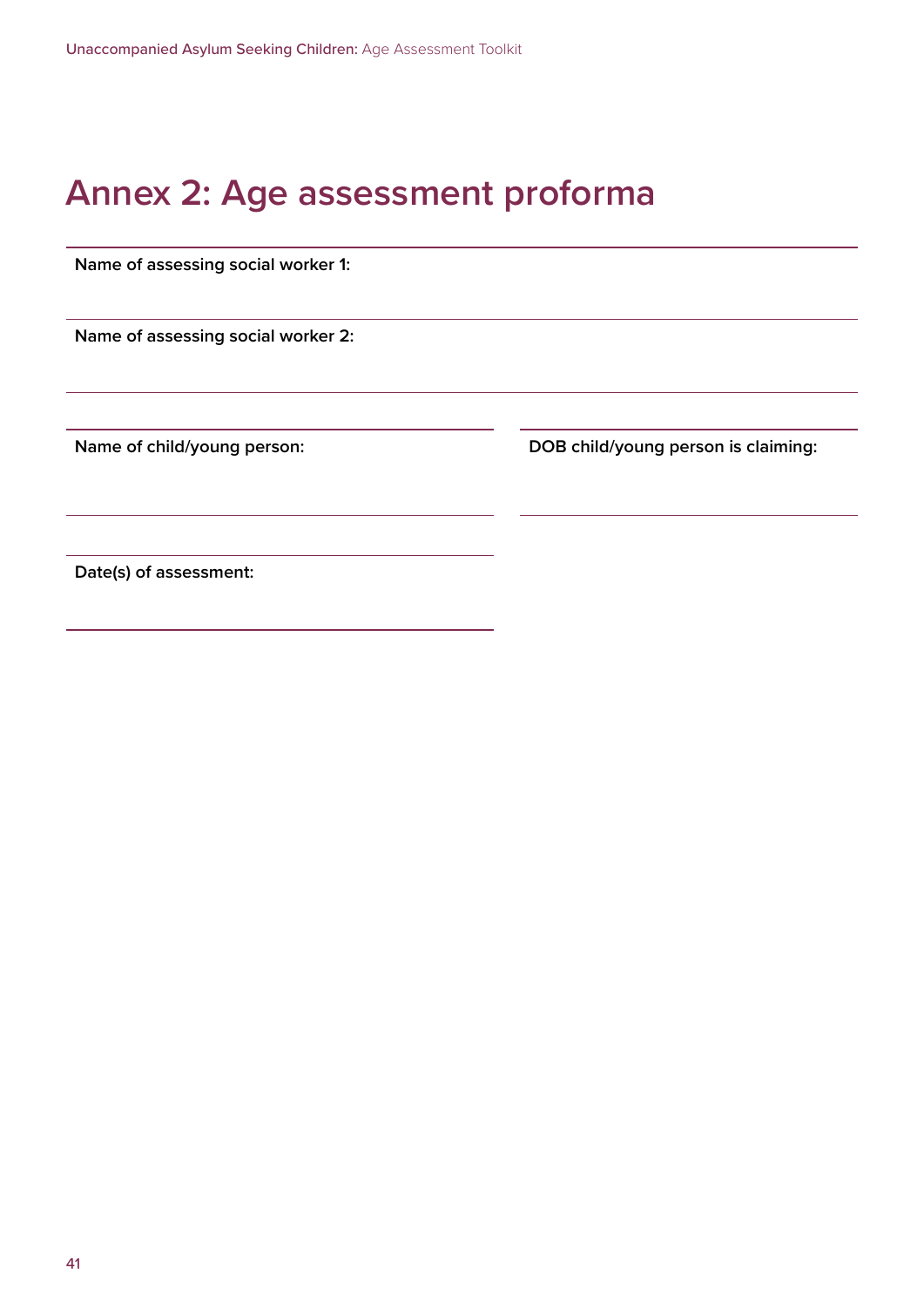# Annex 2: Age assessment proforma

**Name of assessing social worker 1:**

**Name of assessing social worker 2:**

**Name of child/young person:**

**DOB child/young person is claiming:**

**Date(s) of assessment:**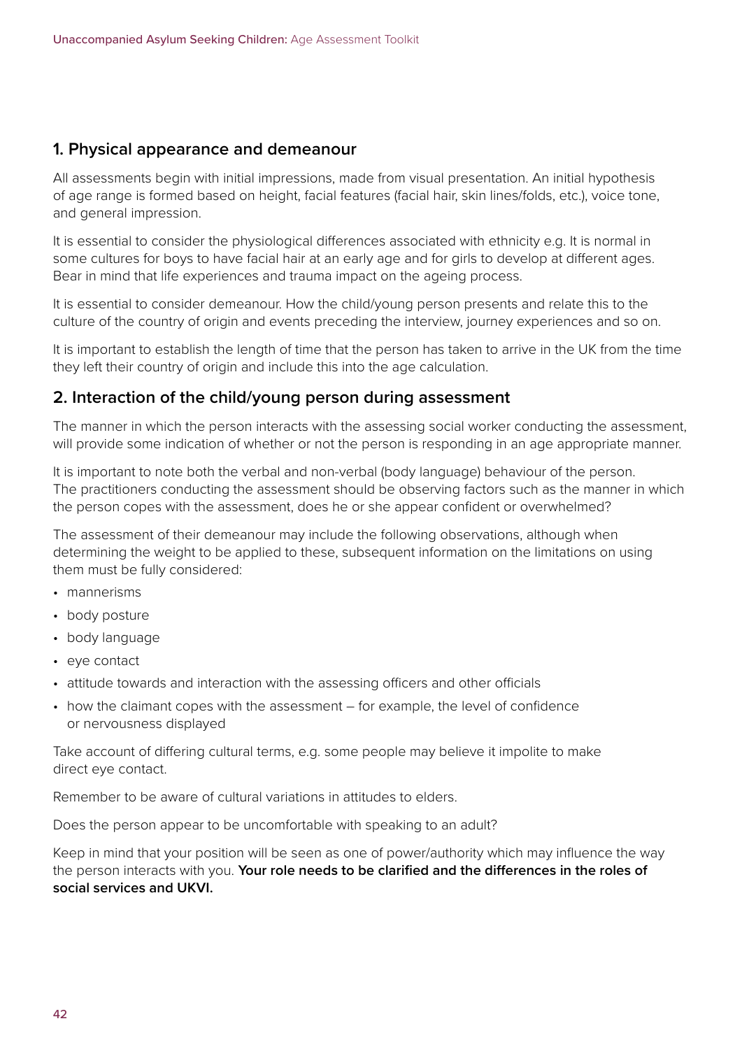## 1. Physical appearance and demeanour

All assessments begin with initial impressions, made from visual presentation. An initial hypothesis of age range is formed based on height, facial features (facial hair, skin lines/folds, etc.), voice tone, and general impression.

It is essential to consider the physiological differences associated with ethnicity e.g. It is normal in some cultures for boys to have facial hair at an early age and for girls to develop at different ages. Bear in mind that life experiences and trauma impact on the ageing process.

It is essential to consider demeanour. How the child/young person presents and relate this to the culture of the country of origin and events preceding the interview, journey experiences and so on.

It is important to establish the length of time that the person has taken to arrive in the UK from the time they left their country of origin and include this into the age calculation.

## 2. Interaction of the child/young person during assessment

The manner in which the person interacts with the assessing social worker conducting the assessment, will provide some indication of whether or not the person is responding in an age appropriate manner.

It is important to note both the verbal and non-verbal (body language) behaviour of the person. The practitioners conducting the assessment should be observing factors such as the manner in which the person copes with the assessment, does he or she appear confident or overwhelmed?

The assessment of their demeanour may include the following observations, although when determining the weight to be applied to these, subsequent information on the limitations on using them must be fully considered:

- mannerisms
- body posture
- body language
- eye contact
- attitude towards and interaction with the assessing officers and other officials
- how the claimant copes with the assessment – for example, the level of confidence or nervousness displayed

Take account of differing cultural terms, e.g. some people may believe it impolite to make direct eye contact.

Remember to be aware of cultural variations in attitudes to elders.

Does the person appear to be uncomfortable with speaking to an adult?

Keep in mind that your position will be seen as one of power/authority which may influence the way the person interacts with you. **Your role needs to be clarified and the differences in the roles of social services and UKVI.**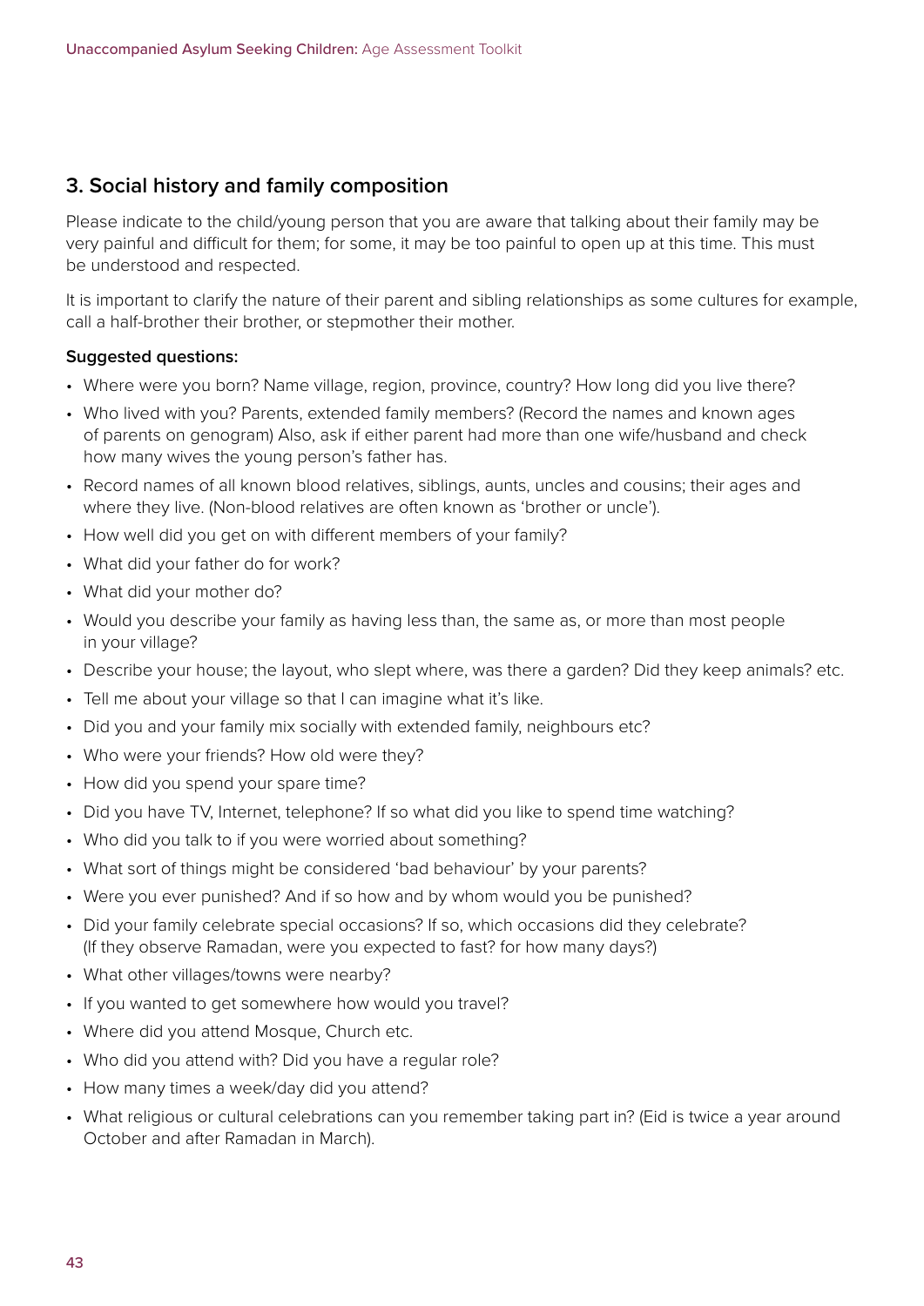## 3. Social history and family composition

Please indicate to the child/young person that you are aware that talking about their family may be very painful and difficult for them; for some, it may be too painful to open up at this time. This must be understood and respected.

It is important to clarify the nature of their parent and sibling relationships as some cultures for example, call a half-brother their brother, or stepmother their mother.

**Suggested questions:**

- Where were you born? Name village, region, province, country? How long did you live there?
- Who lived with you? Parents, extended family members? (Record the names and known ages of parents on genogram) Also, ask if either parent had more than one wife/husband and check how many wives the young person's father has.
- Record names of all known blood relatives, siblings, aunts, uncles and cousins; their ages and where they live. (Non-blood relatives are often known as 'brother or uncle').
- How well did you get on with different members of your family?
- What did your father do for work?
- What did your mother do?
- Would you describe your family as having less than, the same as, or more than most people in your village?
- Describe your house; the layout, who slept where, was there a garden? Did they keep animals? etc.
- Tell me about your village so that I can imagine what it's like.
- Did you and your family mix socially with extended family, neighbours etc?
- Who were your friends? How old were they?
- How did you spend your spare time?
- Did you have TV, Internet, telephone? If so what did you like to spend time watching?
- Who did you talk to if you were worried about something?
- What sort of things might be considered 'bad behaviour' by your parents?
- Were you ever punished? And if so how and by whom would you be punished?
- Did your family celebrate special occasions? If so, which occasions did they celebrate? (If they observe Ramadan, were you expected to fast? for how many days?)
- What other villages/towns were nearby?
- If you wanted to get somewhere how would you travel?
- Where did you attend Mosque, Church etc.
- Who did you attend with? Did you have a regular role?
- How many times a week/day did you attend?
- What religious or cultural celebrations can you remember taking part in? (Eid is twice a year around October and after Ramadan in March).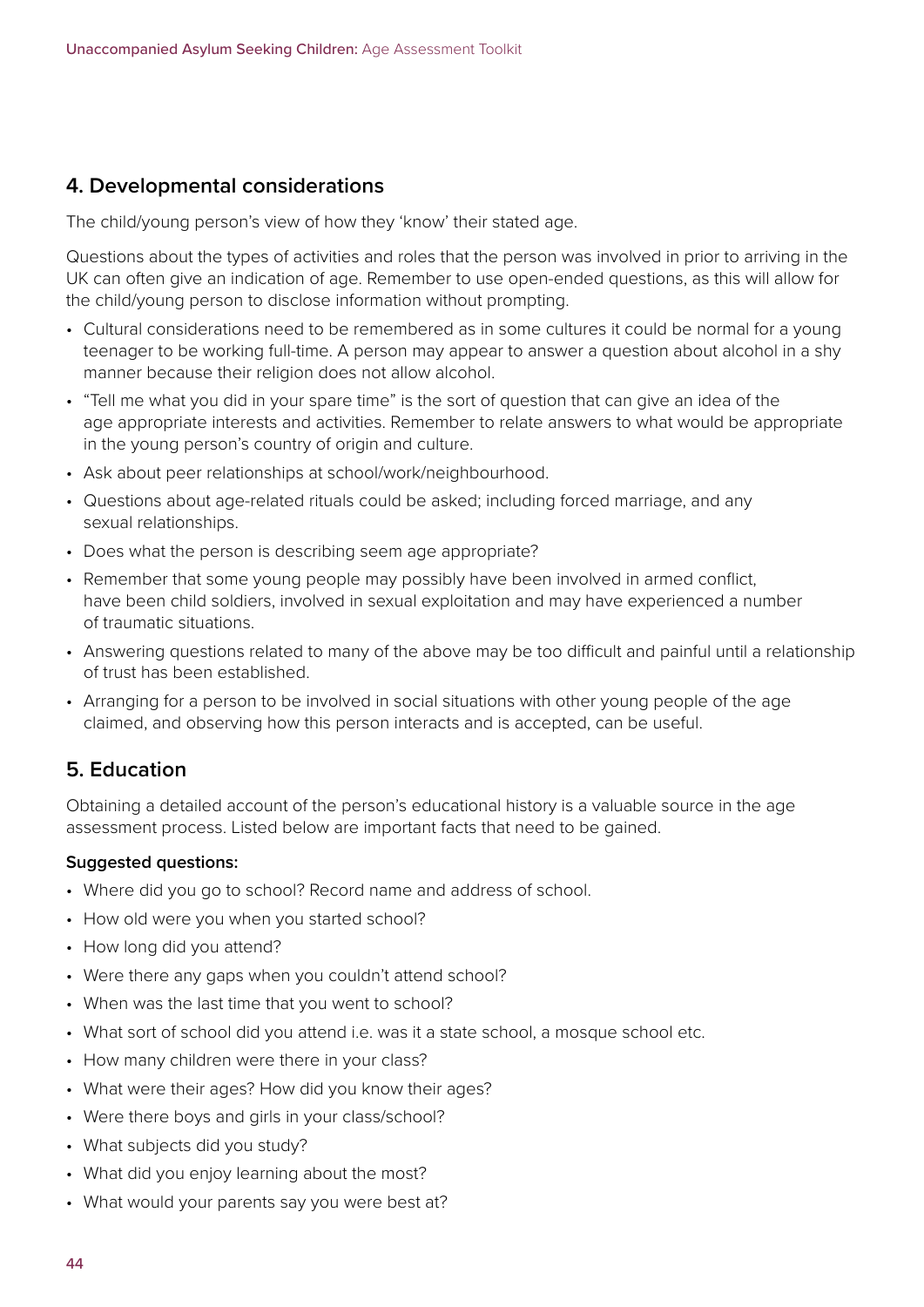## 4. Developmental considerations

The child/young person's view of how they 'know' their stated age.

Questions about the types of activities and roles that the person was involved in prior to arriving in the UK can often give an indication of age. Remember to use open-ended questions, as this will allow for the child/young person to disclose information without prompting.

- Cultural considerations need to be remembered as in some cultures it could be normal for a young teenager to be working full-time. A person may appear to answer a question about alcohol in a shy manner because their religion does not allow alcohol.
- "Tell me what you did in your spare time" is the sort of question that can give an idea of the age appropriate interests and activities. Remember to relate answers to what would be appropriate in the young person's country of origin and culture.
- Ask about peer relationships at school/work/neighbourhood.
- Questions about age-related rituals could be asked; including forced marriage, and any sexual relationships.
- Does what the person is describing seem age appropriate?
- Remember that some young people may possibly have been involved in armed conflict, have been child soldiers, involved in sexual exploitation and may have experienced a number of traumatic situations.
- Answering questions related to many of the above may be too difficult and painful until a relationship of trust has been established.
- Arranging for a person to be involved in social situations with other young people of the age claimed, and observing how this person interacts and is accepted, can be useful.

## 5. Education

Obtaining a detailed account of the person's educational history is a valuable source in the age assessment process. Listed below are important facts that need to be gained.

**Suggested questions:**

- Where did you go to school? Record name and address of school.
- How old were you when you started school?
- How long did you attend?
- Were there any gaps when you couldn't attend school?
- When was the last time that you went to school?
- What sort of school did you attend i.e. was it a state school, a mosque school etc.
- How many children were there in your class?
- What were their ages? How did you know their ages?
- Were there boys and girls in your class/school?
- What subjects did you study?
- What did you enjoy learning about the most?
- What would your parents say you were best at?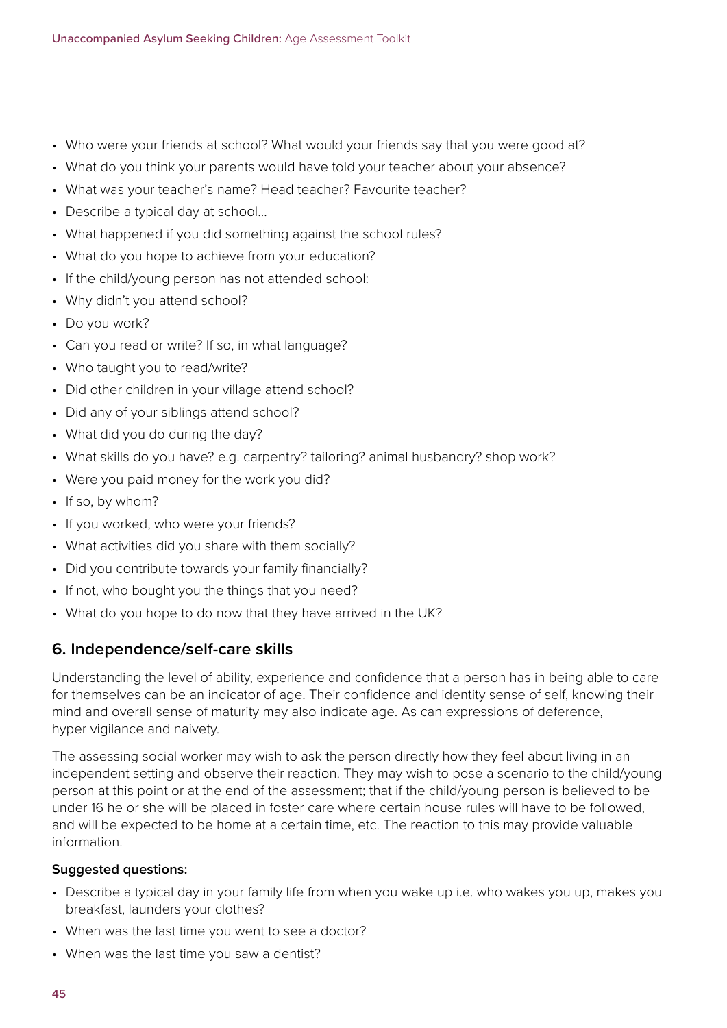- Who were your friends at school? What would your friends say that you were good at?
- What do you think your parents would have told your teacher about your absence?
- What was your teacher's name? Head teacher? Favourite teacher?
- Describe a typical day at school…
- What happened if you did something against the school rules?
- What do you hope to achieve from your education?
- If the child/young person has not attended school:
- Why didn't you attend school?
- Do you work?
- Can you read or write? If so, in what language?
- Who taught you to read/write?
- Did other children in your village attend school?
- Did any of your siblings attend school?
- What did you do during the day?
- What skills do you have? e.g. carpentry? tailoring? animal husbandry? shop work?
- Were you paid money for the work you did?
- If so, by whom?
- If you worked, who were your friends?
- What activities did you share with them socially?
- Did you contribute towards your family financially?
- If not, who bought you the things that you need?
- What do you hope to do now that they have arrived in the UK?

## 6. Independence/self-care skills

Understanding the level of ability, experience and confidence that a person has in being able to care for themselves can be an indicator of age. Their confidence and identity sense of self, knowing their mind and overall sense of maturity may also indicate age. As can expressions of deference, hyper vigilance and naivety.

The assessing social worker may wish to ask the person directly how they feel about living in an independent setting and observe their reaction. They may wish to pose a scenario to the child/young person at this point or at the end of the assessment; that if the child/young person is believed to be under 16 he or she will be placed in foster care where certain house rules will have to be followed, and will be expected to be home at a certain time, etc. The reaction to this may provide valuable information.

**Suggested questions:**

- Describe a typical day in your family life from when you wake up i.e. who wakes you up, makes you breakfast, launders your clothes?
- When was the last time you went to see a doctor?
- When was the last time you saw a dentist?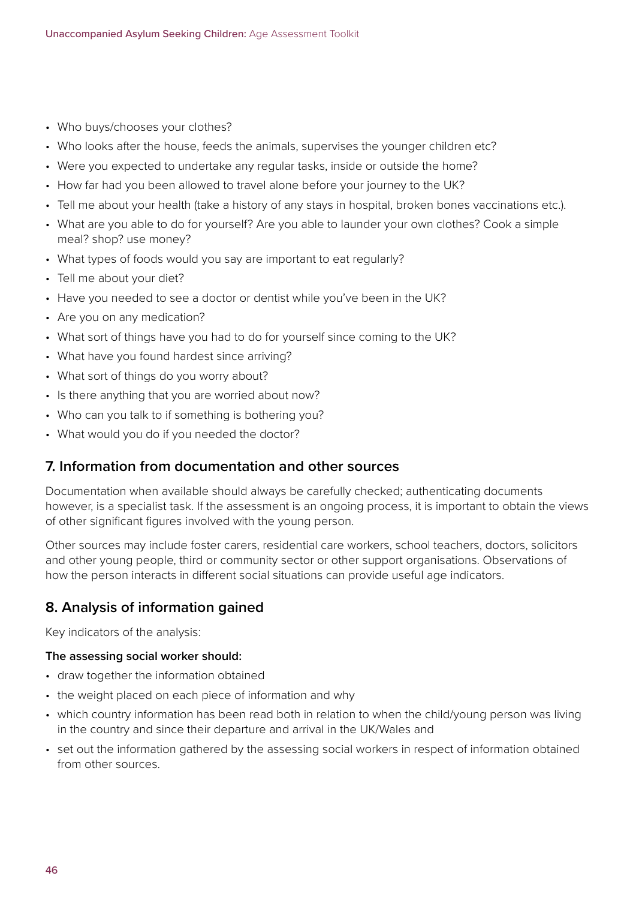- Who buys/chooses your clothes?
- Who looks after the house, feeds the animals, supervises the younger children etc?
- Were you expected to undertake any regular tasks, inside or outside the home?
- How far had you been allowed to travel alone before your journey to the UK?
- Tell me about your health (take a history of any stays in hospital, broken bones vaccinations etc.).
- What are you able to do for yourself? Are you able to launder your own clothes? Cook a simple meal? shop? use money?
- What types of foods would you say are important to eat regularly?
- Tell me about your diet?
- Have you needed to see a doctor or dentist while you've been in the UK?
- Are you on any medication?
- What sort of things have you had to do for yourself since coming to the UK?
- What have you found hardest since arriving?
- What sort of things do you worry about?
- Is there anything that you are worried about now?
- Who can you talk to if something is bothering you?
- What would you do if you needed the doctor?

## 7. Information from documentation and other sources

Documentation when available should always be carefully checked; authenticating documents however, is a specialist task. If the assessment is an ongoing process, it is important to obtain the views of other significant figures involved with the young person.

Other sources may include foster carers, residential care workers, school teachers, doctors, solicitors and other young people, third or community sector or other support organisations. Observations of how the person interacts in different social situations can provide useful age indicators.

## 8. Analysis of information gained

Key indicators of the analysis:

**The assessing social worker should:**

- draw together the information obtained
- the weight placed on each piece of information and why
- which country information has been read both in relation to when the child/young person was living in the country and since their departure and arrival in the UK/Wales and
- set out the information gathered by the assessing social workers in respect of information obtained from other sources.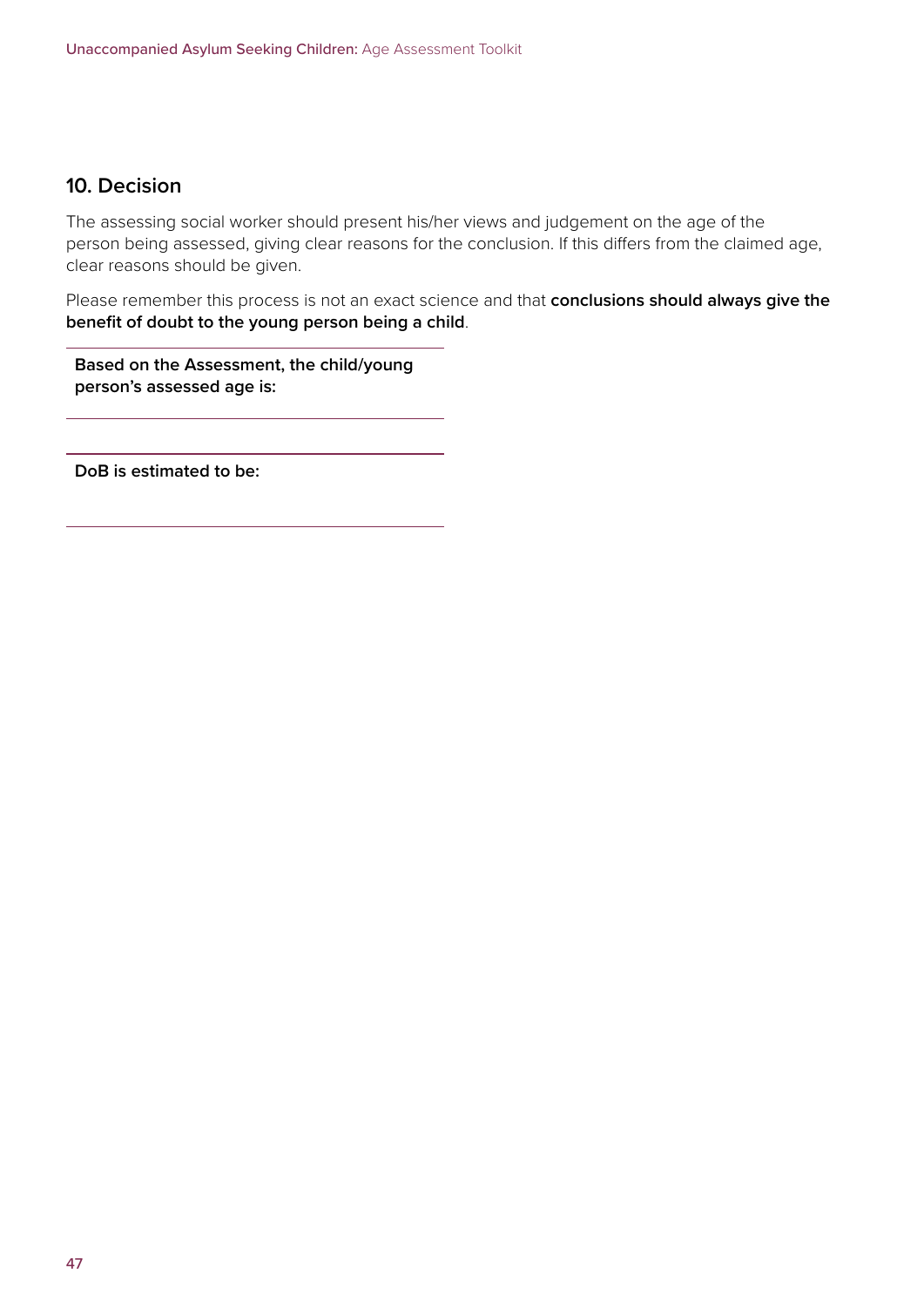## 10. Decision

The assessing social worker should present his/her views and judgement on the age of the person being assessed, giving clear reasons for the conclusion. If this differs from the claimed age, clear reasons should be given.

Please remember this process is not an exact science and that **conclusions should always give the benefit of doubt to the young person being a child**.

| **Based on the Assessment, the child/young person's assessed age is:** |
| --- |
| |

| **DoB is estimated to be:** |
| --- |
| |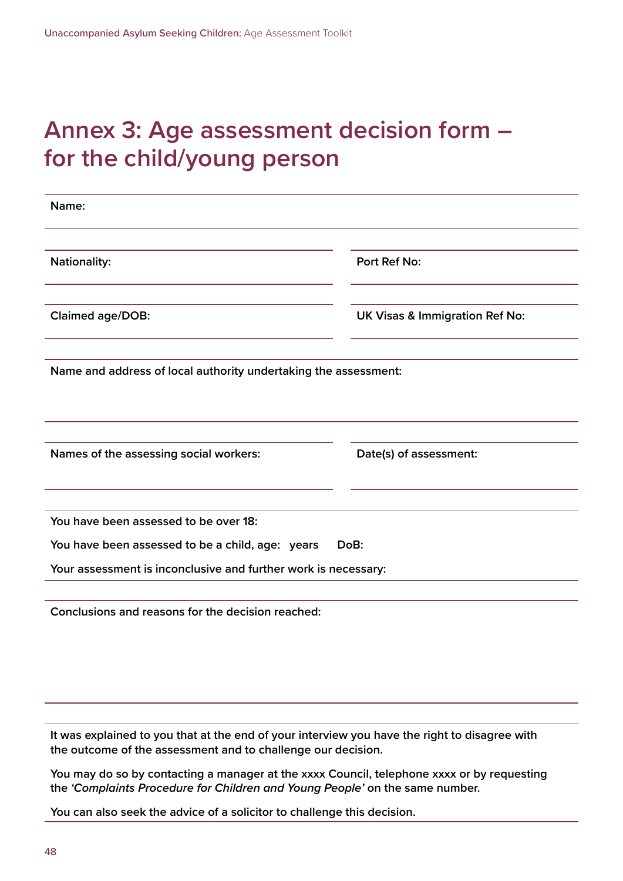# Annex 3: Age assessment decision form – for the child/young person

**Name:**

| | |
|---|---|
| **Nationality:** | **Port Ref No:** |
| **Claimed age/DOB:** | **UK Visas & Immigration Ref No:** |

**Name and address of local authority undertaking the assessment:**

| | |
|---|---|
| **Names of the assessing social workers:** | **Date(s) of assessment:** |

**You have been assessed to be over 18:**

**You have been assessed to be a child, age: years DoB:**

**Your assessment is inconclusive and further work is necessary:**

**Conclusions and reasons for the decision reached:**

**It was explained to you that at the end of your interview you have the right to disagree with the outcome of the assessment and to challenge our decision.**

**You may do so by contacting a manager at the xxxx Council, telephone xxxx or by requesting the *'Complaints Procedure for Children and Young People'* on the same number.**

**You can also seek the advice of a solicitor to challenge this decision.**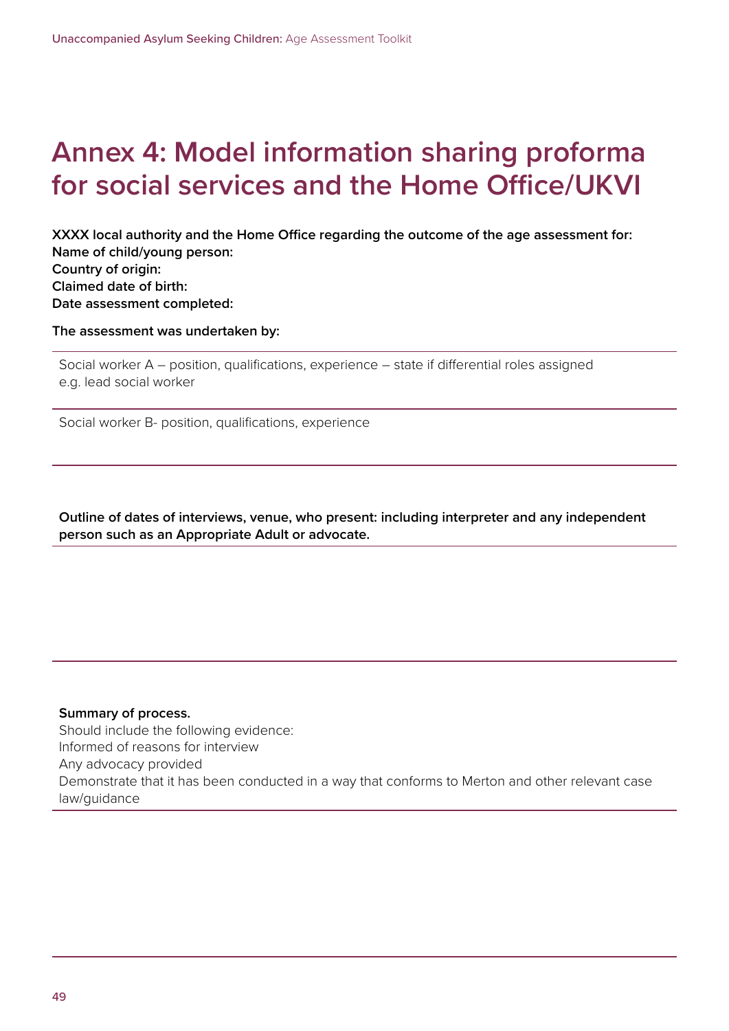# Annex 4: Model information sharing proforma for social services and the Home Office/UKVI

**XXXX local authority and the Home Office regarding the outcome of the age assessment for:**
**Name of child/young person:**
**Country of origin:**
**Claimed date of birth:**
**Date assessment completed:**

**The assessment was undertaken by:**

| |
|---|
| Social worker A – position, qualifications, experience – state if differential roles assigned e.g. lead social worker |
| Social worker B- position, qualifications, experience |

**Outline of dates of interviews, venue, who present: including interpreter and any independent person such as an Appropriate Adult or advocate.**

**Summary of process.**

Should include the following evidence:

Informed of reasons for interview

Any advocacy provided

Demonstrate that it has been conducted in a way that conforms to Merton and other relevant case law/guidance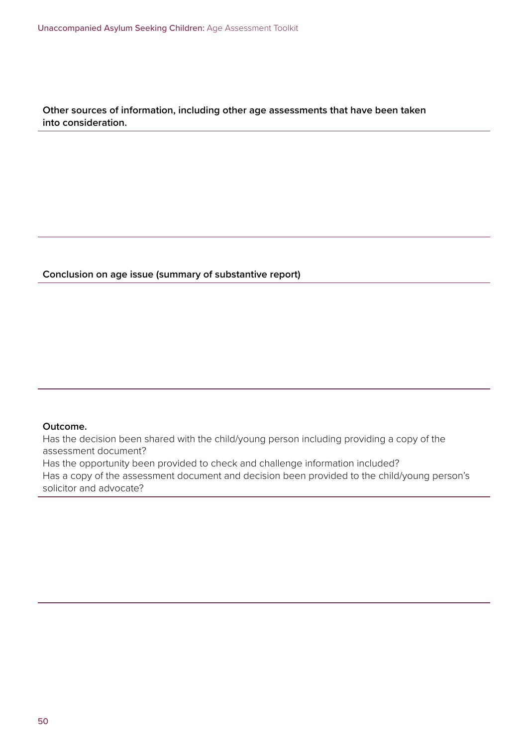**Other sources of information, including other age assessments that have been taken into consideration.**

**Conclusion on age issue (summary of substantive report)**

**Outcome.**

Has the decision been shared with the child/young person including providing a copy of the assessment document?

Has the opportunity been provided to check and challenge information included?

Has a copy of the assessment document and decision been provided to the child/young person's solicitor and advocate?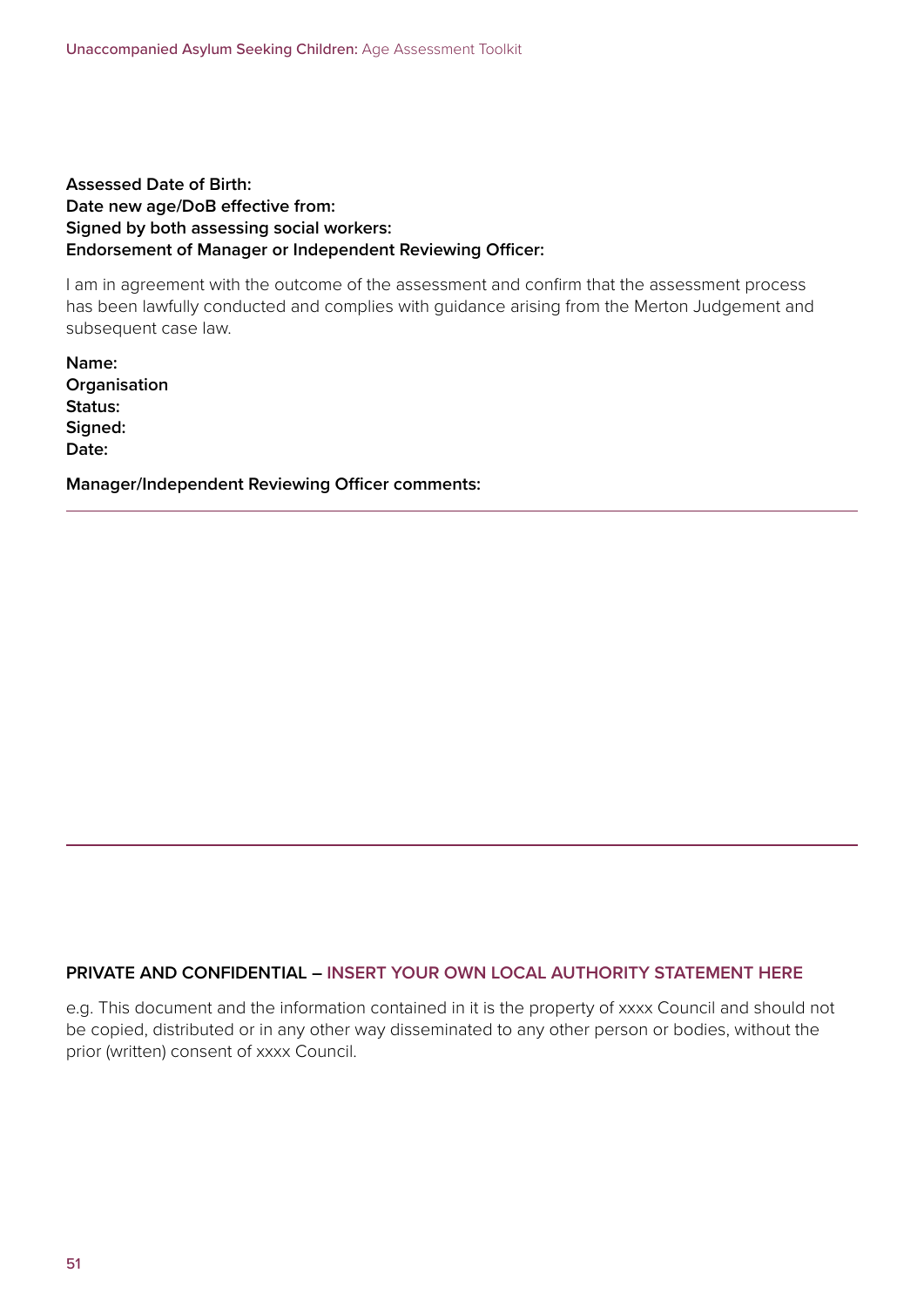**Assessed Date of Birth:**
**Date new age/DoB effective from:**
**Signed by both assessing social workers:**
**Endorsement of Manager or Independent Reviewing Officer:**

I am in agreement with the outcome of the assessment and confirm that the assessment process has been lawfully conducted and complies with guidance arising from the Merton Judgement and subsequent case law.

**Name:**
**Organisation**
**Status:**
**Signed:**
**Date:**

**Manager/Independent Reviewing Officer comments:**

---

---

**PRIVATE AND CONFIDENTIAL – INSERT YOUR OWN LOCAL AUTHORITY STATEMENT HERE**

e.g. This document and the information contained in it is the property of xxxx Council and should not be copied, distributed or in any other way disseminated to any other person or bodies, without the prior (written) consent of xxxx Council.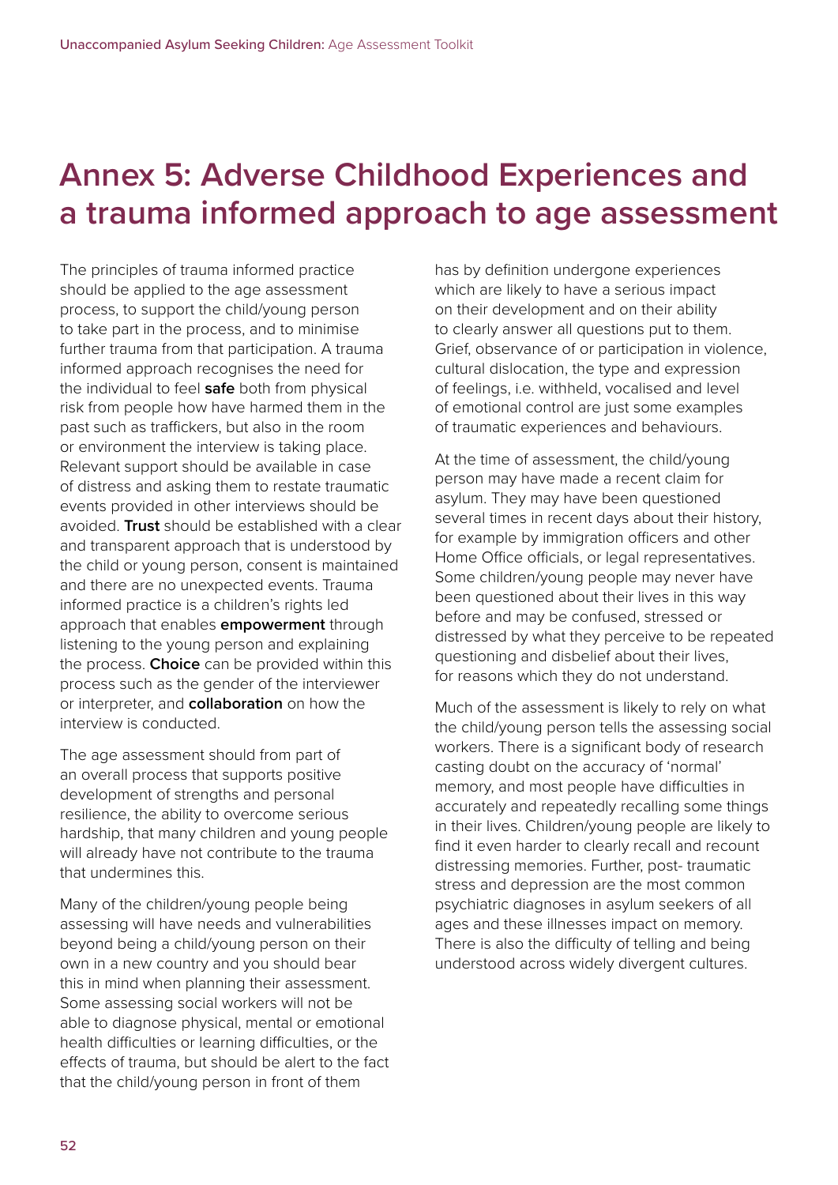# Annex 5: Adverse Childhood Experiences and a trauma informed approach to age assessment

The principles of trauma informed practice should be applied to the age assessment process, to support the child/young person to take part in the process, and to minimise further trauma from that participation. A trauma informed approach recognises the need for the individual to feel **safe** both from physical risk from people how have harmed them in the past such as traffickers, but also in the room or environment the interview is taking place. Relevant support should be available in case of distress and asking them to restate traumatic events provided in other interviews should be avoided. **Trust** should be established with a clear and transparent approach that is understood by the child or young person, consent is maintained and there are no unexpected events. Trauma informed practice is a children's rights led approach that enables **empowerment** through listening to the young person and explaining the process. **Choice** can be provided within this process such as the gender of the interviewer or interpreter, and **collaboration** on how the interview is conducted.

The age assessment should from part of an overall process that supports positive development of strengths and personal resilience, the ability to overcome serious hardship, that many children and young people will already have not contribute to the trauma that undermines this.

Many of the children/young people being assessing will have needs and vulnerabilities beyond being a child/young person on their own in a new country and you should bear this in mind when planning their assessment. Some assessing social workers will not be able to diagnose physical, mental or emotional health difficulties or learning difficulties, or the effects of trauma, but should be alert to the fact that the child/young person in front of them has by definition undergone experiences which are likely to have a serious impact on their development and on their ability to clearly answer all questions put to them. Grief, observance of or participation in violence, cultural dislocation, the type and expression of feelings, i.e. withheld, vocalised and level of emotional control are just some examples of traumatic experiences and behaviours.

At the time of assessment, the child/young person may have made a recent claim for asylum. They may have been questioned several times in recent days about their history, for example by immigration officers and other Home Office officials, or legal representatives. Some children/young people may never have been questioned about their lives in this way before and may be confused, stressed or distressed by what they perceive to be repeated questioning and disbelief about their lives, for reasons which they do not understand.

Much of the assessment is likely to rely on what the child/young person tells the assessing social workers. There is a significant body of research casting doubt on the accuracy of 'normal' memory, and most people have difficulties in accurately and repeatedly recalling some things in their lives. Children/young people are likely to find it even harder to clearly recall and recount distressing memories. Further, post- traumatic stress and depression are the most common psychiatric diagnoses in asylum seekers of all ages and these illnesses impact on memory. There is also the difficulty of telling and being understood across widely divergent cultures.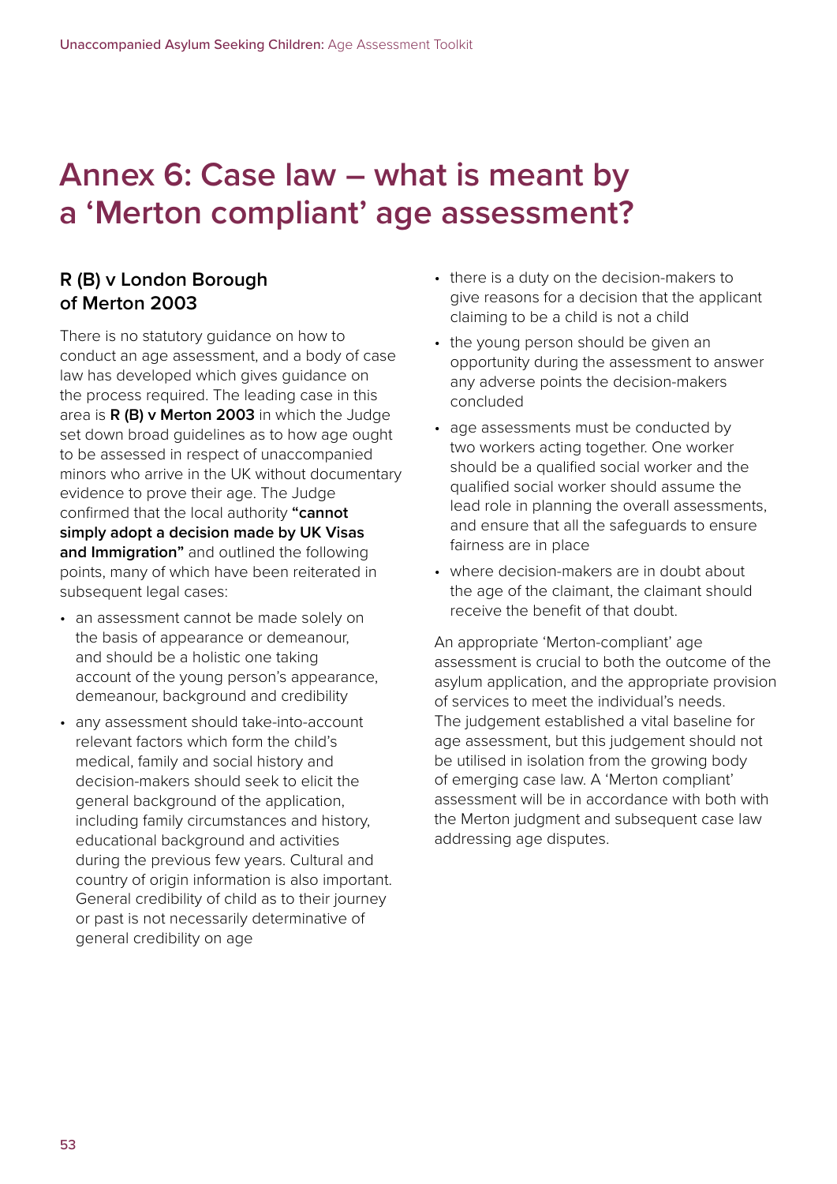# Annex 6: Case law – what is meant by a 'Merton compliant' age assessment?

## R (B) v London Borough of Merton 2003

There is no statutory guidance on how to conduct an age assessment, and a body of case law has developed which gives guidance on the process required. The leading case in this area is **R (B) v Merton 2003** in which the Judge set down broad guidelines as to how age ought to be assessed in respect of unaccompanied minors who arrive in the UK without documentary evidence to prove their age. The Judge confirmed that the local authority **"cannot simply adopt a decision made by UK Visas and Immigration"** and outlined the following points, many of which have been reiterated in subsequent legal cases:

- an assessment cannot be made solely on the basis of appearance or demeanour, and should be a holistic one taking account of the young person's appearance, demeanour, background and credibility
- any assessment should take-into-account relevant factors which form the child's medical, family and social history and decision-makers should seek to elicit the general background of the application, including family circumstances and history, educational background and activities during the previous few years. Cultural and country of origin information is also important. General credibility of child as to their journey or past is not necessarily determinative of general credibility on age
- there is a duty on the decision-makers to give reasons for a decision that the applicant claiming to be a child is not a child
- the young person should be given an opportunity during the assessment to answer any adverse points the decision-makers concluded
- age assessments must be conducted by two workers acting together. One worker should be a qualified social worker and the qualified social worker should assume the lead role in planning the overall assessments, and ensure that all the safeguards to ensure fairness are in place
- where decision-makers are in doubt about the age of the claimant, the claimant should receive the benefit of that doubt.

An appropriate 'Merton-compliant' age assessment is crucial to both the outcome of the asylum application, and the appropriate provision of services to meet the individual's needs. The judgement established a vital baseline for age assessment, but this judgement should not be utilised in isolation from the growing body of emerging case law. A 'Merton compliant' assessment will be in accordance with both with the Merton judgment and subsequent case law addressing age disputes.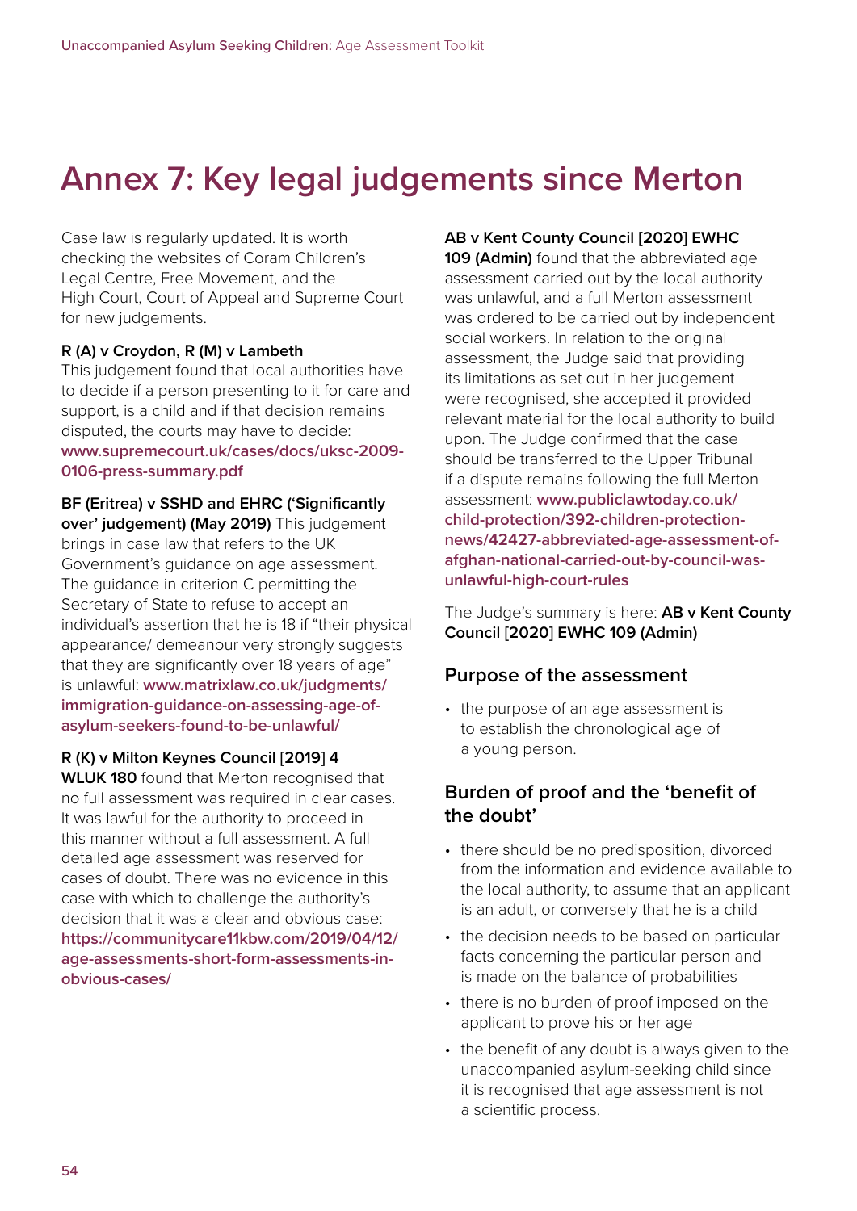# Annex 7: Key legal judgements since Merton

Case law is regularly updated. It is worth checking the websites of Coram Children's Legal Centre, Free Movement, and the High Court, Court of Appeal and Supreme Court for new judgements.

**R (A) v Croydon, R (M) v Lambeth**
This judgement found that local authorities have to decide if a person presenting to it for care and support, is a child and if that decision remains disputed, the courts may have to decide: **www.supremecourt.uk/cases/docs/uksc-2009-0106-press-summary.pdf**

**BF (Eritrea) v SSHD and EHRC ('Significantly over' judgement) (May 2019)** This judgement brings in case law that refers to the UK Government's guidance on age assessment. The guidance in criterion C permitting the Secretary of State to refuse to accept an individual's assertion that he is 18 if "their physical appearance/ demeanour very strongly suggests that they are significantly over 18 years of age" is unlawful: **www.matrixlaw.co.uk/judgments/immigration-guidance-on-assessing-age-of-asylum-seekers-found-to-be-unlawful/**

**R (K) v Milton Keynes Council [2019] 4 WLUK 180** found that Merton recognised that no full assessment was required in clear cases. It was lawful for the authority to proceed in this manner without a full assessment. A full detailed age assessment was reserved for cases of doubt. There was no evidence in this case with which to challenge the authority's decision that it was a clear and obvious case: **https://communitycare11kbw.com/2019/04/12/age-assessments-short-form-assessments-in-obvious-cases/**

**AB v Kent County Council [2020] EWHC 109 (Admin)** found that the abbreviated age assessment carried out by the local authority was unlawful, and a full Merton assessment was ordered to be carried out by independent social workers. In relation to the original assessment, the Judge said that providing its limitations as set out in her judgement were recognised, she accepted it provided relevant material for the local authority to build upon. The Judge confirmed that the case should be transferred to the Upper Tribunal if a dispute remains following the full Merton assessment: **www.publiclawtoday.co.uk/child-protection/392-children-protection-news/42427-abbreviated-age-assessment-of-afghan-national-carried-out-by-council-was-unlawful-high-court-rules**

The Judge's summary is here: **AB v Kent County Council [2020] EWHC 109 (Admin)**

## Purpose of the assessment

- the purpose of an age assessment is to establish the chronological age of a young person.

## Burden of proof and the 'benefit of the doubt'

- there should be no predisposition, divorced from the information and evidence available to the local authority, to assume that an applicant is an adult, or conversely that he is a child
- the decision needs to be based on particular facts concerning the particular person and is made on the balance of probabilities
- there is no burden of proof imposed on the applicant to prove his or her age
- the benefit of any doubt is always given to the unaccompanied asylum-seeking child since it is recognised that age assessment is not a scientific process.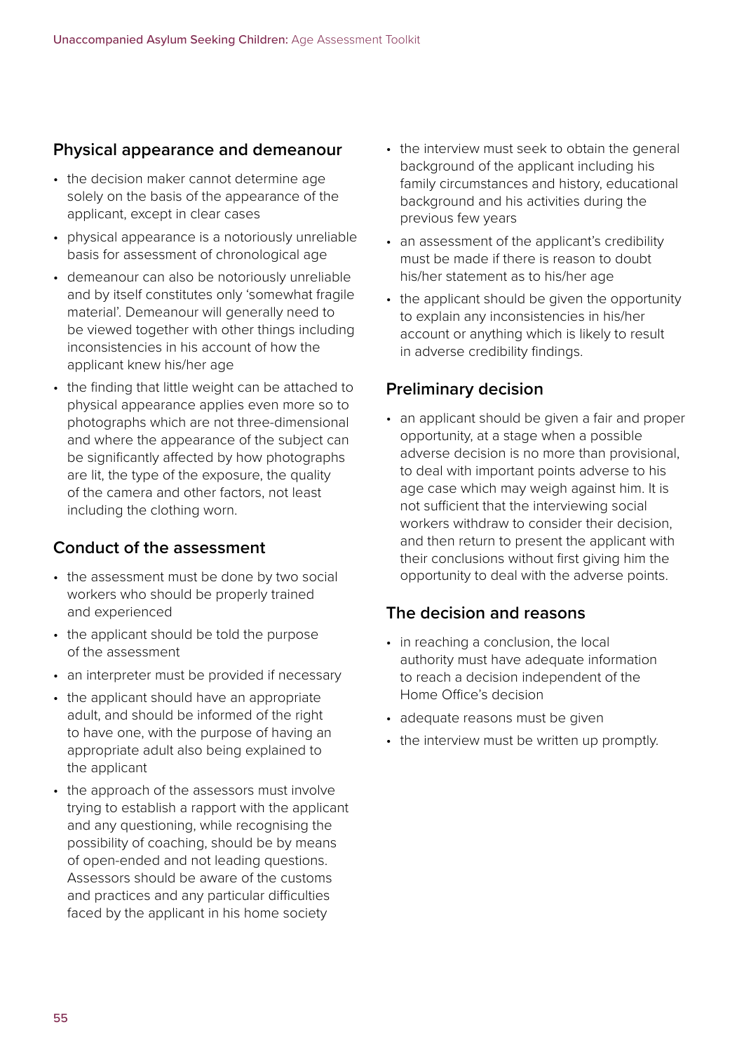## Physical appearance and demeanour

- the decision maker cannot determine age solely on the basis of the appearance of the applicant, except in clear cases
- physical appearance is a notoriously unreliable basis for assessment of chronological age
- demeanour can also be notoriously unreliable and by itself constitutes only 'somewhat fragile material'. Demeanour will generally need to be viewed together with other things including inconsistencies in his account of how the applicant knew his/her age
- the finding that little weight can be attached to physical appearance applies even more so to photographs which are not three-dimensional and where the appearance of the subject can be significantly affected by how photographs are lit, the type of the exposure, the quality of the camera and other factors, not least including the clothing worn.

## Conduct of the assessment

- the assessment must be done by two social workers who should be properly trained and experienced
- the applicant should be told the purpose of the assessment
- an interpreter must be provided if necessary
- the applicant should have an appropriate adult, and should be informed of the right to have one, with the purpose of having an appropriate adult also being explained to the applicant
- the approach of the assessors must involve trying to establish a rapport with the applicant and any questioning, while recognising the possibility of coaching, should be by means of open-ended and not leading questions. Assessors should be aware of the customs and practices and any particular difficulties faced by the applicant in his home society
- the interview must seek to obtain the general background of the applicant including his family circumstances and history, educational background and his activities during the previous few years
- an assessment of the applicant's credibility must be made if there is reason to doubt his/her statement as to his/her age
- the applicant should be given the opportunity to explain any inconsistencies in his/her account or anything which is likely to result in adverse credibility findings.

## Preliminary decision

- an applicant should be given a fair and proper opportunity, at a stage when a possible adverse decision is no more than provisional, to deal with important points adverse to his age case which may weigh against him. It is not sufficient that the interviewing social workers withdraw to consider their decision, and then return to present the applicant with their conclusions without first giving him the opportunity to deal with the adverse points.

## The decision and reasons

- in reaching a conclusion, the local authority must have adequate information to reach a decision independent of the Home Office's decision
- adequate reasons must be given
- the interview must be written up promptly.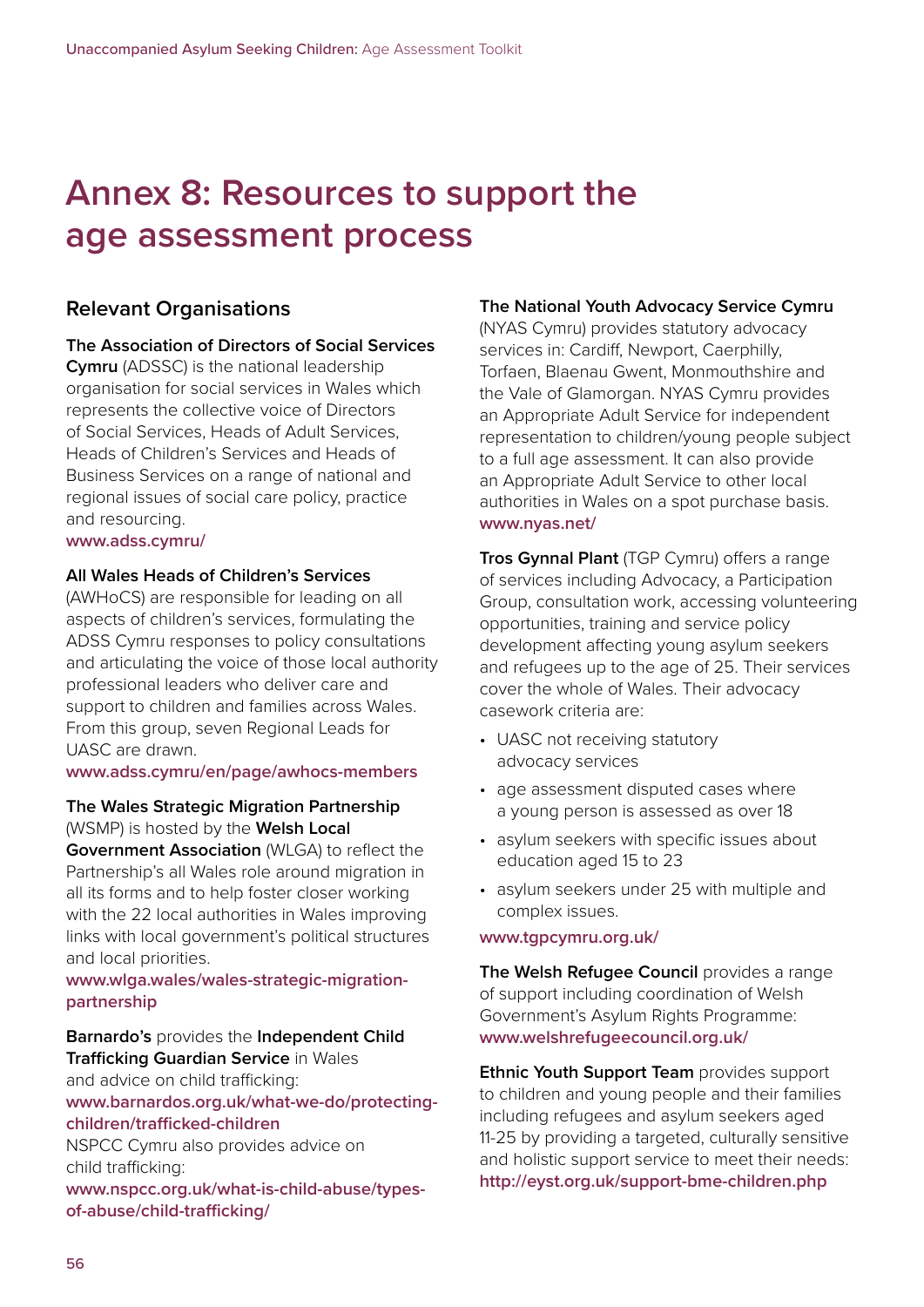# Annex 8: Resources to support the age assessment process

## Relevant Organisations

**The Association of Directors of Social Services Cymru** (ADSSC) is the national leadership organisation for social services in Wales which represents the collective voice of Directors of Social Services, Heads of Adult Services, Heads of Children's Services and Heads of Business Services on a range of national and regional issues of social care policy, practice and resourcing.
www.adss.cymru/

**All Wales Heads of Children's Services** (AWHoCS) are responsible for leading on all aspects of children's services, formulating the ADSS Cymru responses to policy consultations and articulating the voice of those local authority professional leaders who deliver care and support to children and families across Wales. From this group, seven Regional Leads for UASC are drawn.
www.adss.cymru/en/page/awhocs-members

**The Wales Strategic Migration Partnership** (WSMP) is hosted by the **Welsh Local Government Association** (WLGA) to reflect the Partnership's all Wales role around migration in all its forms and to help foster closer working with the 22 local authorities in Wales improving links with local government's political structures and local priorities.
www.wlga.wales/wales-strategic-migration-partnership

**Barnardo's** provides the **Independent Child Trafficking Guardian Service** in Wales and advice on child trafficking:
www.barnardos.org.uk/what-we-do/protecting-children/trafficked-children
NSPCC Cymru also provides advice on child trafficking:
www.nspcc.org.uk/what-is-child-abuse/types-of-abuse/child-trafficking/

**The National Youth Advocacy Service Cymru** (NYAS Cymru) provides statutory advocacy services in: Cardiff, Newport, Caerphilly, Torfaen, Blaenau Gwent, Monmouthshire and the Vale of Glamorgan. NYAS Cymru provides an Appropriate Adult Service for independent representation to children/young people subject to a full age assessment. It can also provide an Appropriate Adult Service to other local authorities in Wales on a spot purchase basis.
www.nyas.net/

**Tros Gynnal Plant** (TGP Cymru) offers a range of services including Advocacy, a Participation Group, consultation work, accessing volunteering opportunities, training and service policy development affecting young asylum seekers and refugees up to the age of 25. Their services cover the whole of Wales. Their advocacy casework criteria are:

- UASC not receiving statutory advocacy services
- age assessment disputed cases where a young person is assessed as over 18
- asylum seekers with specific issues about education aged 15 to 23
- asylum seekers under 25 with multiple and complex issues.

www.tgpcymru.org.uk/

**The Welsh Refugee Council** provides a range of support including coordination of Welsh Government's Asylum Rights Programme:
www.welshrefugeecouncil.org.uk/

**Ethnic Youth Support Team** provides support to children and young people and their families including refugees and asylum seekers aged 11-25 by providing a targeted, culturally sensitive and holistic support service to meet their needs:
http://eyst.org.uk/support-bme-children.php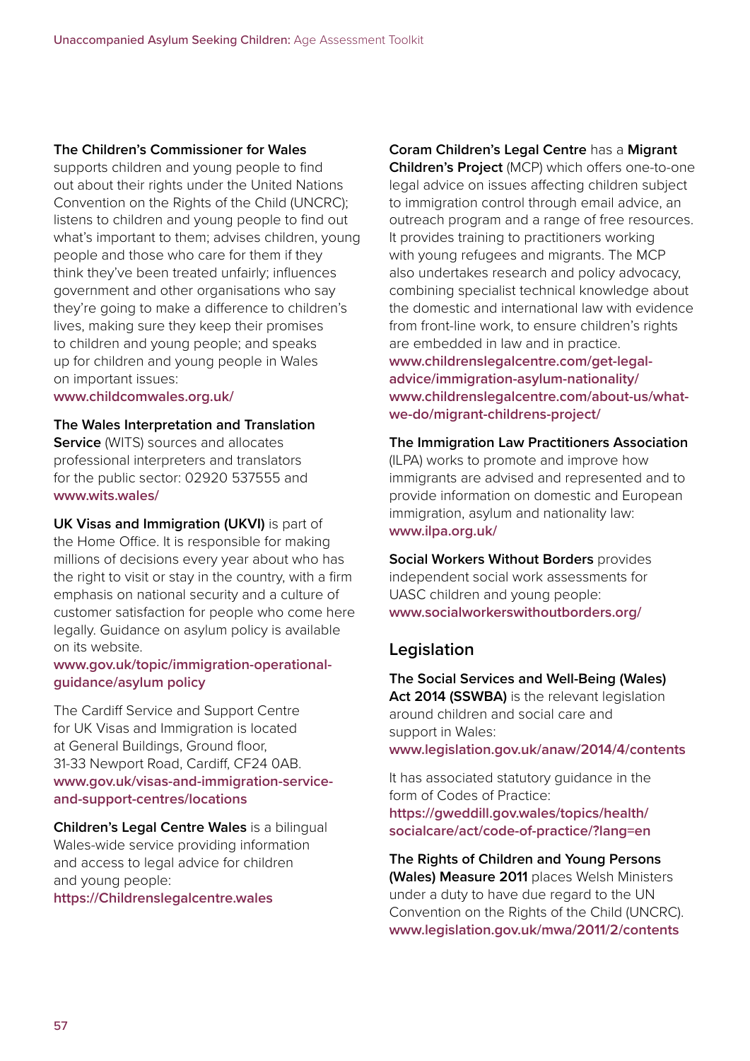**The Children's Commissioner for Wales** supports children and young people to find out about their rights under the United Nations Convention on the Rights of the Child (UNCRC); listens to children and young people to find out what's important to them; advises children, young people and those who care for them if they think they've been treated unfairly; influences government and other organisations who say they're going to make a difference to children's lives, making sure they keep their promises to children and young people; and speaks up for children and young people in Wales on important issues:
www.childcomwales.org.uk/

**The Wales Interpretation and Translation Service** (WITS) sources and allocates professional interpreters and translators for the public sector: 02920 537555 and www.wits.wales/

**UK Visas and Immigration (UKVI)** is part of the Home Office. It is responsible for making millions of decisions every year about who has the right to visit or stay in the country, with a firm emphasis on national security and a culture of customer satisfaction for people who come here legally. Guidance on asylum policy is available on its website.
www.gov.uk/topic/immigration-operational-guidance/asylum policy

The Cardiff Service and Support Centre for UK Visas and Immigration is located at General Buildings, Ground floor, 31-33 Newport Road, Cardiff, CF24 0AB.
www.gov.uk/visas-and-immigration-service-and-support-centres/locations

**Children's Legal Centre Wales** is a bilingual Wales-wide service providing information and access to legal advice for children and young people:
https://Childrenslegalcentre.wales

**Coram Children's Legal Centre** has a **Migrant Children's Project** (MCP) which offers one-to-one legal advice on issues affecting children subject to immigration control through email advice, an outreach program and a range of free resources. It provides training to practitioners working with young refugees and migrants. The MCP also undertakes research and policy advocacy, combining specialist technical knowledge about the domestic and international law with evidence from front-line work, to ensure children's rights are embedded in law and in practice.
www.childrenslegalcentre.com/get-legal-advice/immigration-asylum-nationality/
www.childrenslegalcentre.com/about-us/what-we-do/migrant-childrens-project/

**The Immigration Law Practitioners Association** (ILPA) works to promote and improve how immigrants are advised and represented and to provide information on domestic and European immigration, asylum and nationality law:
www.ilpa.org.uk/

**Social Workers Without Borders** provides independent social work assessments for UASC children and young people:
www.socialworkerswithoutborders.org/

## Legislation

**The Social Services and Well-Being (Wales) Act 2014 (SSWBA)** is the relevant legislation around children and social care and support in Wales:
www.legislation.gov.uk/anaw/2014/4/contents

It has associated statutory guidance in the form of Codes of Practice:
https://gweddill.gov.wales/topics/health/socialcare/act/code-of-practice/?lang=en

**The Rights of Children and Young Persons (Wales) Measure 2011** places Welsh Ministers under a duty to have due regard to the UN Convention on the Rights of the Child (UNCRC).
www.legislation.gov.uk/mwa/2011/2/contents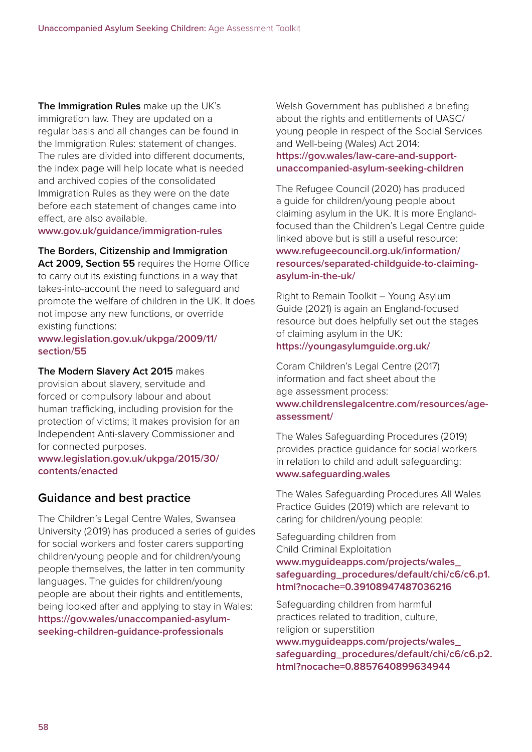**The Immigration Rules** make up the UK's immigration law. They are updated on a regular basis and all changes can be found in the Immigration Rules: statement of changes. The rules are divided into different documents, the index page will help locate what is needed and archived copies of the consolidated Immigration Rules as they were on the date before each statement of changes came into effect, are also available.
**www.gov.uk/guidance/immigration-rules**

**The Borders, Citizenship and Immigration Act 2009, Section 55** requires the Home Office to carry out its existing functions in a way that takes-into-account the need to safeguard and promote the welfare of children in the UK. It does not impose any new functions, or override existing functions:
**www.legislation.gov.uk/ukpga/2009/11/section/55**

**The Modern Slavery Act 2015** makes provision about slavery, servitude and forced or compulsory labour and about human trafficking, including provision for the protection of victims; it makes provision for an Independent Anti-slavery Commissioner and for connected purposes.
**www.legislation.gov.uk/ukpga/2015/30/contents/enacted**

## Guidance and best practice

The Children's Legal Centre Wales, Swansea University (2019) has produced a series of guides for social workers and foster carers supporting children/young people and for children/young people themselves, the latter in ten community languages. The guides for children/young people are about their rights and entitlements, being looked after and applying to stay in Wales:
**https://gov.wales/unaccompanied-asylum-seeking-children-guidance-professionals**

Welsh Government has published a briefing about the rights and entitlements of UASC/young people in respect of the Social Services and Well-being (Wales) Act 2014:
**https://gov.wales/law-care-and-support-unaccompanied-asylum-seeking-children**

The Refugee Council (2020) has produced a guide for children/young people about claiming asylum in the UK. It is more England-focused than the Children's Legal Centre guide linked above but is still a useful resource:
**www.refugeecouncil.org.uk/information/resources/separated-childguide-to-claiming-asylum-in-the-uk/**

Right to Remain Toolkit – Young Asylum Guide (2021) is again an England-focused resource but does helpfully set out the stages of claiming asylum in the UK:
**https://youngasylumguide.org.uk/**

Coram Children's Legal Centre (2017) information and fact sheet about the age assessment process:
**www.childrenslegalcentre.com/resources/age-assessment/**

The Wales Safeguarding Procedures (2019) provides practice guidance for social workers in relation to child and adult safeguarding:
**www.safeguarding.wales**

The Wales Safeguarding Procedures All Wales Practice Guides (2019) which are relevant to caring for children/young people:

Safeguarding children from Child Criminal Exploitation
**www.myguideapps.com/projects/wales_safeguarding_procedures/default/chi/c6/c6.p1.html?nocache=0.39108947487036216**

Safeguarding children from harmful practices related to tradition, culture, religion or superstition
**www.myguideapps.com/projects/wales_safeguarding_procedures/default/chi/c6/c6.p2.html?nocache=0.8857640899634944**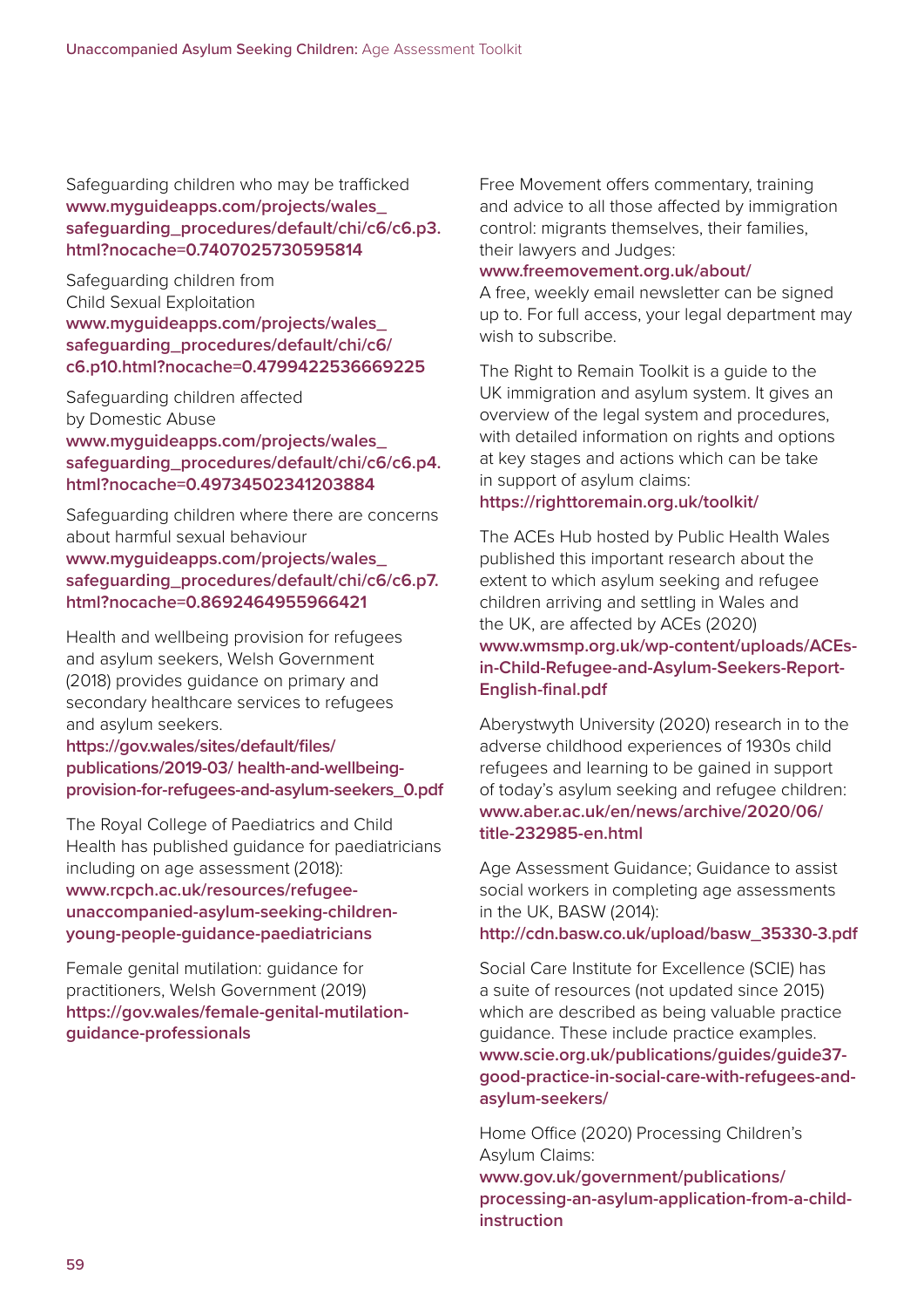Safeguarding children who may be trafficked
**www.myguideapps.com/projects/wales_safeguarding_procedures/default/chi/c6/c6.p3.html?nocache=0.7407025730595814**

Safeguarding children from Child Sexual Exploitation
**www.myguideapps.com/projects/wales_safeguarding_procedures/default/chi/c6/c6.p10.html?nocache=0.4799422536669225**

Safeguarding children affected by Domestic Abuse
**www.myguideapps.com/projects/wales_safeguarding_procedures/default/chi/c6/c6.p4.html?nocache=0.49734502341203884**

Safeguarding children where there are concerns about harmful sexual behaviour
**www.myguideapps.com/projects/wales_safeguarding_procedures/default/chi/c6/c6.p7.html?nocache=0.8692464955966421**

Health and wellbeing provision for refugees and asylum seekers, Welsh Government (2018) provides guidance on primary and secondary healthcare services to refugees and asylum seekers.
**https://gov.wales/sites/default/files/publications/2019-03/ health-and-wellbeing-provision-for-refugees-and-asylum-seekers_0.pdf**

The Royal College of Paediatrics and Child Health has published guidance for paediatricians including on age assessment (2018):
**www.rcpch.ac.uk/resources/refugee-unaccompanied-asylum-seeking-children-young-people-guidance-paediatricians**

Female genital mutilation: guidance for practitioners, Welsh Government (2019)
**https://gov.wales/female-genital-mutilation-guidance-professionals**

Free Movement offers commentary, training and advice to all those affected by immigration control: migrants themselves, their families, their lawyers and Judges:
**www.freemovement.org.uk/about/**
A free, weekly email newsletter can be signed up to. For full access, your legal department may wish to subscribe.

The Right to Remain Toolkit is a guide to the UK immigration and asylum system. It gives an overview of the legal system and procedures, with detailed information on rights and options at key stages and actions which can be take in support of asylum claims:
**https://righttoremain.org.uk/toolkit/**

The ACEs Hub hosted by Public Health Wales published this important research about the extent to which asylum seeking and refugee children arriving and settling in Wales and the UK, are affected by ACEs (2020)
**www.wmsmp.org.uk/wp-content/uploads/ACEs-in-Child-Refugee-and-Asylum-Seekers-Report-English-final.pdf**

Aberystwyth University (2020) research in to the adverse childhood experiences of 1930s child refugees and learning to be gained in support of today's asylum seeking and refugee children:
**www.aber.ac.uk/en/news/archive/2020/06/title-232985-en.html**

Age Assessment Guidance; Guidance to assist social workers in completing age assessments in the UK, BASW (2014):
**http://cdn.basw.co.uk/upload/basw_35330-3.pdf**

Social Care Institute for Excellence (SCIE) has a suite of resources (not updated since 2015) which are described as being valuable practice guidance. These include practice examples.
**www.scie.org.uk/publications/guides/guide37-good-practice-in-social-care-with-refugees-and-asylum-seekers/**

Home Office (2020) Processing Children's Asylum Claims:
**www.gov.uk/government/publications/processing-an-asylum-application-from-a-child-instruction**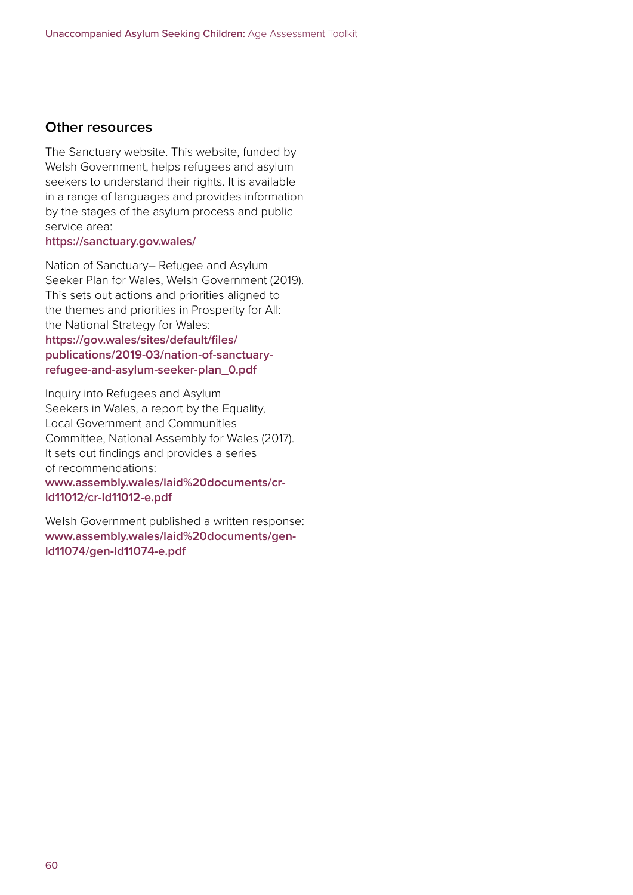## Other resources

The Sanctuary website. This website, funded by Welsh Government, helps refugees and asylum seekers to understand their rights. It is available in a range of languages and provides information by the stages of the asylum process and public service area:
**https://sanctuary.gov.wales/**

Nation of Sanctuary– Refugee and Asylum Seeker Plan for Wales, Welsh Government (2019). This sets out actions and priorities aligned to the themes and priorities in Prosperity for All: the National Strategy for Wales:
**https://gov.wales/sites/default/files/publications/2019-03/nation-of-sanctuary-refugee-and-asylum-seeker-plan_0.pdf**

Inquiry into Refugees and Asylum Seekers in Wales, a report by the Equality, Local Government and Communities Committee, National Assembly for Wales (2017). It sets out findings and provides a series of recommendations:
**www.assembly.wales/laid%20documents/cr-ld11012/cr-ld11012-e.pdf**

Welsh Government published a written response:
**www.assembly.wales/laid%20documents/gen-ld11074/gen-ld11074-e.pdf**